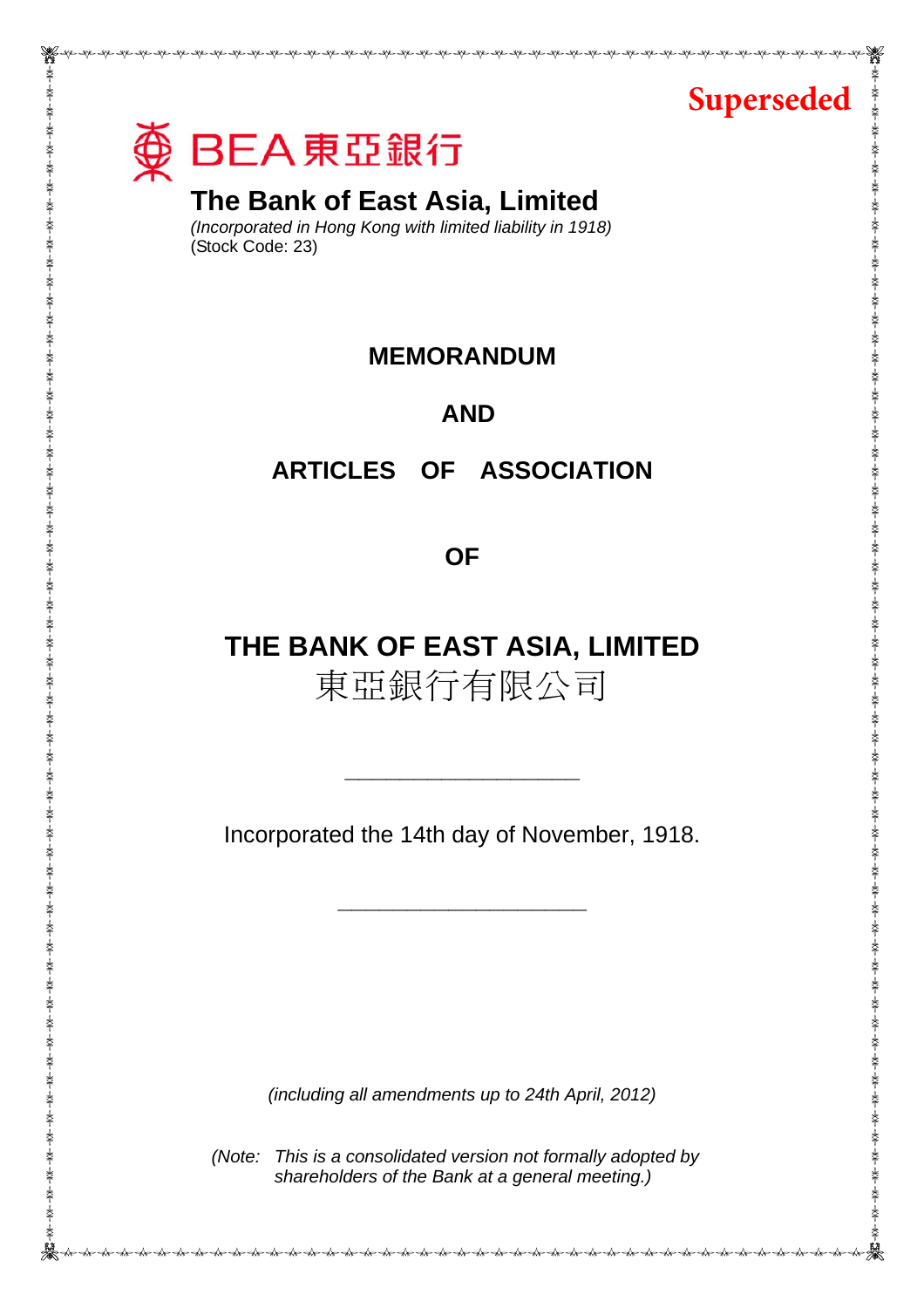Superseded

BEA 東亞銀行

**The Bank of East Asia, Limited**

*(Incorporated in Hong Kong with limited liability in 1918)*
(Stock Code: 23)

# MEMORANDUM

# AND

# ARTICLES OF ASSOCIATION

# OF

# THE BANK OF EAST ASIA, LIMITED
東亞銀行有限公司

---

Incorporated the 14th day of November, 1918.

---

*(including all amendments up to 24th April, 2012)*

*(Note: This is a consolidated version not formally adopted by shareholders of the Bank at a general meeting.)*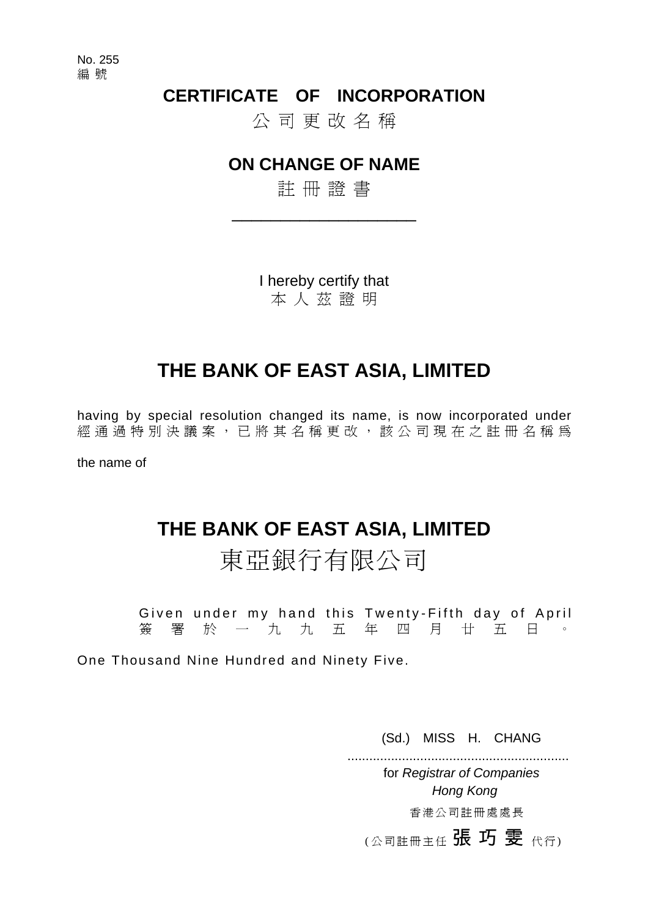No. 255
編 號

# CERTIFICATE OF INCORPORATION

公 司 更 改 名 稱

# ON CHANGE OF NAME

註 冊 證 書

---

I hereby certify that
本 人 茲 證 明

## THE BANK OF EAST ASIA, LIMITED

having by special resolution changed its name, is now incorporated under
經 通 過 特 別 決 議 案 ， 已 將 其 名 稱 更 改 ， 該 公 司 現 在 之 註 冊 名 稱 為

the name of

## THE BANK OF EAST ASIA, LIMITED
## 東亞銀行有限公司

Given under my hand this Twenty-Fifth day of April
簽 署 於 一 九 九 五 年 四 月 廿 五 日 。

One Thousand Nine Hundred and Ninety Five.

(Sd.) MISS H. CHANG

.............................................................

for *Registrar of Companies*
*Hong Kong*

香港公司註冊處處長

(公司註冊主任 張 巧 雯 代行)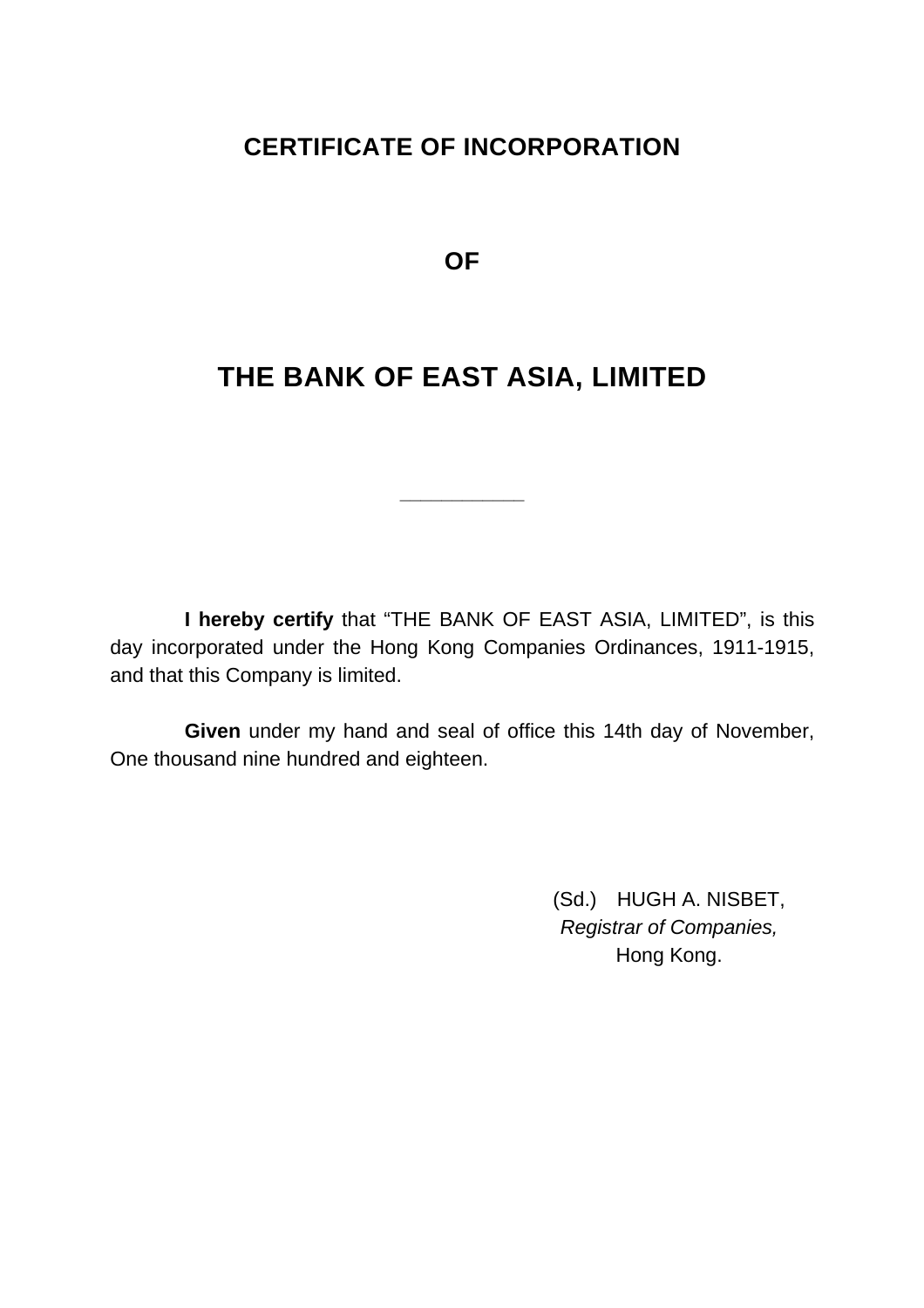# CERTIFICATE OF INCORPORATION

## OF

# THE BANK OF EAST ASIA, LIMITED

---

**I hereby certify** that “THE BANK OF EAST ASIA, LIMITED”, is this day incorporated under the Hong Kong Companies Ordinances, 1911-1915, and that this Company is limited.

**Given** under my hand and seal of office this 14th day of November, One thousand nine hundred and eighteen.

(Sd.) HUGH A. NISBET,
*Registrar of Companies,*
Hong Kong.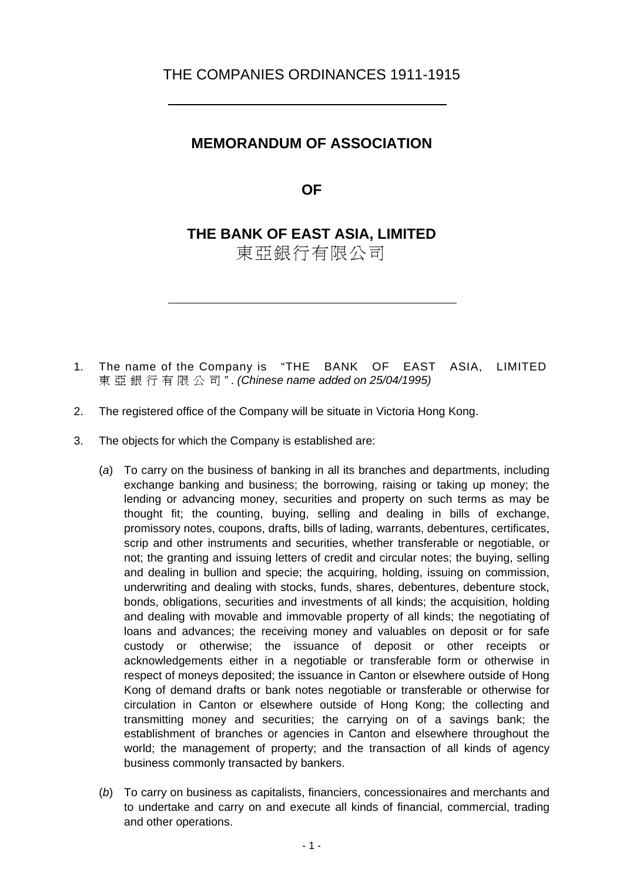THE COMPANIES ORDINANCES 1911-1915

---

## MEMORANDUM OF ASSOCIATION

## OF

## THE BANK OF EAST ASIA, LIMITED
東亞銀行有限公司

---

1. The name of the Company is "THE BANK OF EAST ASIA, LIMITED 東亞銀行有限公司". *(Chinese name added on 25/04/1995)*

2. The registered office of the Company will be situate in Victoria Hong Kong.

3. The objects for which the Company is established are:

   (*a*) To carry on the business of banking in all its branches and departments, including exchange banking and business; the borrowing, raising or taking up money; the lending or advancing money, securities and property on such terms as may be thought fit; the counting, buying, selling and dealing in bills of exchange, promissory notes, coupons, drafts, bills of lading, warrants, debentures, certificates, scrip and other instruments and securities, whether transferable or negotiable, or not; the granting and issuing letters of credit and circular notes; the buying, selling and dealing in bullion and specie; the acquiring, holding, issuing on commission, underwriting and dealing with stocks, funds, shares, debentures, debenture stock, bonds, obligations, securities and investments of all kinds; the acquisition, holding and dealing with movable and immovable property of all kinds; the negotiating of loans and advances; the receiving money and valuables on deposit or for safe custody or otherwise; the issuance of deposit or other receipts or acknowledgements either in a negotiable or transferable form or otherwise in respect of moneys deposited; the issuance in Canton or elsewhere outside of Hong Kong of demand drafts or bank notes negotiable or transferable or otherwise for circulation in Canton or elsewhere outside of Hong Kong; the collecting and transmitting money and securities; the carrying on of a savings bank; the establishment of branches or agencies in Canton and elsewhere throughout the world; the management of property; and the transaction of all kinds of agency business commonly transacted by bankers.

   (*b*) To carry on business as capitalists, financiers, concessionaires and merchants and to undertake and carry on and execute all kinds of financial, commercial, trading and other operations.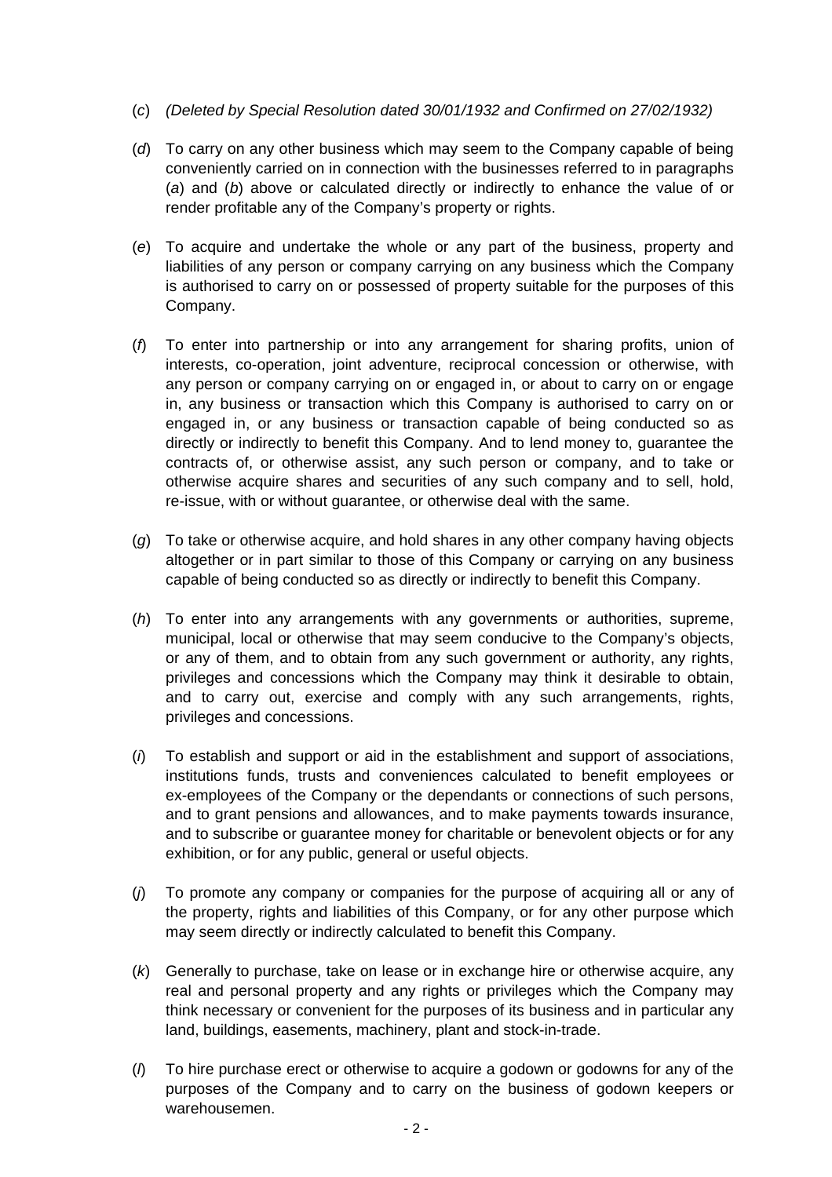(*c*) *(Deleted by Special Resolution dated 30/01/1932 and Confirmed on 27/02/1932)*

(*d*) To carry on any other business which may seem to the Company capable of being conveniently carried on in connection with the businesses referred to in paragraphs (*a*) and (*b*) above or calculated directly or indirectly to enhance the value of or render profitable any of the Company's property or rights.

(*e*) To acquire and undertake the whole or any part of the business, property and liabilities of any person or company carrying on any business which the Company is authorised to carry on or possessed of property suitable for the purposes of this Company.

(*f*) To enter into partnership or into any arrangement for sharing profits, union of interests, co-operation, joint adventure, reciprocal concession or otherwise, with any person or company carrying on or engaged in, or about to carry on or engage in, any business or transaction which this Company is authorised to carry on or engaged in, or any business or transaction capable of being conducted so as directly or indirectly to benefit this Company. And to lend money to, guarantee the contracts of, or otherwise assist, any such person or company, and to take or otherwise acquire shares and securities of any such company and to sell, hold, re-issue, with or without guarantee, or otherwise deal with the same.

(*g*) To take or otherwise acquire, and hold shares in any other company having objects altogether or in part similar to those of this Company or carrying on any business capable of being conducted so as directly or indirectly to benefit this Company.

(*h*) To enter into any arrangements with any governments or authorities, supreme, municipal, local or otherwise that may seem conducive to the Company's objects, or any of them, and to obtain from any such government or authority, any rights, privileges and concessions which the Company may think it desirable to obtain, and to carry out, exercise and comply with any such arrangements, rights, privileges and concessions.

(*i*) To establish and support or aid in the establishment and support of associations, institutions funds, trusts and conveniences calculated to benefit employees or ex-employees of the Company or the dependants or connections of such persons, and to grant pensions and allowances, and to make payments towards insurance, and to subscribe or guarantee money for charitable or benevolent objects or for any exhibition, or for any public, general or useful objects.

(*j*) To promote any company or companies for the purpose of acquiring all or any of the property, rights and liabilities of this Company, or for any other purpose which may seem directly or indirectly calculated to benefit this Company.

(*k*) Generally to purchase, take on lease or in exchange hire or otherwise acquire, any real and personal property and any rights or privileges which the Company may think necessary or convenient for the purposes of its business and in particular any land, buildings, easements, machinery, plant and stock-in-trade.

(*l*) To hire purchase erect or otherwise to acquire a godown or godowns for any of the purposes of the Company and to carry on the business of godown keepers or warehousemen.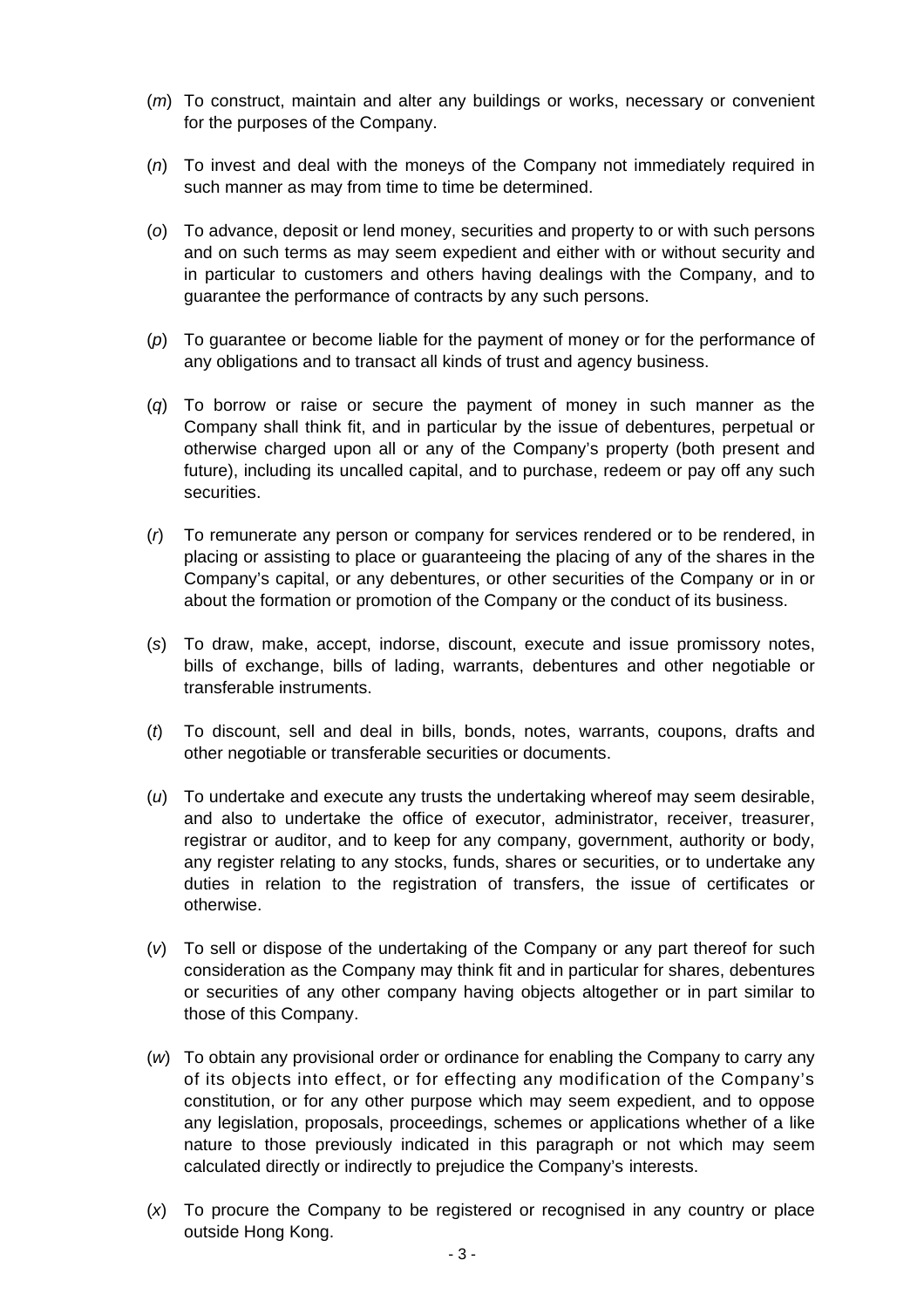(*m*) To construct, maintain and alter any buildings or works, necessary or convenient for the purposes of the Company.

(*n*) To invest and deal with the moneys of the Company not immediately required in such manner as may from time to time be determined.

(*o*) To advance, deposit or lend money, securities and property to or with such persons and on such terms as may seem expedient and either with or without security and in particular to customers and others having dealings with the Company, and to guarantee the performance of contracts by any such persons.

(*p*) To guarantee or become liable for the payment of money or for the performance of any obligations and to transact all kinds of trust and agency business.

(*q*) To borrow or raise or secure the payment of money in such manner as the Company shall think fit, and in particular by the issue of debentures, perpetual or otherwise charged upon all or any of the Company's property (both present and future), including its uncalled capital, and to purchase, redeem or pay off any such securities.

(*r*) To remunerate any person or company for services rendered or to be rendered, in placing or assisting to place or guaranteeing the placing of any of the shares in the Company's capital, or any debentures, or other securities of the Company or in or about the formation or promotion of the Company or the conduct of its business.

(*s*) To draw, make, accept, indorse, discount, execute and issue promissory notes, bills of exchange, bills of lading, warrants, debentures and other negotiable or transferable instruments.

(*t*) To discount, sell and deal in bills, bonds, notes, warrants, coupons, drafts and other negotiable or transferable securities or documents.

(*u*) To undertake and execute any trusts the undertaking whereof may seem desirable, and also to undertake the office of executor, administrator, receiver, treasurer, registrar or auditor, and to keep for any company, government, authority or body, any register relating to any stocks, funds, shares or securities, or to undertake any duties in relation to the registration of transfers, the issue of certificates or otherwise.

(*v*) To sell or dispose of the undertaking of the Company or any part thereof for such consideration as the Company may think fit and in particular for shares, debentures or securities of any other company having objects altogether or in part similar to those of this Company.

(*w*) To obtain any provisional order or ordinance for enabling the Company to carry any of its objects into effect, or for effecting any modification of the Company's constitution, or for any other purpose which may seem expedient, and to oppose any legislation, proposals, proceedings, schemes or applications whether of a like nature to those previously indicated in this paragraph or not which may seem calculated directly or indirectly to prejudice the Company's interests.

(*x*) To procure the Company to be registered or recognised in any country or place outside Hong Kong.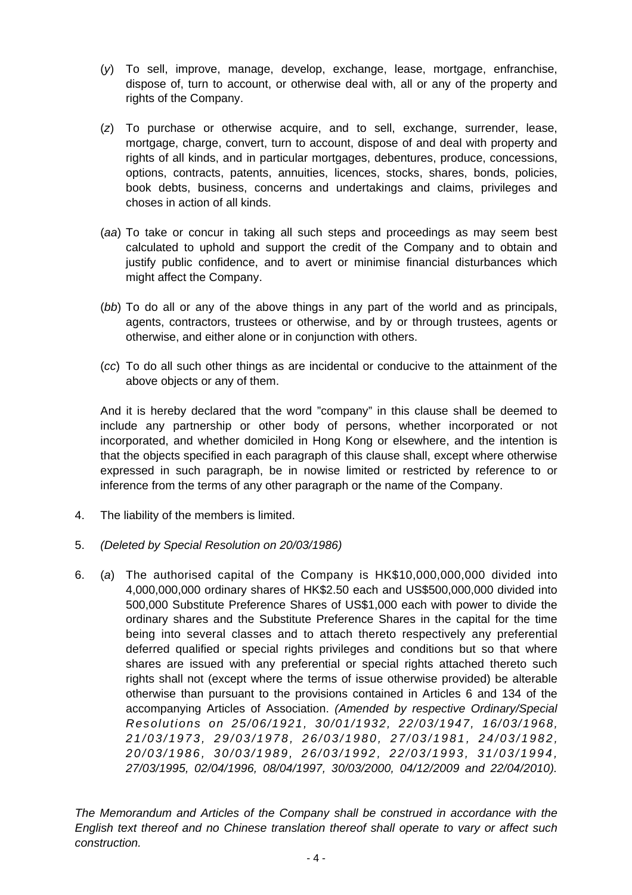(*y*) To sell, improve, manage, develop, exchange, lease, mortgage, enfranchise, dispose of, turn to account, or otherwise deal with, all or any of the property and rights of the Company.

(*z*) To purchase or otherwise acquire, and to sell, exchange, surrender, lease, mortgage, charge, convert, turn to account, dispose of and deal with property and rights of all kinds, and in particular mortgages, debentures, produce, concessions, options, contracts, patents, annuities, licences, stocks, shares, bonds, policies, book debts, business, concerns and undertakings and claims, privileges and choses in action of all kinds.

(*aa*) To take or concur in taking all such steps and proceedings as may seem best calculated to uphold and support the credit of the Company and to obtain and justify public confidence, and to avert or minimise financial disturbances which might affect the Company.

(*bb*) To do all or any of the above things in any part of the world and as principals, agents, contractors, trustees or otherwise, and by or through trustees, agents or otherwise, and either alone or in conjunction with others.

(*cc*) To do all such other things as are incidental or conducive to the attainment of the above objects or any of them.

And it is hereby declared that the word "company" in this clause shall be deemed to include any partnership or other body of persons, whether incorporated or not incorporated, and whether domiciled in Hong Kong or elsewhere, and the intention is that the objects specified in each paragraph of this clause shall, except where otherwise expressed in such paragraph, be in nowise limited or restricted by reference to or inference from the terms of any other paragraph or the name of the Company.

4. The liability of the members is limited.

5. *(Deleted by Special Resolution on 20/03/1986)*

6. (*a*) The authorised capital of the Company is HK$10,000,000,000 divided into 4,000,000,000 ordinary shares of HK$2.50 each and US$500,000,000 divided into 500,000 Substitute Preference Shares of US$1,000 each with power to divide the ordinary shares and the Substitute Preference Shares in the capital for the time being into several classes and to attach thereto respectively any preferential deferred qualified or special rights privileges and conditions but so that where shares are issued with any preferential or special rights attached thereto such rights shall not (except where the terms of issue otherwise provided) be alterable otherwise than pursuant to the provisions contained in Articles 6 and 134 of the accompanying Articles of Association. *(Amended by respective Ordinary/Special Resolutions on 25/06/1921, 30/01/1932, 22/03/1947, 16/03/1968, 21/03/1973, 29/03/1978, 26/03/1980, 27/03/1981, 24/03/1982, 20/03/1986, 30/03/1989, 26/03/1992, 22/03/1993, 31/03/1994, 27/03/1995, 02/04/1996, 08/04/1997, 30/03/2000, 04/12/2009 and 22/04/2010).*

*The Memorandum and Articles of the Company shall be construed in accordance with the English text thereof and no Chinese translation thereof shall operate to vary or affect such construction.*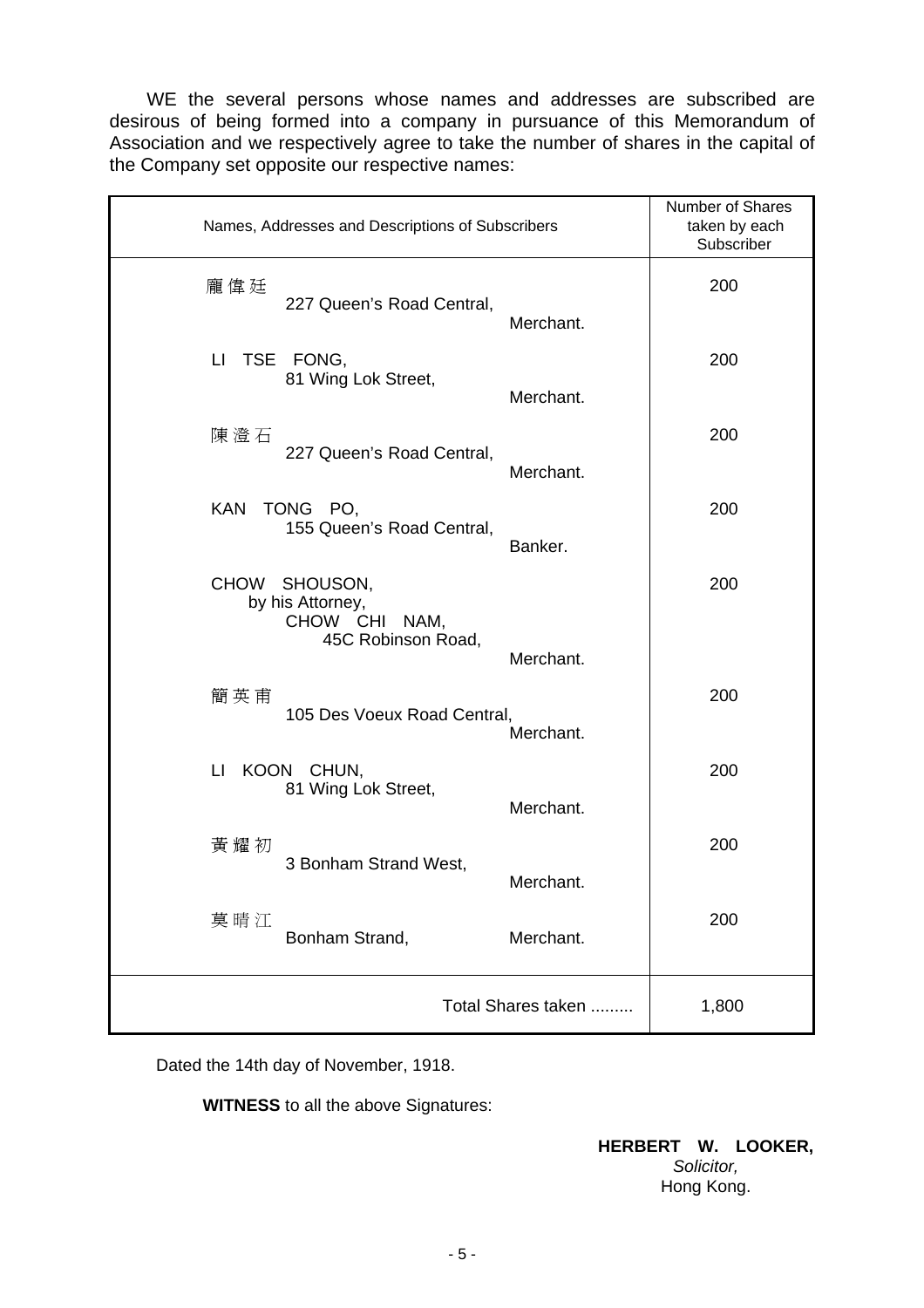WE the several persons whose names and addresses are subscribed are desirous of being formed into a company in pursuance of this Memorandum of Association and we respectively agree to take the number of shares in the capital of the Company set opposite our respective names:

| Names, Addresses and Descriptions of Subscribers | Number of Shares taken by each Subscriber |
|---|---|
| 龐偉廷<br>227 Queen's Road Central,<br>Merchant. | 200 |
| LI TSE FONG,<br>81 Wing Lok Street,<br>Merchant. | 200 |
| 陳澄石<br>227 Queen's Road Central,<br>Merchant. | 200 |
| KAN TONG PO,<br>155 Queen's Road Central,<br>Banker. | 200 |
| CHOW SHOUSON,<br>by his Attorney,<br>CHOW CHI NAM,<br>45C Robinson Road,<br>Merchant. | 200 |
| 簡英甫<br>105 Des Voeux Road Central,<br>Merchant. | 200 |
| LI KOON CHUN,<br>81 Wing Lok Street,<br>Merchant. | 200 |
| 黃耀初<br>3 Bonham Strand West,<br>Merchant. | 200 |
| 莫晴江<br>Bonham Strand, Merchant. | 200 |
| Total Shares taken ......... | 1,800 |

Dated the 14th day of November, 1918.

**WITNESS** to all the above Signatures:

**HERBERT W. LOOKER,**
*Solicitor,*
Hong Kong.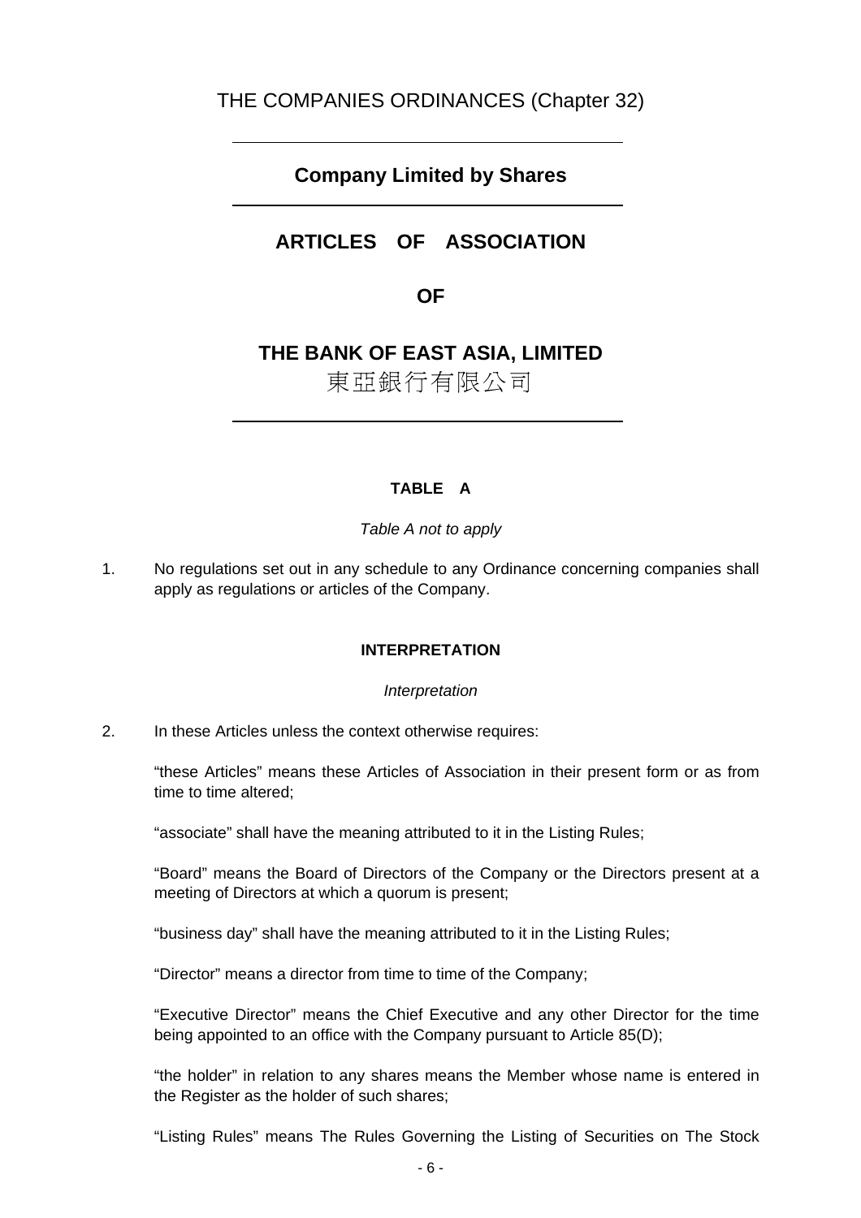THE COMPANIES ORDINANCES (Chapter 32)

## Company Limited by Shares

# ARTICLES OF ASSOCIATION

# OF

# THE BANK OF EAST ASIA, LIMITED

東亞銀行有限公司

### TABLE A

*Table A not to apply*

1. No regulations set out in any schedule to any Ordinance concerning companies shall apply as regulations or articles of the Company.

### INTERPRETATION

*Interpretation*

2. In these Articles unless the context otherwise requires:

   "these Articles" means these Articles of Association in their present form or as from time to time altered;

   "associate" shall have the meaning attributed to it in the Listing Rules;

   "Board" means the Board of Directors of the Company or the Directors present at a meeting of Directors at which a quorum is present;

   "business day" shall have the meaning attributed to it in the Listing Rules;

   "Director" means a director from time to time of the Company;

   "Executive Director" means the Chief Executive and any other Director for the time being appointed to an office with the Company pursuant to Article 85(D);

   "the holder" in relation to any shares means the Member whose name is entered in the Register as the holder of such shares;

   "Listing Rules" means The Rules Governing the Listing of Securities on The Stock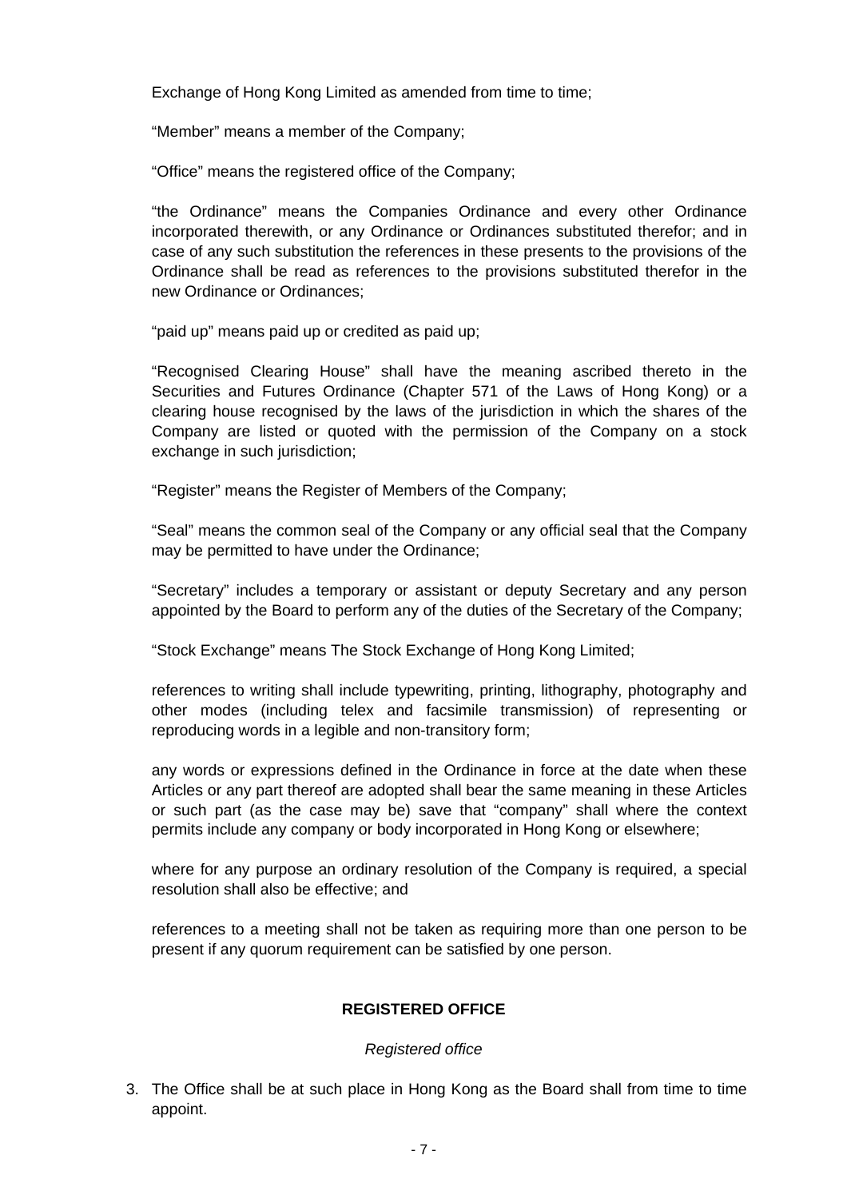Exchange of Hong Kong Limited as amended from time to time;

"Member" means a member of the Company;

"Office" means the registered office of the Company;

"the Ordinance" means the Companies Ordinance and every other Ordinance incorporated therewith, or any Ordinance or Ordinances substituted therefor; and in case of any such substitution the references in these presents to the provisions of the Ordinance shall be read as references to the provisions substituted therefor in the new Ordinance or Ordinances;

"paid up" means paid up or credited as paid up;

"Recognised Clearing House" shall have the meaning ascribed thereto in the Securities and Futures Ordinance (Chapter 571 of the Laws of Hong Kong) or a clearing house recognised by the laws of the jurisdiction in which the shares of the Company are listed or quoted with the permission of the Company on a stock exchange in such jurisdiction;

"Register" means the Register of Members of the Company;

"Seal" means the common seal of the Company or any official seal that the Company may be permitted to have under the Ordinance;

"Secretary" includes a temporary or assistant or deputy Secretary and any person appointed by the Board to perform any of the duties of the Secretary of the Company;

"Stock Exchange" means The Stock Exchange of Hong Kong Limited;

references to writing shall include typewriting, printing, lithography, photography and other modes (including telex and facsimile transmission) of representing or reproducing words in a legible and non-transitory form;

any words or expressions defined in the Ordinance in force at the date when these Articles or any part thereof are adopted shall bear the same meaning in these Articles or such part (as the case may be) save that "company" shall where the context permits include any company or body incorporated in Hong Kong or elsewhere;

where for any purpose an ordinary resolution of the Company is required, a special resolution shall also be effective; and

references to a meeting shall not be taken as requiring more than one person to be present if any quorum requirement can be satisfied by one person.

## REGISTERED OFFICE

*Registered office*

3. The Office shall be at such place in Hong Kong as the Board shall from time to time appoint.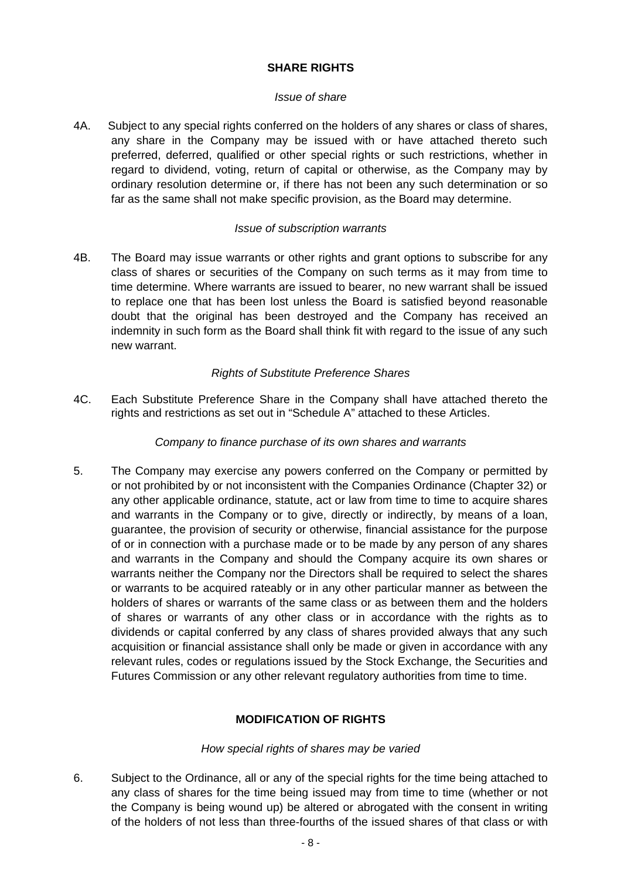## SHARE RIGHTS

*Issue of share*

4A. Subject to any special rights conferred on the holders of any shares or class of shares, any share in the Company may be issued with or have attached thereto such preferred, deferred, qualified or other special rights or such restrictions, whether in regard to dividend, voting, return of capital or otherwise, as the Company may by ordinary resolution determine or, if there has not been any such determination or so far as the same shall not make specific provision, as the Board may determine.

*Issue of subscription warrants*

4B. The Board may issue warrants or other rights and grant options to subscribe for any class of shares or securities of the Company on such terms as it may from time to time determine. Where warrants are issued to bearer, no new warrant shall be issued to replace one that has been lost unless the Board is satisfied beyond reasonable doubt that the original has been destroyed and the Company has received an indemnity in such form as the Board shall think fit with regard to the issue of any such new warrant.

*Rights of Substitute Preference Shares*

4C. Each Substitute Preference Share in the Company shall have attached thereto the rights and restrictions as set out in "Schedule A" attached to these Articles.

*Company to finance purchase of its own shares and warrants*

5. The Company may exercise any powers conferred on the Company or permitted by or not prohibited by or not inconsistent with the Companies Ordinance (Chapter 32) or any other applicable ordinance, statute, act or law from time to time to acquire shares and warrants in the Company or to give, directly or indirectly, by means of a loan, guarantee, the provision of security or otherwise, financial assistance for the purpose of or in connection with a purchase made or to be made by any person of any shares and warrants in the Company and should the Company acquire its own shares or warrants neither the Company nor the Directors shall be required to select the shares or warrants to be acquired rateably or in any other particular manner as between the holders of shares or warrants of the same class or as between them and the holders of shares or warrants of any other class or in accordance with the rights as to dividends or capital conferred by any class of shares provided always that any such acquisition or financial assistance shall only be made or given in accordance with any relevant rules, codes or regulations issued by the Stock Exchange, the Securities and Futures Commission or any other relevant regulatory authorities from time to time.

## MODIFICATION OF RIGHTS

*How special rights of shares may be varied*

6. Subject to the Ordinance, all or any of the special rights for the time being attached to any class of shares for the time being issued may from time to time (whether or not the Company is being wound up) be altered or abrogated with the consent in writing of the holders of not less than three-fourths of the issued shares of that class or with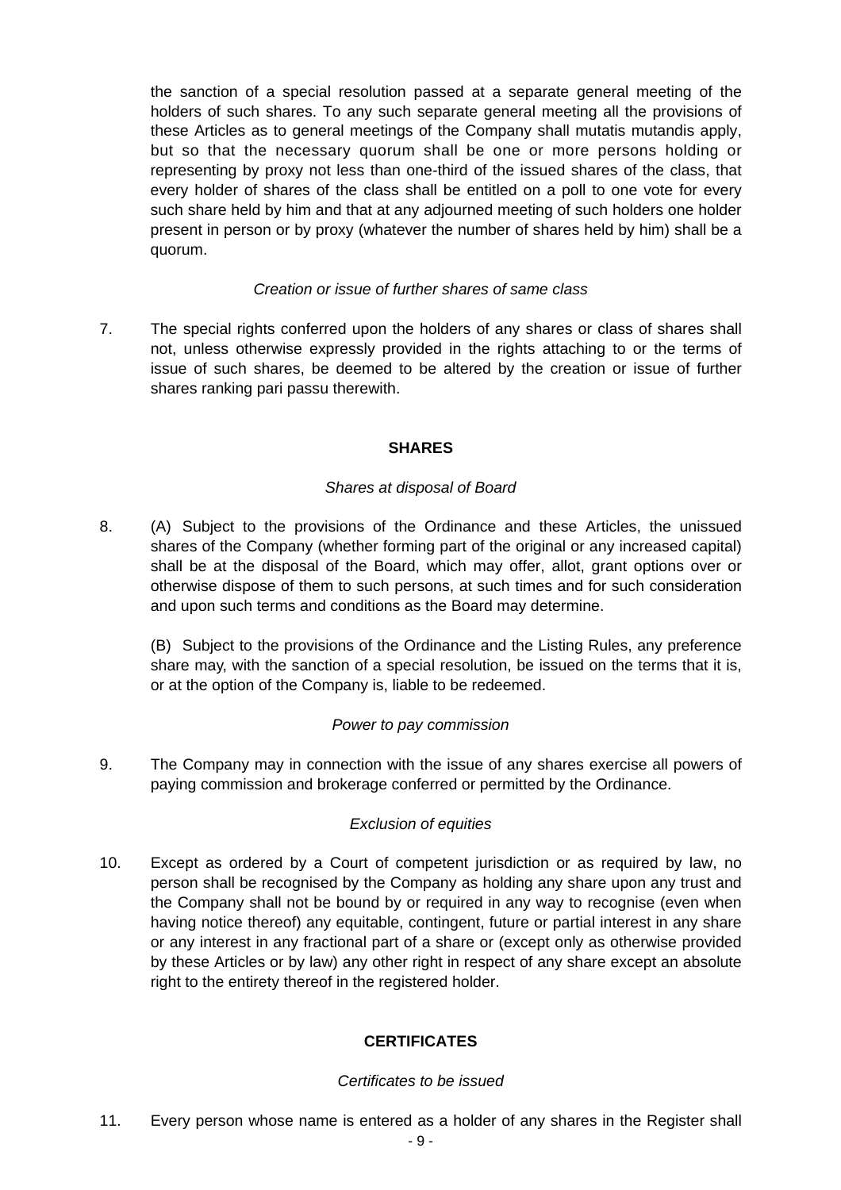the sanction of a special resolution passed at a separate general meeting of the holders of such shares. To any such separate general meeting all the provisions of these Articles as to general meetings of the Company shall mutatis mutandis apply, but so that the necessary quorum shall be one or more persons holding or representing by proxy not less than one-third of the issued shares of the class, that every holder of shares of the class shall be entitled on a poll to one vote for every such share held by him and that at any adjourned meeting of such holders one holder present in person or by proxy (whatever the number of shares held by him) shall be a quorum.

*Creation or issue of further shares of same class*

7. The special rights conferred upon the holders of any shares or class of shares shall not, unless otherwise expressly provided in the rights attaching to or the terms of issue of such shares, be deemed to be altered by the creation or issue of further shares ranking pari passu therewith.

## SHARES

*Shares at disposal of Board*

8. (A) Subject to the provisions of the Ordinance and these Articles, the unissued shares of the Company (whether forming part of the original or any increased capital) shall be at the disposal of the Board, which may offer, allot, grant options over or otherwise dispose of them to such persons, at such times and for such consideration and upon such terms and conditions as the Board may determine.

   (B) Subject to the provisions of the Ordinance and the Listing Rules, any preference share may, with the sanction of a special resolution, be issued on the terms that it is, or at the option of the Company is, liable to be redeemed.

*Power to pay commission*

9. The Company may in connection with the issue of any shares exercise all powers of paying commission and brokerage conferred or permitted by the Ordinance.

*Exclusion of equities*

10. Except as ordered by a Court of competent jurisdiction or as required by law, no person shall be recognised by the Company as holding any share upon any trust and the Company shall not be bound by or required in any way to recognise (even when having notice thereof) any equitable, contingent, future or partial interest in any share or any interest in any fractional part of a share or (except only as otherwise provided by these Articles or by law) any other right in respect of any share except an absolute right to the entirety thereof in the registered holder.

## CERTIFICATES

*Certificates to be issued*

11. Every person whose name is entered as a holder of any shares in the Register shall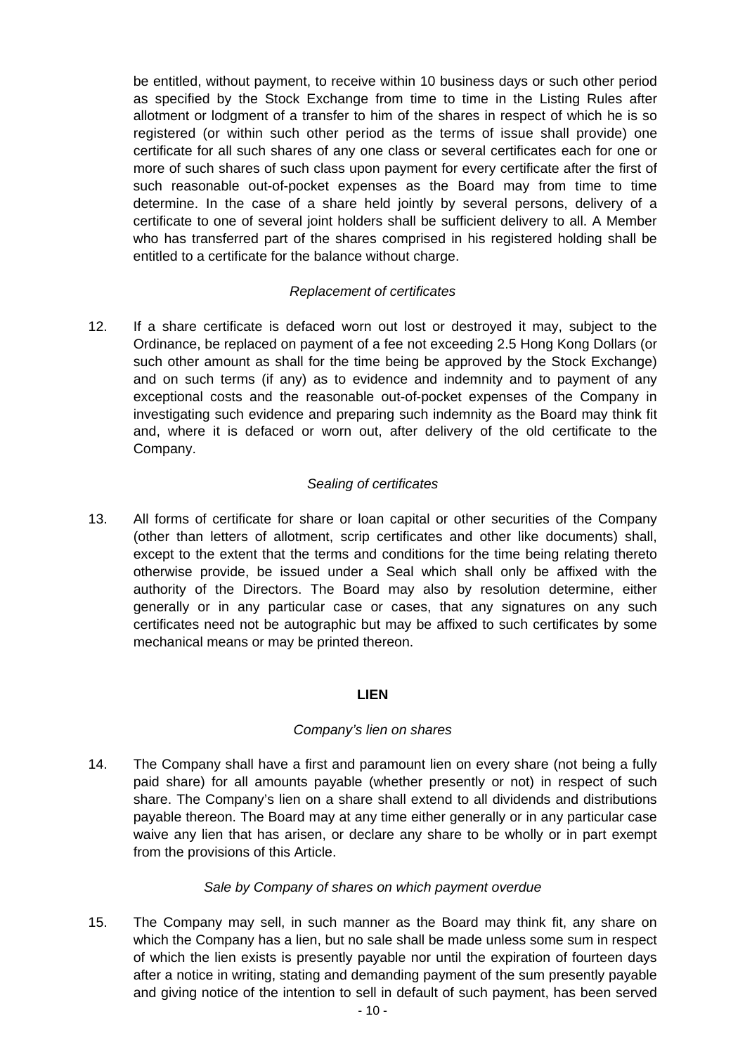be entitled, without payment, to receive within 10 business days or such other period as specified by the Stock Exchange from time to time in the Listing Rules after allotment or lodgment of a transfer to him of the shares in respect of which he is so registered (or within such other period as the terms of issue shall provide) one certificate for all such shares of any one class or several certificates each for one or more of such shares of such class upon payment for every certificate after the first of such reasonable out-of-pocket expenses as the Board may from time to time determine. In the case of a share held jointly by several persons, delivery of a certificate to one of several joint holders shall be sufficient delivery to all. A Member who has transferred part of the shares comprised in his registered holding shall be entitled to a certificate for the balance without charge.

*Replacement of certificates*

12. If a share certificate is defaced worn out lost or destroyed it may, subject to the Ordinance, be replaced on payment of a fee not exceeding 2.5 Hong Kong Dollars (or such other amount as shall for the time being be approved by the Stock Exchange) and on such terms (if any) as to evidence and indemnity and to payment of any exceptional costs and the reasonable out-of-pocket expenses of the Company in investigating such evidence and preparing such indemnity as the Board may think fit and, where it is defaced or worn out, after delivery of the old certificate to the Company.

*Sealing of certificates*

13. All forms of certificate for share or loan capital or other securities of the Company (other than letters of allotment, scrip certificates and other like documents) shall, except to the extent that the terms and conditions for the time being relating thereto otherwise provide, be issued under a Seal which shall only be affixed with the authority of the Directors. The Board may also by resolution determine, either generally or in any particular case or cases, that any signatures on any such certificates need not be autographic but may be affixed to such certificates by some mechanical means or may be printed thereon.

**LIEN**

*Company's lien on shares*

14. The Company shall have a first and paramount lien on every share (not being a fully paid share) for all amounts payable (whether presently or not) in respect of such share. The Company's lien on a share shall extend to all dividends and distributions payable thereon. The Board may at any time either generally or in any particular case waive any lien that has arisen, or declare any share to be wholly or in part exempt from the provisions of this Article.

*Sale by Company of shares on which payment overdue*

15. The Company may sell, in such manner as the Board may think fit, any share on which the Company has a lien, but no sale shall be made unless some sum in respect of which the lien exists is presently payable nor until the expiration of fourteen days after a notice in writing, stating and demanding payment of the sum presently payable and giving notice of the intention to sell in default of such payment, has been served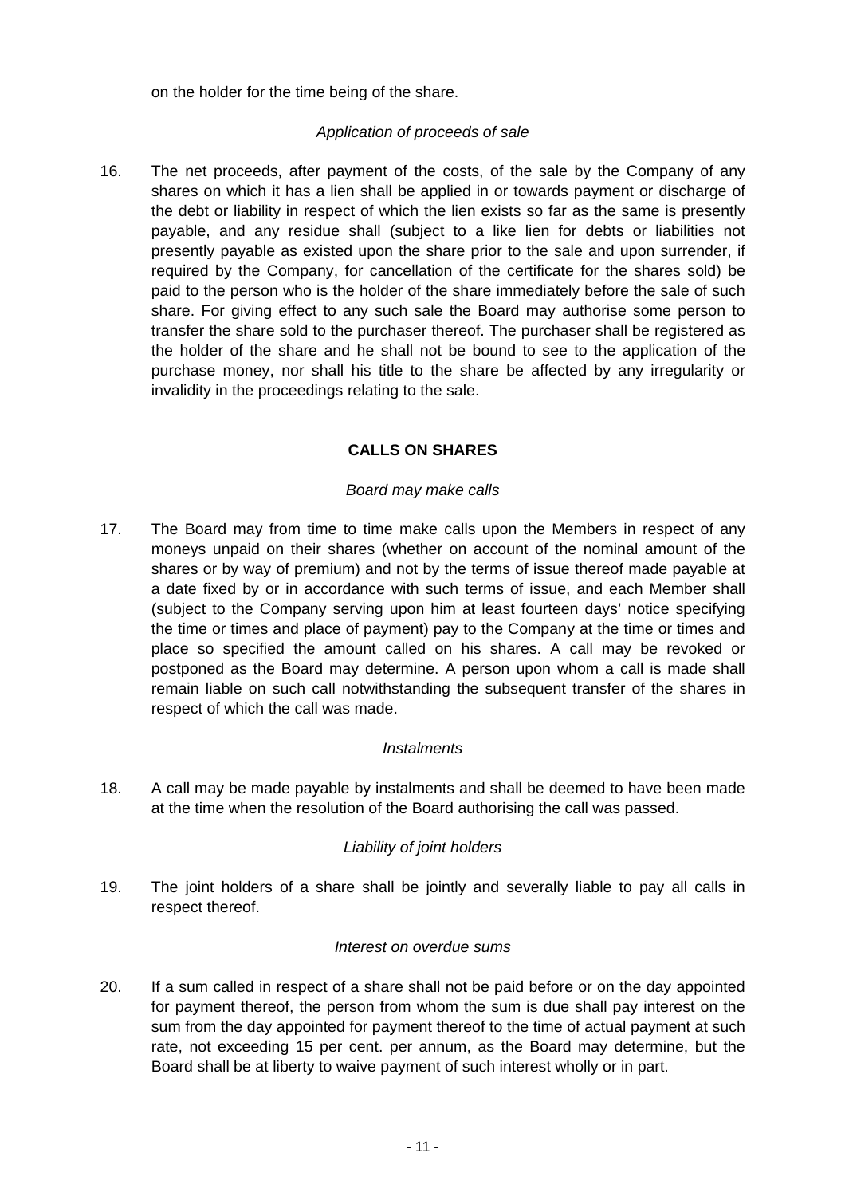on the holder for the time being of the share.

*Application of proceeds of sale*

16. The net proceeds, after payment of the costs, of the sale by the Company of any shares on which it has a lien shall be applied in or towards payment or discharge of the debt or liability in respect of which the lien exists so far as the same is presently payable, and any residue shall (subject to a like lien for debts or liabilities not presently payable as existed upon the share prior to the sale and upon surrender, if required by the Company, for cancellation of the certificate for the shares sold) be paid to the person who is the holder of the share immediately before the sale of such share. For giving effect to any such sale the Board may authorise some person to transfer the share sold to the purchaser thereof. The purchaser shall be registered as the holder of the share and he shall not be bound to see to the application of the purchase money, nor shall his title to the share be affected by any irregularity or invalidity in the proceedings relating to the sale.

## CALLS ON SHARES

*Board may make calls*

17. The Board may from time to time make calls upon the Members in respect of any moneys unpaid on their shares (whether on account of the nominal amount of the shares or by way of premium) and not by the terms of issue thereof made payable at a date fixed by or in accordance with such terms of issue, and each Member shall (subject to the Company serving upon him at least fourteen days' notice specifying the time or times and place of payment) pay to the Company at the time or times and place so specified the amount called on his shares. A call may be revoked or postponed as the Board may determine. A person upon whom a call is made shall remain liable on such call notwithstanding the subsequent transfer of the shares in respect of which the call was made.

*Instalments*

18. A call may be made payable by instalments and shall be deemed to have been made at the time when the resolution of the Board authorising the call was passed.

*Liability of joint holders*

19. The joint holders of a share shall be jointly and severally liable to pay all calls in respect thereof.

*Interest on overdue sums*

20. If a sum called in respect of a share shall not be paid before or on the day appointed for payment thereof, the person from whom the sum is due shall pay interest on the sum from the day appointed for payment thereof to the time of actual payment at such rate, not exceeding 15 per cent. per annum, as the Board may determine, but the Board shall be at liberty to waive payment of such interest wholly or in part.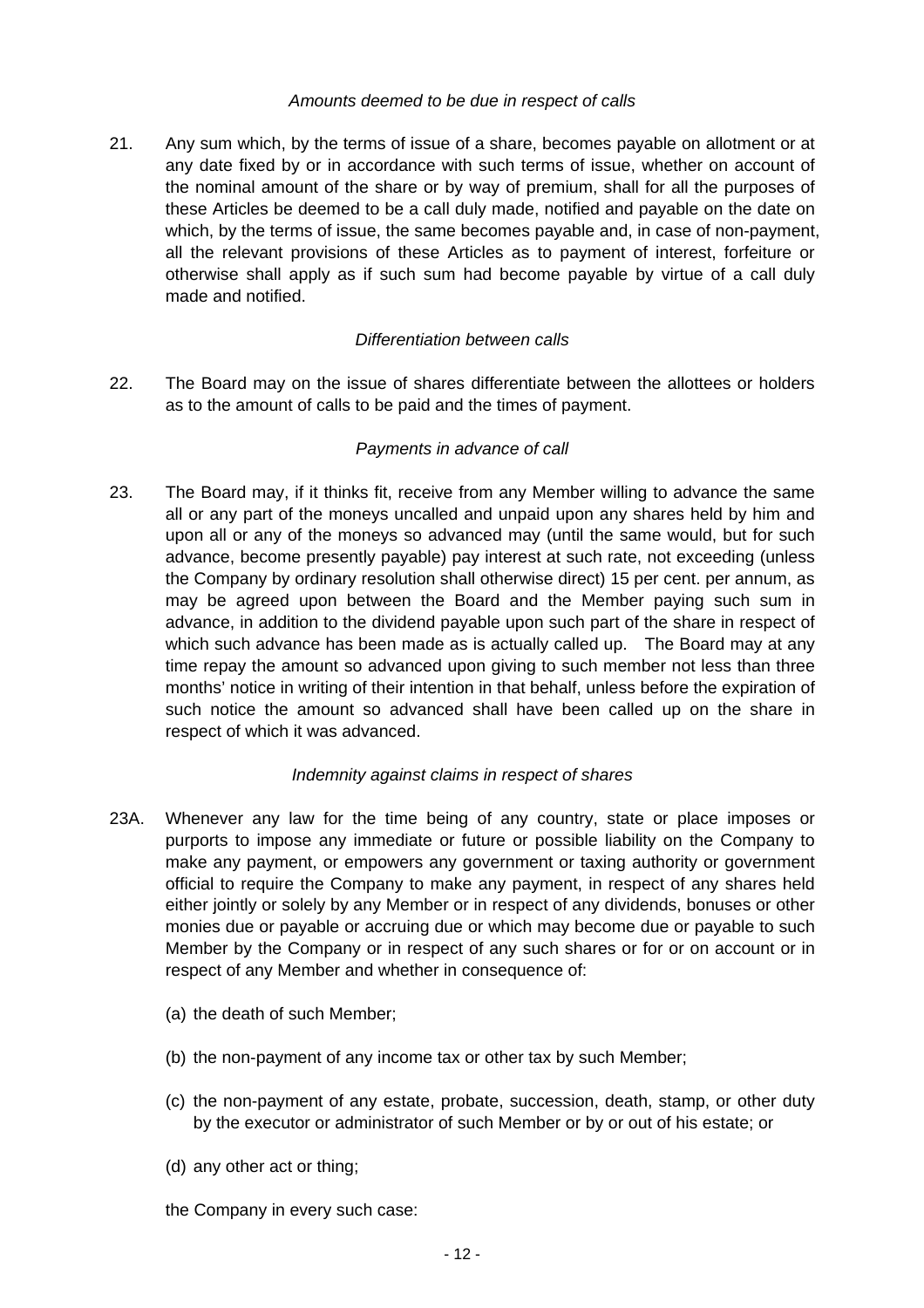*Amounts deemed to be due in respect of calls*

21. Any sum which, by the terms of issue of a share, becomes payable on allotment or at any date fixed by or in accordance with such terms of issue, whether on account of the nominal amount of the share or by way of premium, shall for all the purposes of these Articles be deemed to be a call duly made, notified and payable on the date on which, by the terms of issue, the same becomes payable and, in case of non-payment, all the relevant provisions of these Articles as to payment of interest, forfeiture or otherwise shall apply as if such sum had become payable by virtue of a call duly made and notified.

*Differentiation between calls*

22. The Board may on the issue of shares differentiate between the allottees or holders as to the amount of calls to be paid and the times of payment.

*Payments in advance of call*

23. The Board may, if it thinks fit, receive from any Member willing to advance the same all or any part of the moneys uncalled and unpaid upon any shares held by him and upon all or any of the moneys so advanced may (until the same would, but for such advance, become presently payable) pay interest at such rate, not exceeding (unless the Company by ordinary resolution shall otherwise direct) 15 per cent. per annum, as may be agreed upon between the Board and the Member paying such sum in advance, in addition to the dividend payable upon such part of the share in respect of which such advance has been made as is actually called up. The Board may at any time repay the amount so advanced upon giving to such member not less than three months' notice in writing of their intention in that behalf, unless before the expiration of such notice the amount so advanced shall have been called up on the share in respect of which it was advanced.

*Indemnity against claims in respect of shares*

23A. Whenever any law for the time being of any country, state or place imposes or purports to impose any immediate or future or possible liability on the Company to make any payment, or empowers any government or taxing authority or government official to require the Company to make any payment, in respect of any shares held either jointly or solely by any Member or in respect of any dividends, bonuses or other monies due or payable or accruing due or which may become due or payable to such Member by the Company or in respect of any such shares or for or on account or in respect of any Member and whether in consequence of:

(a) the death of such Member;

(b) the non-payment of any income tax or other tax by such Member;

(c) the non-payment of any estate, probate, succession, death, stamp, or other duty by the executor or administrator of such Member or by or out of his estate; or

(d) any other act or thing;

the Company in every such case: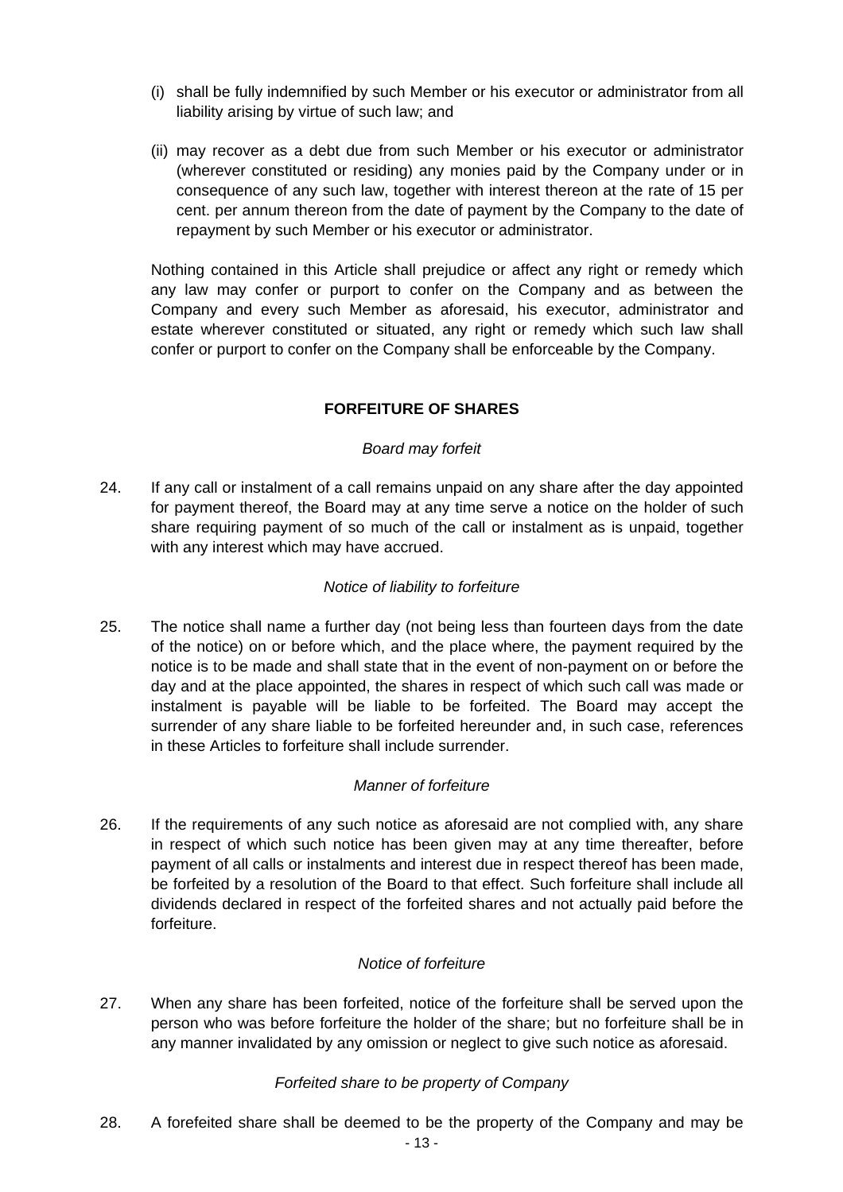(i) shall be fully indemnified by such Member or his executor or administrator from all liability arising by virtue of such law; and

(ii) may recover as a debt due from such Member or his executor or administrator (wherever constituted or residing) any monies paid by the Company under or in consequence of any such law, together with interest thereon at the rate of 15 per cent. per annum thereon from the date of payment by the Company to the date of repayment by such Member or his executor or administrator.

Nothing contained in this Article shall prejudice or affect any right or remedy which any law may confer or purport to confer on the Company and as between the Company and every such Member as aforesaid, his executor, administrator and estate wherever constituted or situated, any right or remedy which such law shall confer or purport to confer on the Company shall be enforceable by the Company.

## FORFEITURE OF SHARES

*Board may forfeit*

24. If any call or instalment of a call remains unpaid on any share after the day appointed for payment thereof, the Board may at any time serve a notice on the holder of such share requiring payment of so much of the call or instalment as is unpaid, together with any interest which may have accrued.

*Notice of liability to forfeiture*

25. The notice shall name a further day (not being less than fourteen days from the date of the notice) on or before which, and the place where, the payment required by the notice is to be made and shall state that in the event of non-payment on or before the day and at the place appointed, the shares in respect of which such call was made or instalment is payable will be liable to be forfeited. The Board may accept the surrender of any share liable to be forfeited hereunder and, in such case, references in these Articles to forfeiture shall include surrender.

*Manner of forfeiture*

26. If the requirements of any such notice as aforesaid are not complied with, any share in respect of which such notice has been given may at any time thereafter, before payment of all calls or instalments and interest due in respect thereof has been made, be forfeited by a resolution of the Board to that effect. Such forfeiture shall include all dividends declared in respect of the forfeited shares and not actually paid before the forfeiture.

*Notice of forfeiture*

27. When any share has been forfeited, notice of the forfeiture shall be served upon the person who was before forfeiture the holder of the share; but no forfeiture shall be in any manner invalidated by any omission or neglect to give such notice as aforesaid.

*Forfeited share to be property of Company*

28. A forefeited share shall be deemed to be the property of the Company and may be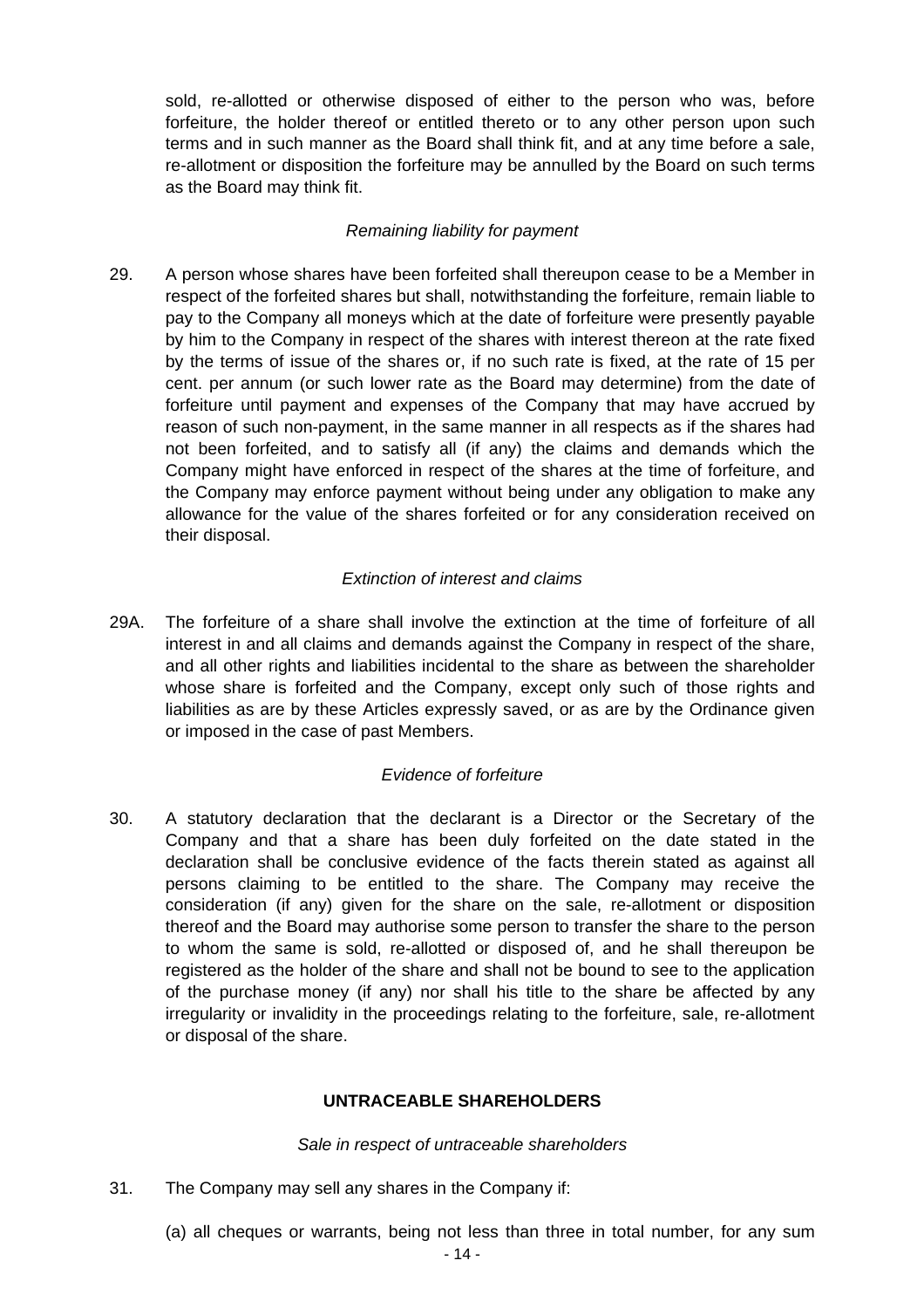sold, re-allotted or otherwise disposed of either to the person who was, before forfeiture, the holder thereof or entitled thereto or to any other person upon such terms and in such manner as the Board shall think fit, and at any time before a sale, re-allotment or disposition the forfeiture may be annulled by the Board on such terms as the Board may think fit.

*Remaining liability for payment*

29. A person whose shares have been forfeited shall thereupon cease to be a Member in respect of the forfeited shares but shall, notwithstanding the forfeiture, remain liable to pay to the Company all moneys which at the date of forfeiture were presently payable by him to the Company in respect of the shares with interest thereon at the rate fixed by the terms of issue of the shares or, if no such rate is fixed, at the rate of 15 per cent. per annum (or such lower rate as the Board may determine) from the date of forfeiture until payment and expenses of the Company that may have accrued by reason of such non-payment, in the same manner in all respects as if the shares had not been forfeited, and to satisfy all (if any) the claims and demands which the Company might have enforced in respect of the shares at the time of forfeiture, and the Company may enforce payment without being under any obligation to make any allowance for the value of the shares forfeited or for any consideration received on their disposal.

*Extinction of interest and claims*

29A. The forfeiture of a share shall involve the extinction at the time of forfeiture of all interest in and all claims and demands against the Company in respect of the share, and all other rights and liabilities incidental to the share as between the shareholder whose share is forfeited and the Company, except only such of those rights and liabilities as are by these Articles expressly saved, or as are by the Ordinance given or imposed in the case of past Members.

*Evidence of forfeiture*

30. A statutory declaration that the declarant is a Director or the Secretary of the Company and that a share has been duly forfeited on the date stated in the declaration shall be conclusive evidence of the facts therein stated as against all persons claiming to be entitled to the share. The Company may receive the consideration (if any) given for the share on the sale, re-allotment or disposition thereof and the Board may authorise some person to transfer the share to the person to whom the same is sold, re-allotted or disposed of, and he shall thereupon be registered as the holder of the share and shall not be bound to see to the application of the purchase money (if any) nor shall his title to the share be affected by any irregularity or invalidity in the proceedings relating to the forfeiture, sale, re-allotment or disposal of the share.

**UNTRACEABLE SHAREHOLDERS**

*Sale in respect of untraceable shareholders*

31. The Company may sell any shares in the Company if:

(a) all cheques or warrants, being not less than three in total number, for any sum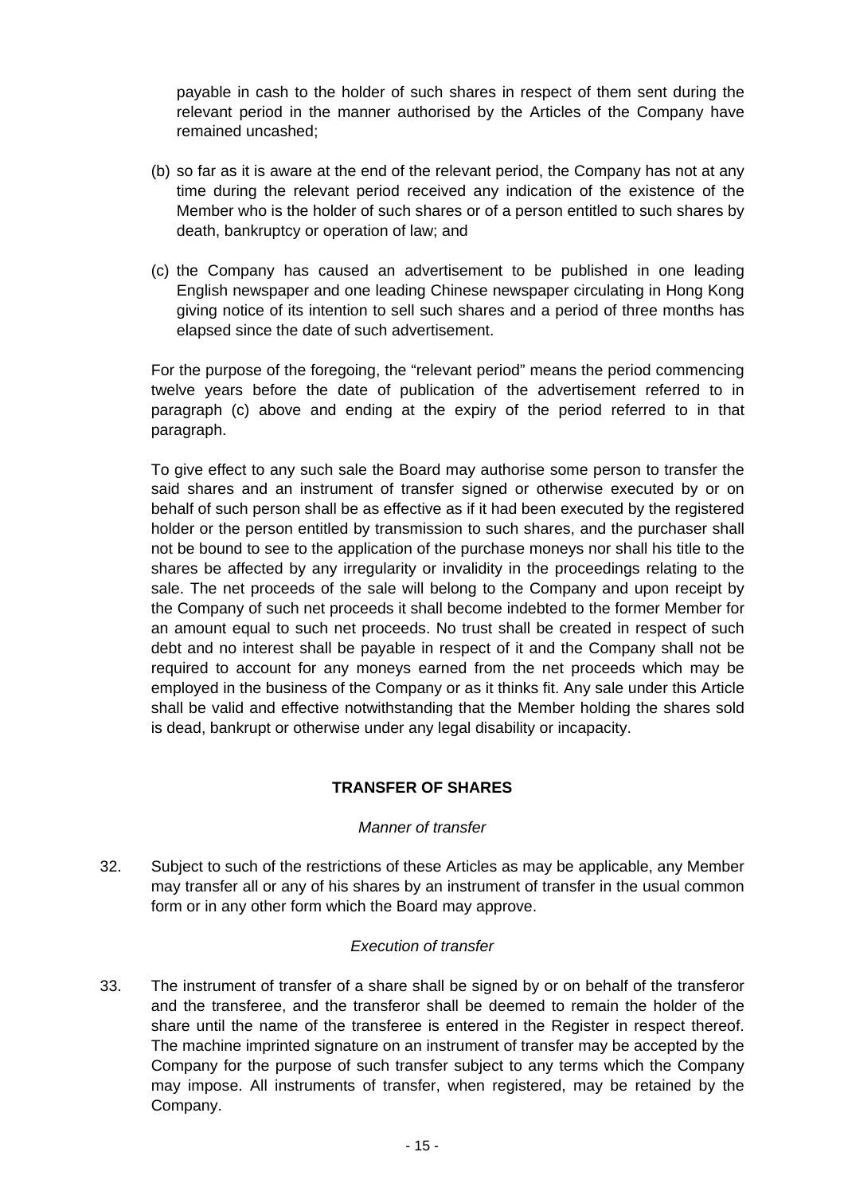payable in cash to the holder of such shares in respect of them sent during the relevant period in the manner authorised by the Articles of the Company have remained uncashed;

(b) so far as it is aware at the end of the relevant period, the Company has not at any time during the relevant period received any indication of the existence of the Member who is the holder of such shares or of a person entitled to such shares by death, bankruptcy or operation of law; and

(c) the Company has caused an advertisement to be published in one leading English newspaper and one leading Chinese newspaper circulating in Hong Kong giving notice of its intention to sell such shares and a period of three months has elapsed since the date of such advertisement.

For the purpose of the foregoing, the "relevant period" means the period commencing twelve years before the date of publication of the advertisement referred to in paragraph (c) above and ending at the expiry of the period referred to in that paragraph.

To give effect to any such sale the Board may authorise some person to transfer the said shares and an instrument of transfer signed or otherwise executed by or on behalf of such person shall be as effective as if it had been executed by the registered holder or the person entitled by transmission to such shares, and the purchaser shall not be bound to see to the application of the purchase moneys nor shall his title to the shares be affected by any irregularity or invalidity in the proceedings relating to the sale. The net proceeds of the sale will belong to the Company and upon receipt by the Company of such net proceeds it shall become indebted to the former Member for an amount equal to such net proceeds. No trust shall be created in respect of such debt and no interest shall be payable in respect of it and the Company shall not be required to account for any moneys earned from the net proceeds which may be employed in the business of the Company or as it thinks fit. Any sale under this Article shall be valid and effective notwithstanding that the Member holding the shares sold is dead, bankrupt or otherwise under any legal disability or incapacity.

## TRANSFER OF SHARES

*Manner of transfer*

32. Subject to such of the restrictions of these Articles as may be applicable, any Member may transfer all or any of his shares by an instrument of transfer in the usual common form or in any other form which the Board may approve.

*Execution of transfer*

33. The instrument of transfer of a share shall be signed by or on behalf of the transferor and the transferee, and the transferor shall be deemed to remain the holder of the share until the name of the transferee is entered in the Register in respect thereof. The machine imprinted signature on an instrument of transfer may be accepted by the Company for the purpose of such transfer subject to any terms which the Company may impose. All instruments of transfer, when registered, may be retained by the Company.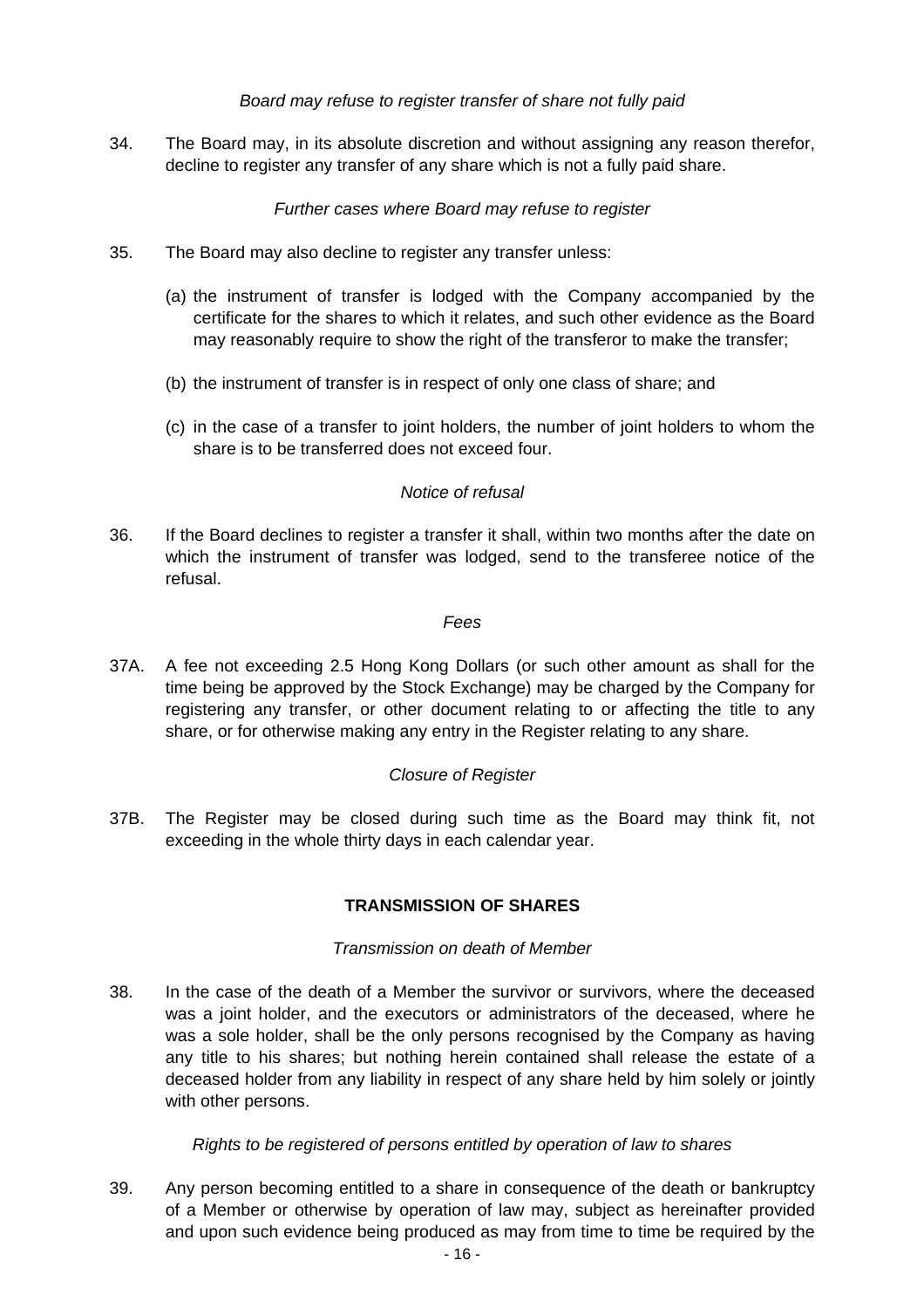*Board may refuse to register transfer of share not fully paid*

34. The Board may, in its absolute discretion and without assigning any reason therefor, decline to register any transfer of any share which is not a fully paid share.

*Further cases where Board may refuse to register*

35. The Board may also decline to register any transfer unless:

(a) the instrument of transfer is lodged with the Company accompanied by the certificate for the shares to which it relates, and such other evidence as the Board may reasonably require to show the right of the transferor to make the transfer;

(b) the instrument of transfer is in respect of only one class of share; and

(c) in the case of a transfer to joint holders, the number of joint holders to whom the share is to be transferred does not exceed four.

*Notice of refusal*

36. If the Board declines to register a transfer it shall, within two months after the date on which the instrument of transfer was lodged, send to the transferee notice of the refusal.

*Fees*

37A. A fee not exceeding 2.5 Hong Kong Dollars (or such other amount as shall for the time being be approved by the Stock Exchange) may be charged by the Company for registering any transfer, or other document relating to or affecting the title to any share, or for otherwise making any entry in the Register relating to any share.

*Closure of Register*

37B. The Register may be closed during such time as the Board may think fit, not exceeding in the whole thirty days in each calendar year.

**TRANSMISSION OF SHARES**

*Transmission on death of Member*

38. In the case of the death of a Member the survivor or survivors, where the deceased was a joint holder, and the executors or administrators of the deceased, where he was a sole holder, shall be the only persons recognised by the Company as having any title to his shares; but nothing herein contained shall release the estate of a deceased holder from any liability in respect of any share held by him solely or jointly with other persons.

*Rights to be registered of persons entitled by operation of law to shares*

39. Any person becoming entitled to a share in consequence of the death or bankruptcy of a Member or otherwise by operation of law may, subject as hereinafter provided and upon such evidence being produced as may from time to time be required by the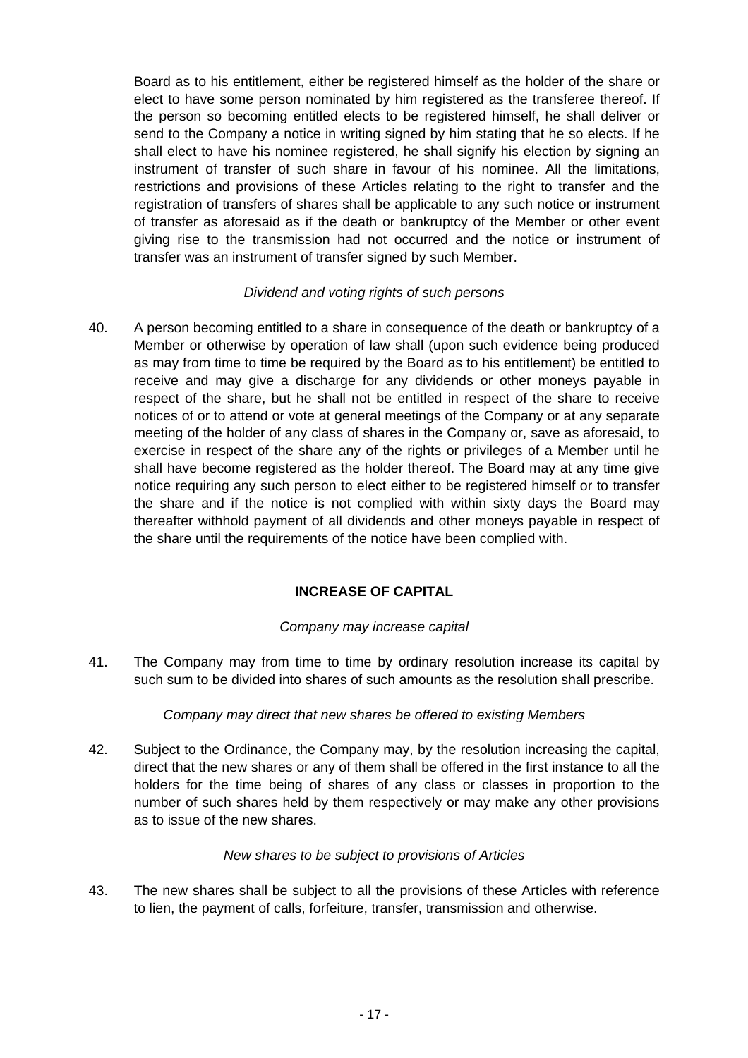Board as to his entitlement, either be registered himself as the holder of the share or elect to have some person nominated by him registered as the transferee thereof. If the person so becoming entitled elects to be registered himself, he shall deliver or send to the Company a notice in writing signed by him stating that he so elects. If he shall elect to have his nominee registered, he shall signify his election by signing an instrument of transfer of such share in favour of his nominee. All the limitations, restrictions and provisions of these Articles relating to the right to transfer and the registration of transfers of shares shall be applicable to any such notice or instrument of transfer as aforesaid as if the death or bankruptcy of the Member or other event giving rise to the transmission had not occurred and the notice or instrument of transfer was an instrument of transfer signed by such Member.

*Dividend and voting rights of such persons*

40. A person becoming entitled to a share in consequence of the death or bankruptcy of a Member or otherwise by operation of law shall (upon such evidence being produced as may from time to time be required by the Board as to his entitlement) be entitled to receive and may give a discharge for any dividends or other moneys payable in respect of the share, but he shall not be entitled in respect of the share to receive notices of or to attend or vote at general meetings of the Company or at any separate meeting of the holder of any class of shares in the Company or, save as aforesaid, to exercise in respect of the share any of the rights or privileges of a Member until he shall have become registered as the holder thereof. The Board may at any time give notice requiring any such person to elect either to be registered himself or to transfer the share and if the notice is not complied with within sixty days the Board may thereafter withhold payment of all dividends and other moneys payable in respect of the share until the requirements of the notice have been complied with.

## INCREASE OF CAPITAL

*Company may increase capital*

41. The Company may from time to time by ordinary resolution increase its capital by such sum to be divided into shares of such amounts as the resolution shall prescribe.

*Company may direct that new shares be offered to existing Members*

42. Subject to the Ordinance, the Company may, by the resolution increasing the capital, direct that the new shares or any of them shall be offered in the first instance to all the holders for the time being of shares of any class or classes in proportion to the number of such shares held by them respectively or may make any other provisions as to issue of the new shares.

*New shares to be subject to provisions of Articles*

43. The new shares shall be subject to all the provisions of these Articles with reference to lien, the payment of calls, forfeiture, transfer, transmission and otherwise.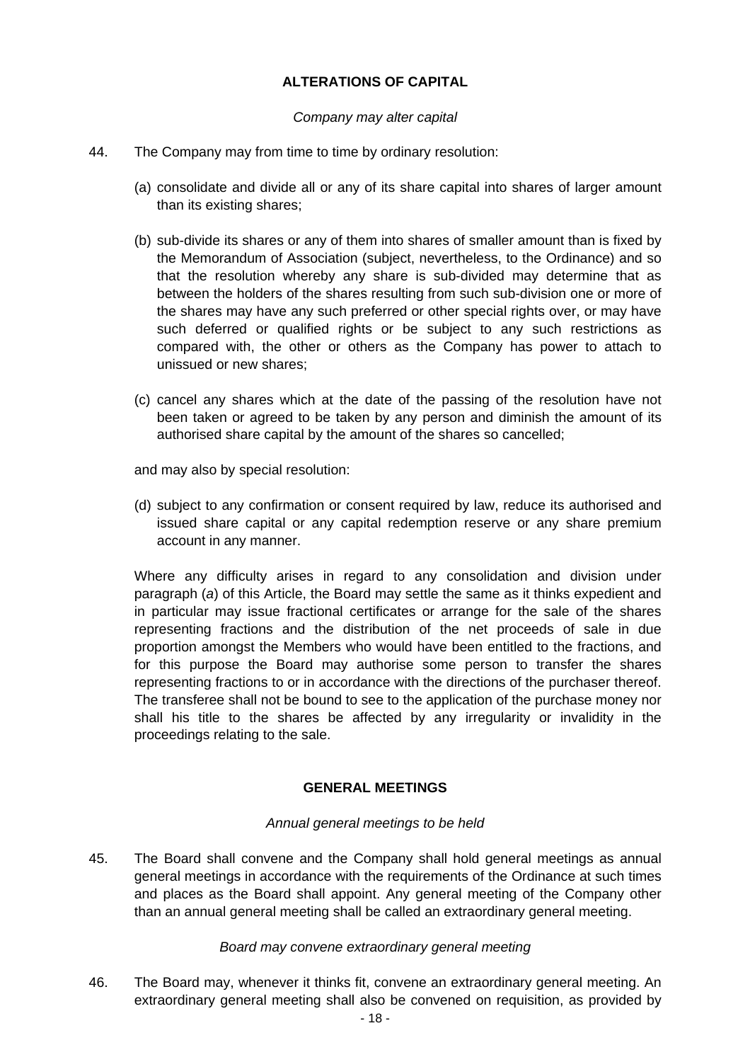## ALTERATIONS OF CAPITAL

*Company may alter capital*

44. The Company may from time to time by ordinary resolution:

(a) consolidate and divide all or any of its share capital into shares of larger amount than its existing shares;

(b) sub-divide its shares or any of them into shares of smaller amount than is fixed by the Memorandum of Association (subject, nevertheless, to the Ordinance) and so that the resolution whereby any share is sub-divided may determine that as between the holders of the shares resulting from such sub-division one or more of the shares may have any such preferred or other special rights over, or may have such deferred or qualified rights or be subject to any such restrictions as compared with, the other or others as the Company has power to attach to unissued or new shares;

(c) cancel any shares which at the date of the passing of the resolution have not been taken or agreed to be taken by any person and diminish the amount of its authorised share capital by the amount of the shares so cancelled;

and may also by special resolution:

(d) subject to any confirmation or consent required by law, reduce its authorised and issued share capital or any capital redemption reserve or any share premium account in any manner.

Where any difficulty arises in regard to any consolidation and division under paragraph (*a*) of this Article, the Board may settle the same as it thinks expedient and in particular may issue fractional certificates or arrange for the sale of the shares representing fractions and the distribution of the net proceeds of sale in due proportion amongst the Members who would have been entitled to the fractions, and for this purpose the Board may authorise some person to transfer the shares representing fractions to or in accordance with the directions of the purchaser thereof. The transferee shall not be bound to see to the application of the purchase money nor shall his title to the shares be affected by any irregularity or invalidity in the proceedings relating to the sale.

## GENERAL MEETINGS

*Annual general meetings to be held*

45. The Board shall convene and the Company shall hold general meetings as annual general meetings in accordance with the requirements of the Ordinance at such times and places as the Board shall appoint. Any general meeting of the Company other than an annual general meeting shall be called an extraordinary general meeting.

*Board may convene extraordinary general meeting*

46. The Board may, whenever it thinks fit, convene an extraordinary general meeting. An extraordinary general meeting shall also be convened on requisition, as provided by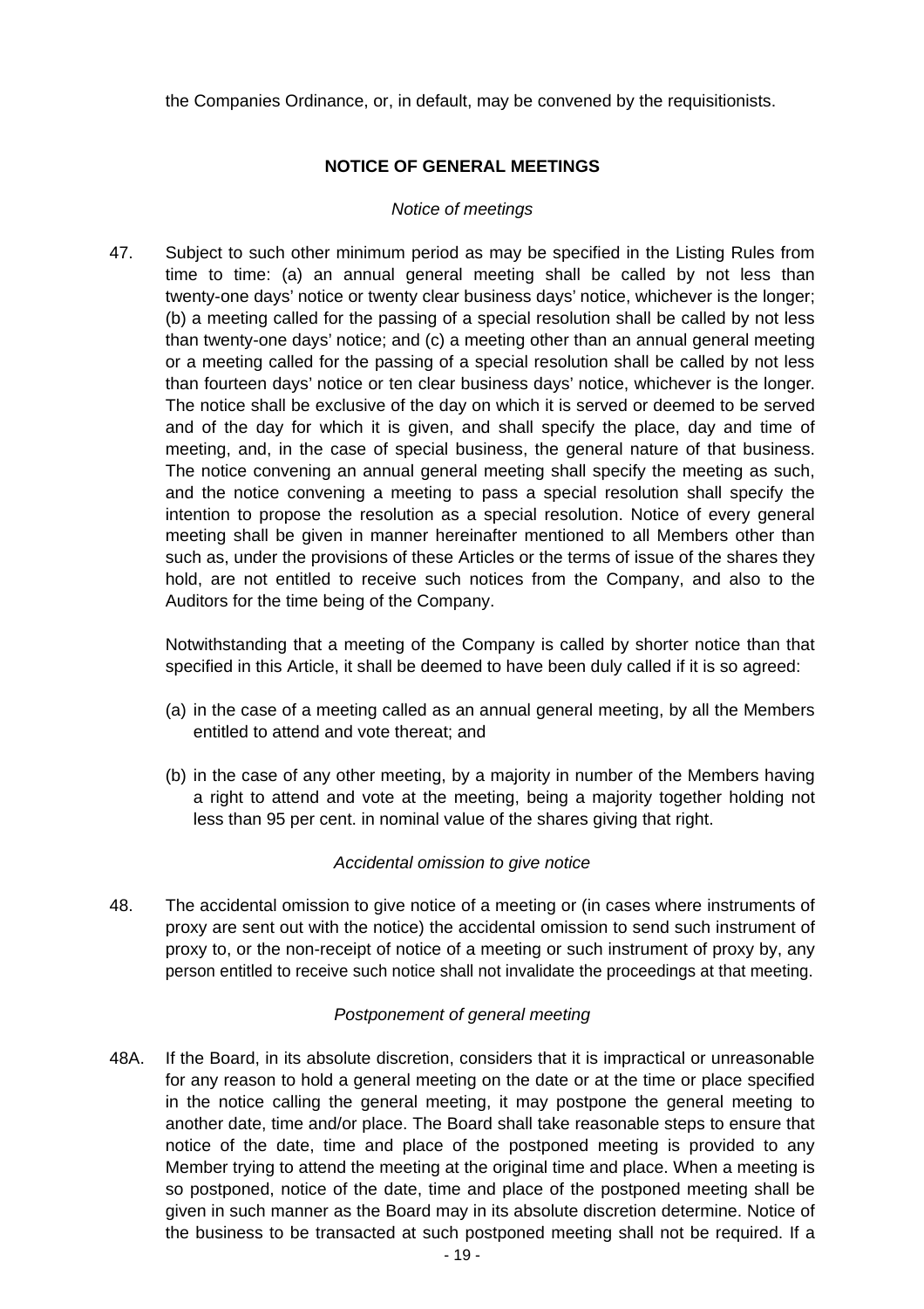the Companies Ordinance, or, in default, may be convened by the requisitionists.

## NOTICE OF GENERAL MEETINGS

*Notice of meetings*

47. Subject to such other minimum period as may be specified in the Listing Rules from time to time: (a) an annual general meeting shall be called by not less than twenty-one days' notice or twenty clear business days' notice, whichever is the longer; (b) a meeting called for the passing of a special resolution shall be called by not less than twenty-one days' notice; and (c) a meeting other than an annual general meeting or a meeting called for the passing of a special resolution shall be called by not less than fourteen days' notice or ten clear business days' notice, whichever is the longer. The notice shall be exclusive of the day on which it is served or deemed to be served and of the day for which it is given, and shall specify the place, day and time of meeting, and, in the case of special business, the general nature of that business. The notice convening an annual general meeting shall specify the meeting as such, and the notice convening a meeting to pass a special resolution shall specify the intention to propose the resolution as a special resolution. Notice of every general meeting shall be given in manner hereinafter mentioned to all Members other than such as, under the provisions of these Articles or the terms of issue of the shares they hold, are not entitled to receive such notices from the Company, and also to the Auditors for the time being of the Company.

    Notwithstanding that a meeting of the Company is called by shorter notice than that specified in this Article, it shall be deemed to have been duly called if it is so agreed:

    (a) in the case of a meeting called as an annual general meeting, by all the Members entitled to attend and vote thereat; and

    (b) in the case of any other meeting, by a majority in number of the Members having a right to attend and vote at the meeting, being a majority together holding not less than 95 per cent. in nominal value of the shares giving that right.

*Accidental omission to give notice*

48. The accidental omission to give notice of a meeting or (in cases where instruments of proxy are sent out with the notice) the accidental omission to send such instrument of proxy to, or the non-receipt of notice of a meeting or such instrument of proxy by, any person entitled to receive such notice shall not invalidate the proceedings at that meeting.

*Postponement of general meeting*

48A. If the Board, in its absolute discretion, considers that it is impractical or unreasonable for any reason to hold a general meeting on the date or at the time or place specified in the notice calling the general meeting, it may postpone the general meeting to another date, time and/or place. The Board shall take reasonable steps to ensure that notice of the date, time and place of the postponed meeting is provided to any Member trying to attend the meeting at the original time and place. When a meeting is so postponed, notice of the date, time and place of the postponed meeting shall be given in such manner as the Board may in its absolute discretion determine. Notice of the business to be transacted at such postponed meeting shall not be required. If a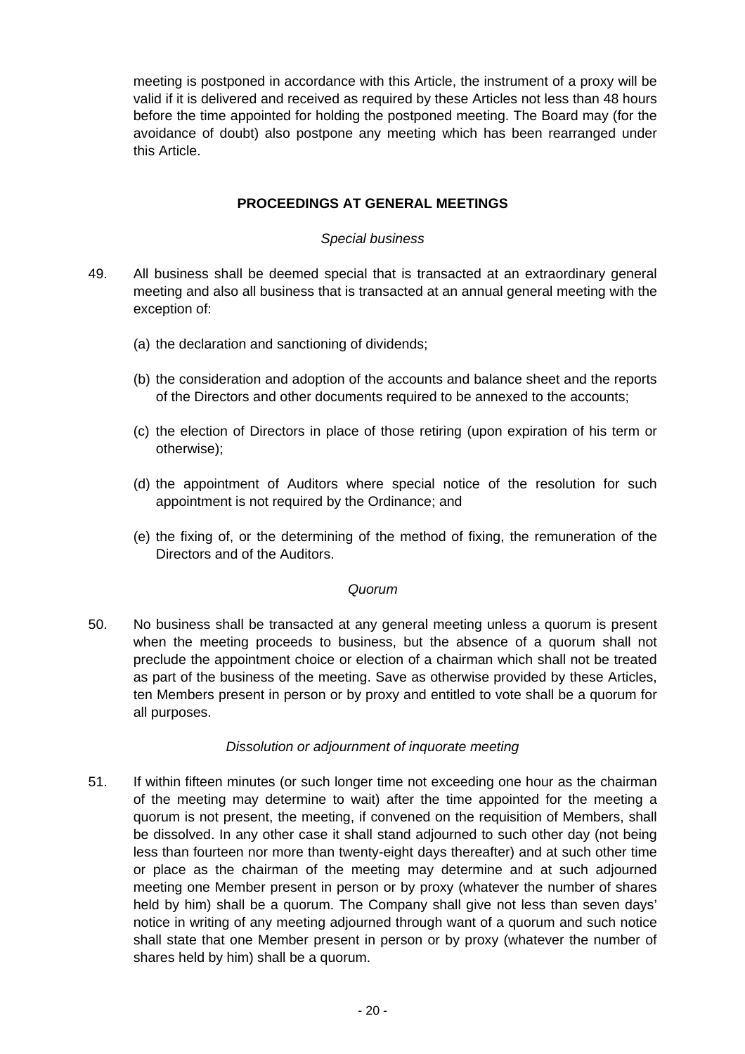meeting is postponed in accordance with this Article, the instrument of a proxy will be valid if it is delivered and received as required by these Articles not less than 48 hours before the time appointed for holding the postponed meeting. The Board may (for the avoidance of doubt) also postpone any meeting which has been rearranged under this Article.

## PROCEEDINGS AT GENERAL MEETINGS

*Special business*

49. All business shall be deemed special that is transacted at an extraordinary general meeting and also all business that is transacted at an annual general meeting with the exception of:

    (a) the declaration and sanctioning of dividends;

    (b) the consideration and adoption of the accounts and balance sheet and the reports of the Directors and other documents required to be annexed to the accounts;

    (c) the election of Directors in place of those retiring (upon expiration of his term or otherwise);

    (d) the appointment of Auditors where special notice of the resolution for such appointment is not required by the Ordinance; and

    (e) the fixing of, or the determining of the method of fixing, the remuneration of the Directors and of the Auditors.

*Quorum*

50. No business shall be transacted at any general meeting unless a quorum is present when the meeting proceeds to business, but the absence of a quorum shall not preclude the appointment choice or election of a chairman which shall not be treated as part of the business of the meeting. Save as otherwise provided by these Articles, ten Members present in person or by proxy and entitled to vote shall be a quorum for all purposes.

*Dissolution or adjournment of inquorate meeting*

51. If within fifteen minutes (or such longer time not exceeding one hour as the chairman of the meeting may determine to wait) after the time appointed for the meeting a quorum is not present, the meeting, if convened on the requisition of Members, shall be dissolved. In any other case it shall stand adjourned to such other day (not being less than fourteen nor more than twenty-eight days thereafter) and at such other time or place as the chairman of the meeting may determine and at such adjourned meeting one Member present in person or by proxy (whatever the number of shares held by him) shall be a quorum. The Company shall give not less than seven days' notice in writing of any meeting adjourned through want of a quorum and such notice shall state that one Member present in person or by proxy (whatever the number of shares held by him) shall be a quorum.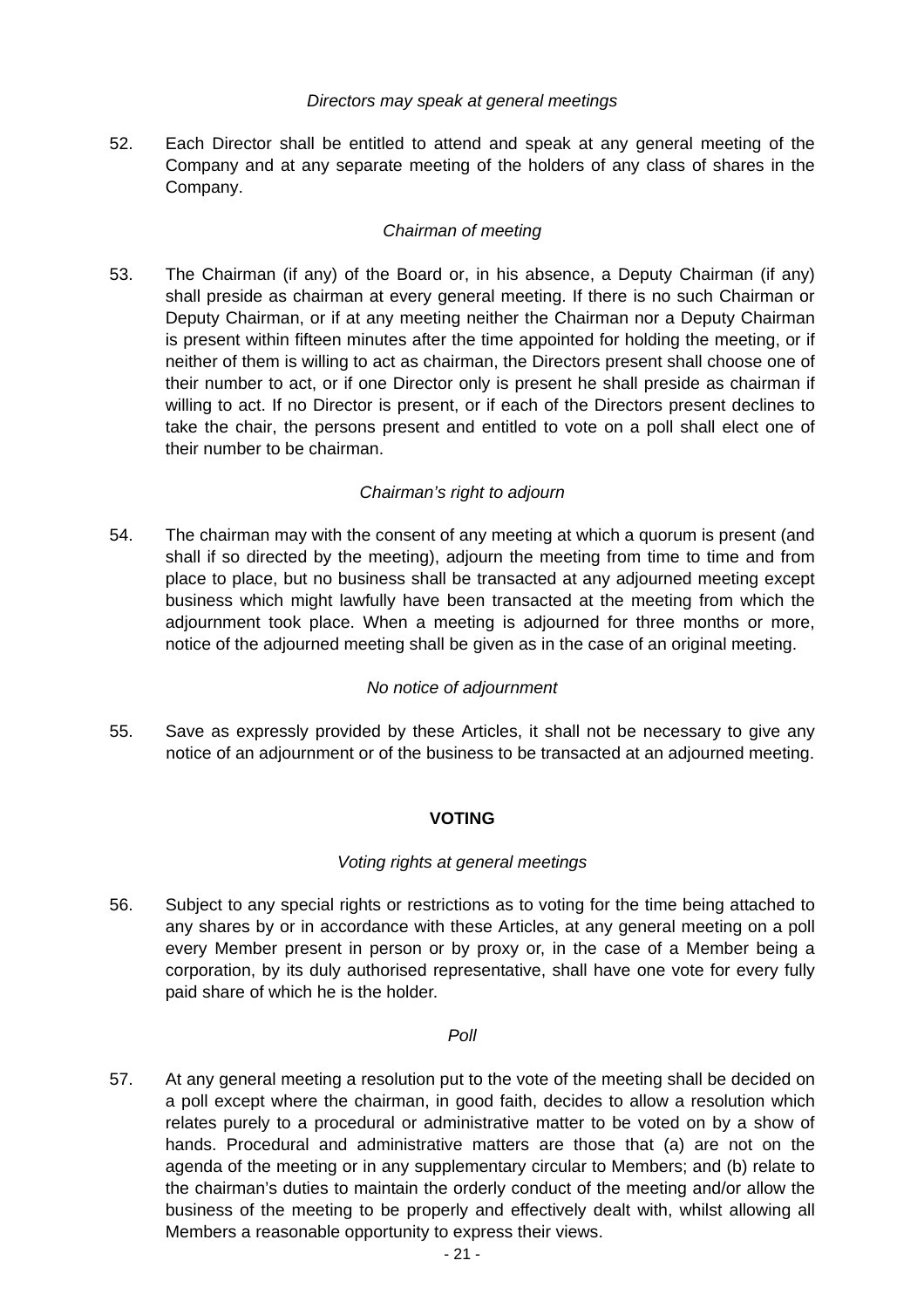*Directors may speak at general meetings*

52. Each Director shall be entitled to attend and speak at any general meeting of the Company and at any separate meeting of the holders of any class of shares in the Company.

*Chairman of meeting*

53. The Chairman (if any) of the Board or, in his absence, a Deputy Chairman (if any) shall preside as chairman at every general meeting. If there is no such Chairman or Deputy Chairman, or if at any meeting neither the Chairman nor a Deputy Chairman is present within fifteen minutes after the time appointed for holding the meeting, or if neither of them is willing to act as chairman, the Directors present shall choose one of their number to act, or if one Director only is present he shall preside as chairman if willing to act. If no Director is present, or if each of the Directors present declines to take the chair, the persons present and entitled to vote on a poll shall elect one of their number to be chairman.

*Chairman's right to adjourn*

54. The chairman may with the consent of any meeting at which a quorum is present (and shall if so directed by the meeting), adjourn the meeting from time to time and from place to place, but no business shall be transacted at any adjourned meeting except business which might lawfully have been transacted at the meeting from which the adjournment took place. When a meeting is adjourned for three months or more, notice of the adjourned meeting shall be given as in the case of an original meeting.

*No notice of adjournment*

55. Save as expressly provided by these Articles, it shall not be necessary to give any notice of an adjournment or of the business to be transacted at an adjourned meeting.

**VOTING**

*Voting rights at general meetings*

56. Subject to any special rights or restrictions as to voting for the time being attached to any shares by or in accordance with these Articles, at any general meeting on a poll every Member present in person or by proxy or, in the case of a Member being a corporation, by its duly authorised representative, shall have one vote for every fully paid share of which he is the holder.

*Poll*

57. At any general meeting a resolution put to the vote of the meeting shall be decided on a poll except where the chairman, in good faith, decides to allow a resolution which relates purely to a procedural or administrative matter to be voted on by a show of hands. Procedural and administrative matters are those that (a) are not on the agenda of the meeting or in any supplementary circular to Members; and (b) relate to the chairman's duties to maintain the orderly conduct of the meeting and/or allow the business of the meeting to be properly and effectively dealt with, whilst allowing all Members a reasonable opportunity to express their views.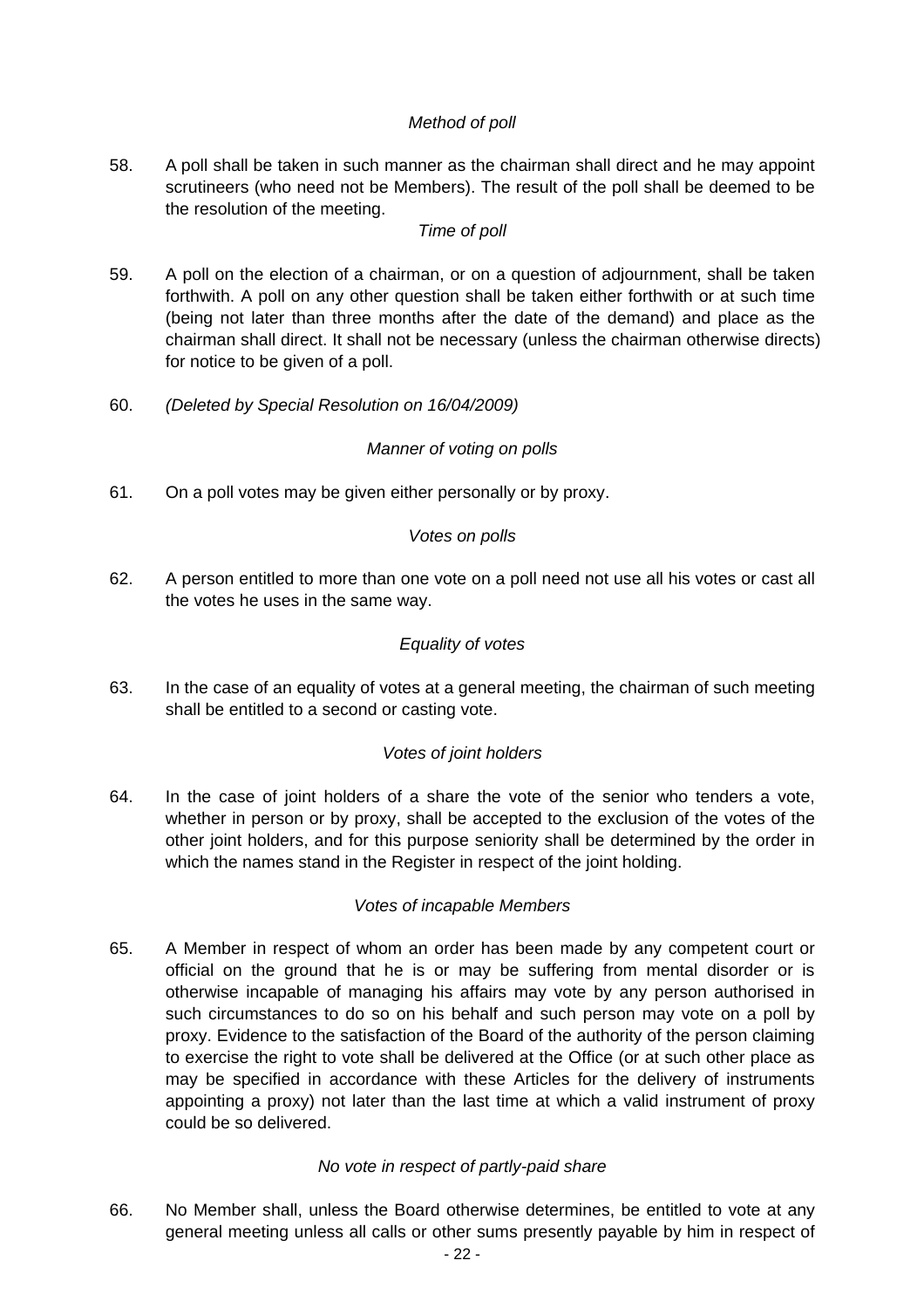*Method of poll*

58. A poll shall be taken in such manner as the chairman shall direct and he may appoint scrutineers (who need not be Members). The result of the poll shall be deemed to be the resolution of the meeting.

*Time of poll*

59. A poll on the election of a chairman, or on a question of adjournment, shall be taken forthwith. A poll on any other question shall be taken either forthwith or at such time (being not later than three months after the date of the demand) and place as the chairman shall direct. It shall not be necessary (unless the chairman otherwise directs) for notice to be given of a poll.

60. *(Deleted by Special Resolution on 16/04/2009)*

*Manner of voting on polls*

61. On a poll votes may be given either personally or by proxy.

*Votes on polls*

62. A person entitled to more than one vote on a poll need not use all his votes or cast all the votes he uses in the same way.

*Equality of votes*

63. In the case of an equality of votes at a general meeting, the chairman of such meeting shall be entitled to a second or casting vote.

*Votes of joint holders*

64. In the case of joint holders of a share the vote of the senior who tenders a vote, whether in person or by proxy, shall be accepted to the exclusion of the votes of the other joint holders, and for this purpose seniority shall be determined by the order in which the names stand in the Register in respect of the joint holding.

*Votes of incapable Members*

65. A Member in respect of whom an order has been made by any competent court or official on the ground that he is or may be suffering from mental disorder or is otherwise incapable of managing his affairs may vote by any person authorised in such circumstances to do so on his behalf and such person may vote on a poll by proxy. Evidence to the satisfaction of the Board of the authority of the person claiming to exercise the right to vote shall be delivered at the Office (or at such other place as may be specified in accordance with these Articles for the delivery of instruments appointing a proxy) not later than the last time at which a valid instrument of proxy could be so delivered.

*No vote in respect of partly-paid share*

66. No Member shall, unless the Board otherwise determines, be entitled to vote at any general meeting unless all calls or other sums presently payable by him in respect of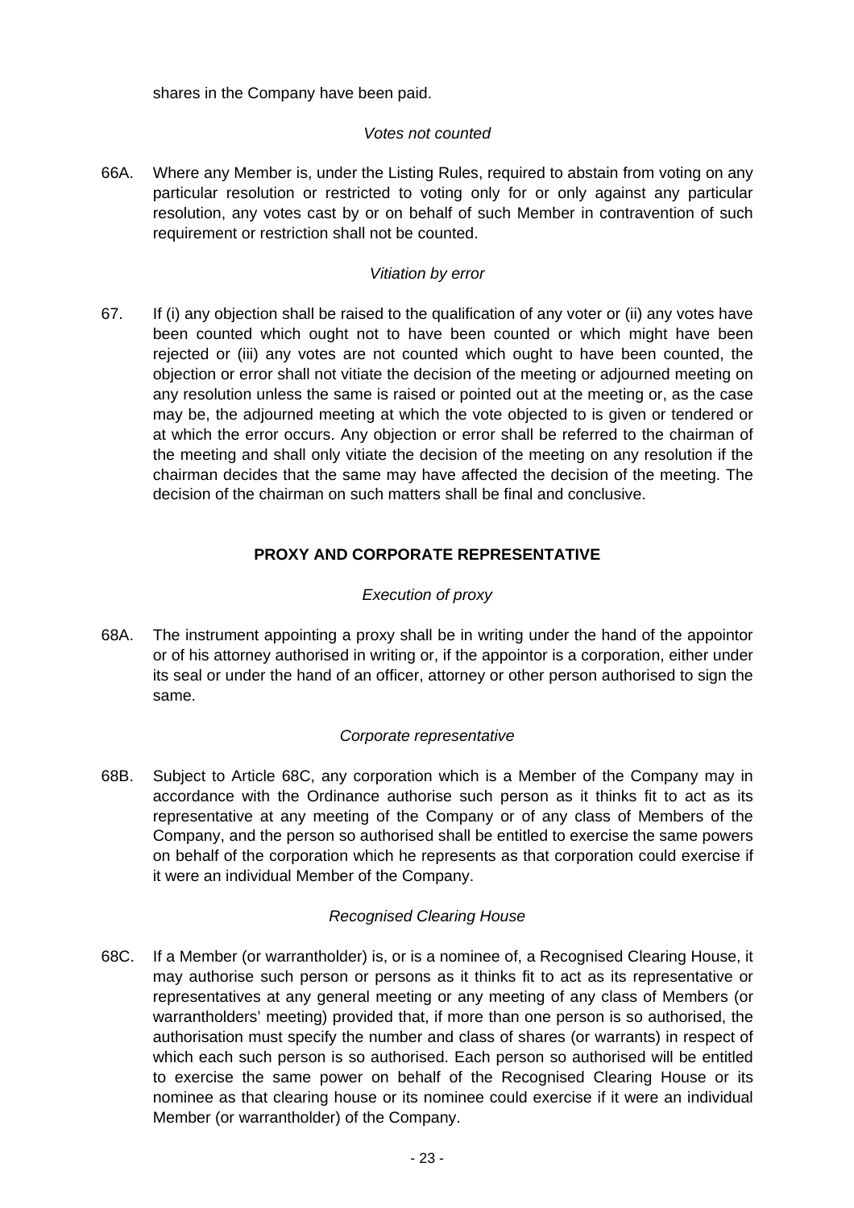shares in the Company have been paid.

*Votes not counted*

66A. Where any Member is, under the Listing Rules, required to abstain from voting on any particular resolution or restricted to voting only for or only against any particular resolution, any votes cast by or on behalf of such Member in contravention of such requirement or restriction shall not be counted.

*Vitiation by error*

67. If (i) any objection shall be raised to the qualification of any voter or (ii) any votes have been counted which ought not to have been counted or which might have been rejected or (iii) any votes are not counted which ought to have been counted, the objection or error shall not vitiate the decision of the meeting or adjourned meeting on any resolution unless the same is raised or pointed out at the meeting or, as the case may be, the adjourned meeting at which the vote objected to is given or tendered or at which the error occurs. Any objection or error shall be referred to the chairman of the meeting and shall only vitiate the decision of the meeting on any resolution if the chairman decides that the same may have affected the decision of the meeting. The decision of the chairman on such matters shall be final and conclusive.

## PROXY AND CORPORATE REPRESENTATIVE

*Execution of proxy*

68A. The instrument appointing a proxy shall be in writing under the hand of the appointor or of his attorney authorised in writing or, if the appointor is a corporation, either under its seal or under the hand of an officer, attorney or other person authorised to sign the same.

*Corporate representative*

68B. Subject to Article 68C, any corporation which is a Member of the Company may in accordance with the Ordinance authorise such person as it thinks fit to act as its representative at any meeting of the Company or of any class of Members of the Company, and the person so authorised shall be entitled to exercise the same powers on behalf of the corporation which he represents as that corporation could exercise if it were an individual Member of the Company.

*Recognised Clearing House*

68C. If a Member (or warrantholder) is, or is a nominee of, a Recognised Clearing House, it may authorise such person or persons as it thinks fit to act as its representative or representatives at any general meeting or any meeting of any class of Members (or warrantholders' meeting) provided that, if more than one person is so authorised, the authorisation must specify the number and class of shares (or warrants) in respect of which each such person is so authorised. Each person so authorised will be entitled to exercise the same power on behalf of the Recognised Clearing House or its nominee as that clearing house or its nominee could exercise if it were an individual Member (or warrantholder) of the Company.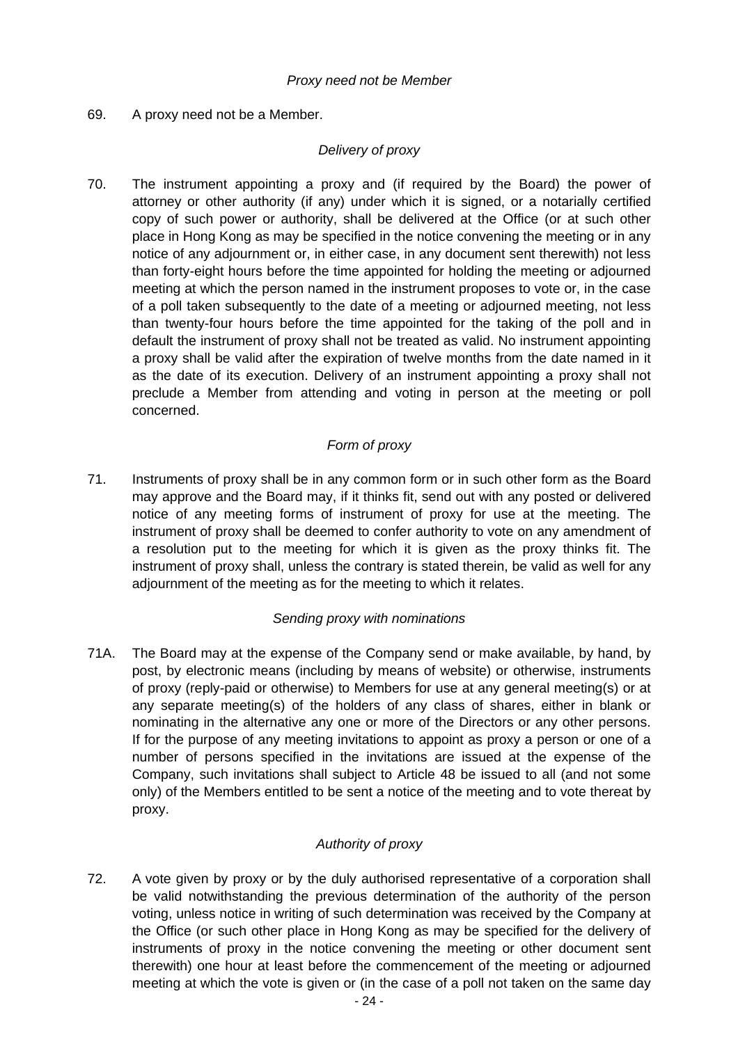*Proxy need not be Member*

69. A proxy need not be a Member.

*Delivery of proxy*

70. The instrument appointing a proxy and (if required by the Board) the power of attorney or other authority (if any) under which it is signed, or a notarially certified copy of such power or authority, shall be delivered at the Office (or at such other place in Hong Kong as may be specified in the notice convening the meeting or in any notice of any adjournment or, in either case, in any document sent therewith) not less than forty-eight hours before the time appointed for holding the meeting or adjourned meeting at which the person named in the instrument proposes to vote or, in the case of a poll taken subsequently to the date of a meeting or adjourned meeting, not less than twenty-four hours before the time appointed for the taking of the poll and in default the instrument of proxy shall not be treated as valid. No instrument appointing a proxy shall be valid after the expiration of twelve months from the date named in it as the date of its execution. Delivery of an instrument appointing a proxy shall not preclude a Member from attending and voting in person at the meeting or poll concerned.

*Form of proxy*

71. Instruments of proxy shall be in any common form or in such other form as the Board may approve and the Board may, if it thinks fit, send out with any posted or delivered notice of any meeting forms of instrument of proxy for use at the meeting. The instrument of proxy shall be deemed to confer authority to vote on any amendment of a resolution put to the meeting for which it is given as the proxy thinks fit. The instrument of proxy shall, unless the contrary is stated therein, be valid as well for any adjournment of the meeting as for the meeting to which it relates.

*Sending proxy with nominations*

71A. The Board may at the expense of the Company send or make available, by hand, by post, by electronic means (including by means of website) or otherwise, instruments of proxy (reply-paid or otherwise) to Members for use at any general meeting(s) or at any separate meeting(s) of the holders of any class of shares, either in blank or nominating in the alternative any one or more of the Directors or any other persons. If for the purpose of any meeting invitations to appoint as proxy a person or one of a number of persons specified in the invitations are issued at the expense of the Company, such invitations shall subject to Article 48 be issued to all (and not some only) of the Members entitled to be sent a notice of the meeting and to vote thereat by proxy.

*Authority of proxy*

72. A vote given by proxy or by the duly authorised representative of a corporation shall be valid notwithstanding the previous determination of the authority of the person voting, unless notice in writing of such determination was received by the Company at the Office (or such other place in Hong Kong as may be specified for the delivery of instruments of proxy in the notice convening the meeting or other document sent therewith) one hour at least before the commencement of the meeting or adjourned meeting at which the vote is given or (in the case of a poll not taken on the same day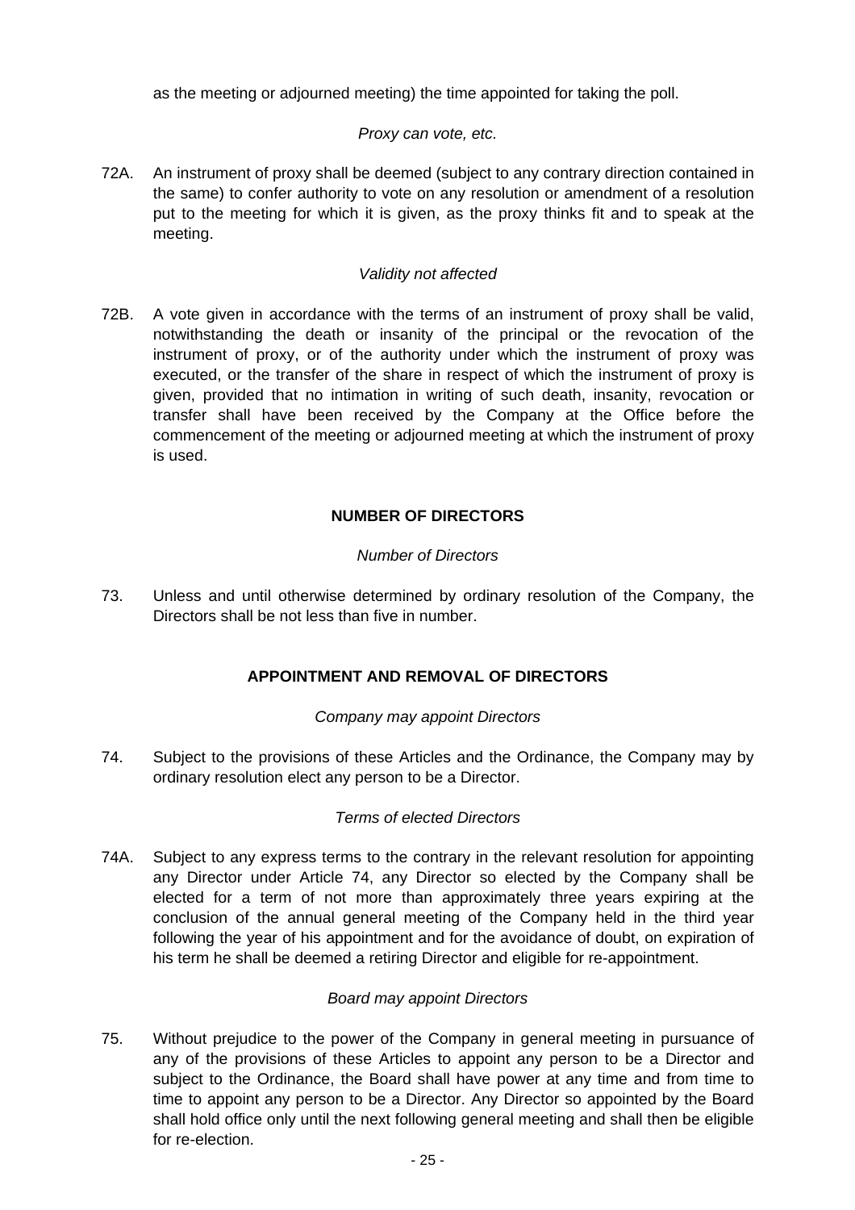as the meeting or adjourned meeting) the time appointed for taking the poll.

*Proxy can vote, etc.*

72A. An instrument of proxy shall be deemed (subject to any contrary direction contained in the same) to confer authority to vote on any resolution or amendment of a resolution put to the meeting for which it is given, as the proxy thinks fit and to speak at the meeting.

*Validity not affected*

72B. A vote given in accordance with the terms of an instrument of proxy shall be valid, notwithstanding the death or insanity of the principal or the revocation of the instrument of proxy, or of the authority under which the instrument of proxy was executed, or the transfer of the share in respect of which the instrument of proxy is given, provided that no intimation in writing of such death, insanity, revocation or transfer shall have been received by the Company at the Office before the commencement of the meeting or adjourned meeting at which the instrument of proxy is used.

## NUMBER OF DIRECTORS

*Number of Directors*

73. Unless and until otherwise determined by ordinary resolution of the Company, the Directors shall be not less than five in number.

## APPOINTMENT AND REMOVAL OF DIRECTORS

*Company may appoint Directors*

74. Subject to the provisions of these Articles and the Ordinance, the Company may by ordinary resolution elect any person to be a Director.

*Terms of elected Directors*

74A. Subject to any express terms to the contrary in the relevant resolution for appointing any Director under Article 74, any Director so elected by the Company shall be elected for a term of not more than approximately three years expiring at the conclusion of the annual general meeting of the Company held in the third year following the year of his appointment and for the avoidance of doubt, on expiration of his term he shall be deemed a retiring Director and eligible for re-appointment.

*Board may appoint Directors*

75. Without prejudice to the power of the Company in general meeting in pursuance of any of the provisions of these Articles to appoint any person to be a Director and subject to the Ordinance, the Board shall have power at any time and from time to time to appoint any person to be a Director. Any Director so appointed by the Board shall hold office only until the next following general meeting and shall then be eligible for re-election.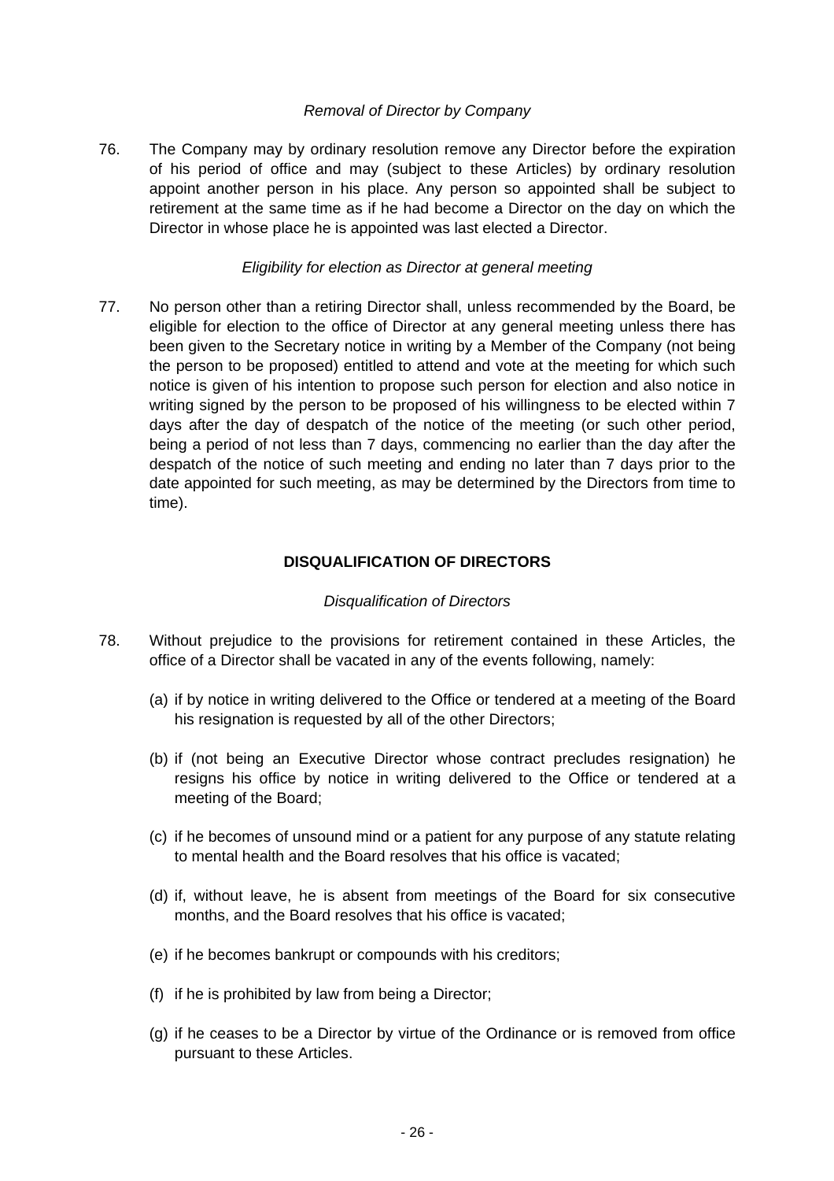*Removal of Director by Company*

76. The Company may by ordinary resolution remove any Director before the expiration of his period of office and may (subject to these Articles) by ordinary resolution appoint another person in his place. Any person so appointed shall be subject to retirement at the same time as if he had become a Director on the day on which the Director in whose place he is appointed was last elected a Director.

*Eligibility for election as Director at general meeting*

77. No person other than a retiring Director shall, unless recommended by the Board, be eligible for election to the office of Director at any general meeting unless there has been given to the Secretary notice in writing by a Member of the Company (not being the person to be proposed) entitled to attend and vote at the meeting for which such notice is given of his intention to propose such person for election and also notice in writing signed by the person to be proposed of his willingness to be elected within 7 days after the day of despatch of the notice of the meeting (or such other period, being a period of not less than 7 days, commencing no earlier than the day after the despatch of the notice of such meeting and ending no later than 7 days prior to the date appointed for such meeting, as may be determined by the Directors from time to time).

## DISQUALIFICATION OF DIRECTORS

*Disqualification of Directors*

78. Without prejudice to the provisions for retirement contained in these Articles, the office of a Director shall be vacated in any of the events following, namely:

 (a) if by notice in writing delivered to the Office or tendered at a meeting of the Board his resignation is requested by all of the other Directors;

 (b) if (not being an Executive Director whose contract precludes resignation) he resigns his office by notice in writing delivered to the Office or tendered at a meeting of the Board;

 (c) if he becomes of unsound mind or a patient for any purpose of any statute relating to mental health and the Board resolves that his office is vacated;

 (d) if, without leave, he is absent from meetings of the Board for six consecutive months, and the Board resolves that his office is vacated;

 (e) if he becomes bankrupt or compounds with his creditors;

 (f) if he is prohibited by law from being a Director;

 (g) if he ceases to be a Director by virtue of the Ordinance or is removed from office pursuant to these Articles.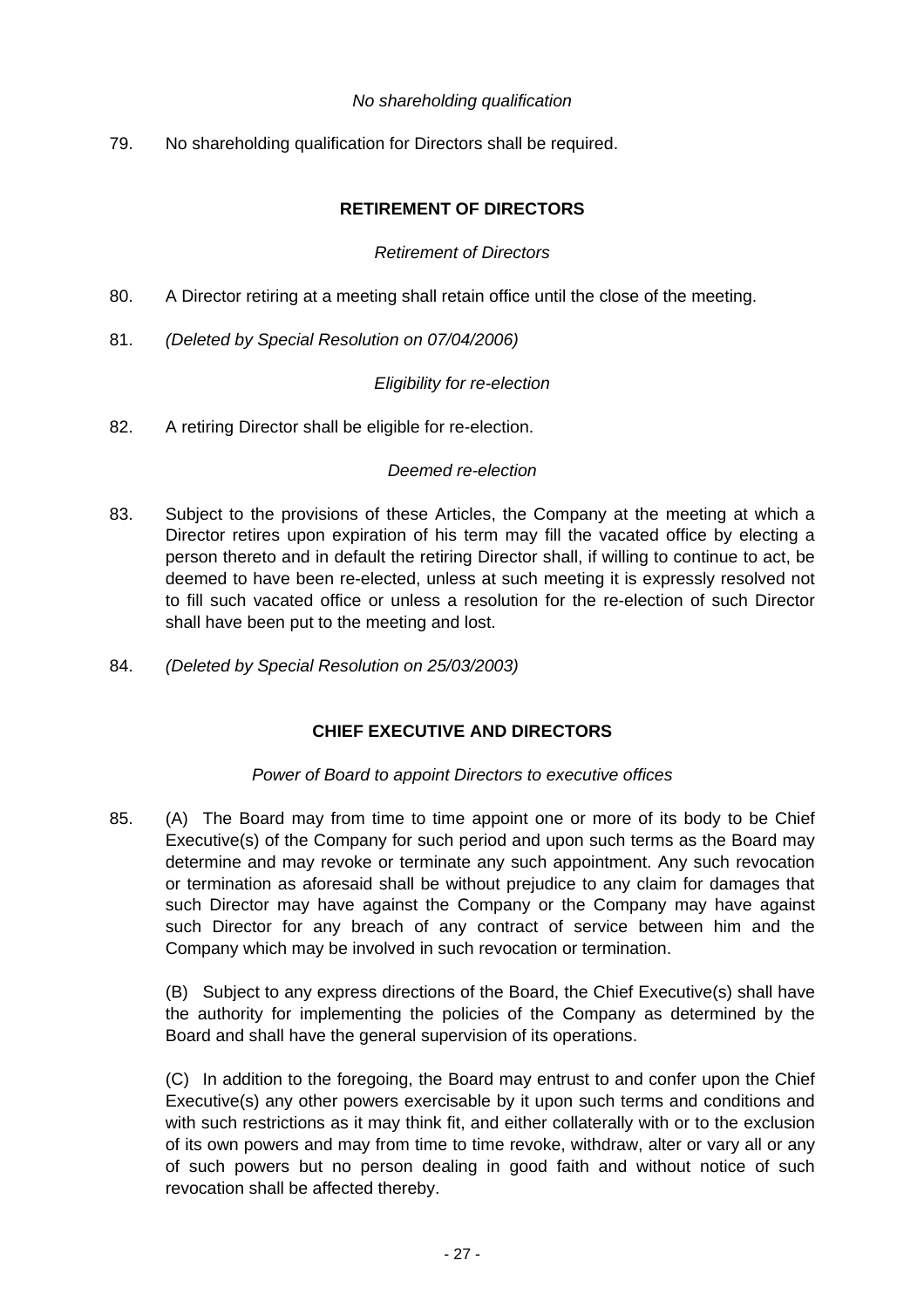*No shareholding qualification*

79. No shareholding qualification for Directors shall be required.

## RETIREMENT OF DIRECTORS

*Retirement of Directors*

80. A Director retiring at a meeting shall retain office until the close of the meeting.

81. *(Deleted by Special Resolution on 07/04/2006)*

*Eligibility for re-election*

82. A retiring Director shall be eligible for re-election.

*Deemed re-election*

83. Subject to the provisions of these Articles, the Company at the meeting at which a Director retires upon expiration of his term may fill the vacated office by electing a person thereto and in default the retiring Director shall, if willing to continue to act, be deemed to have been re-elected, unless at such meeting it is expressly resolved not to fill such vacated office or unless a resolution for the re-election of such Director shall have been put to the meeting and lost.

84. *(Deleted by Special Resolution on 25/03/2003)*

## CHIEF EXECUTIVE AND DIRECTORS

*Power of Board to appoint Directors to executive offices*

85. (A) The Board may from time to time appoint one or more of its body to be Chief Executive(s) of the Company for such period and upon such terms as the Board may determine and may revoke or terminate any such appointment. Any such revocation or termination as aforesaid shall be without prejudice to any claim for damages that such Director may have against the Company or the Company may have against such Director for any breach of any contract of service between him and the Company which may be involved in such revocation or termination.

(B) Subject to any express directions of the Board, the Chief Executive(s) shall have the authority for implementing the policies of the Company as determined by the Board and shall have the general supervision of its operations.

(C) In addition to the foregoing, the Board may entrust to and confer upon the Chief Executive(s) any other powers exercisable by it upon such terms and conditions and with such restrictions as it may think fit, and either collaterally with or to the exclusion of its own powers and may from time to time revoke, withdraw, alter or vary all or any of such powers but no person dealing in good faith and without notice of such revocation shall be affected thereby.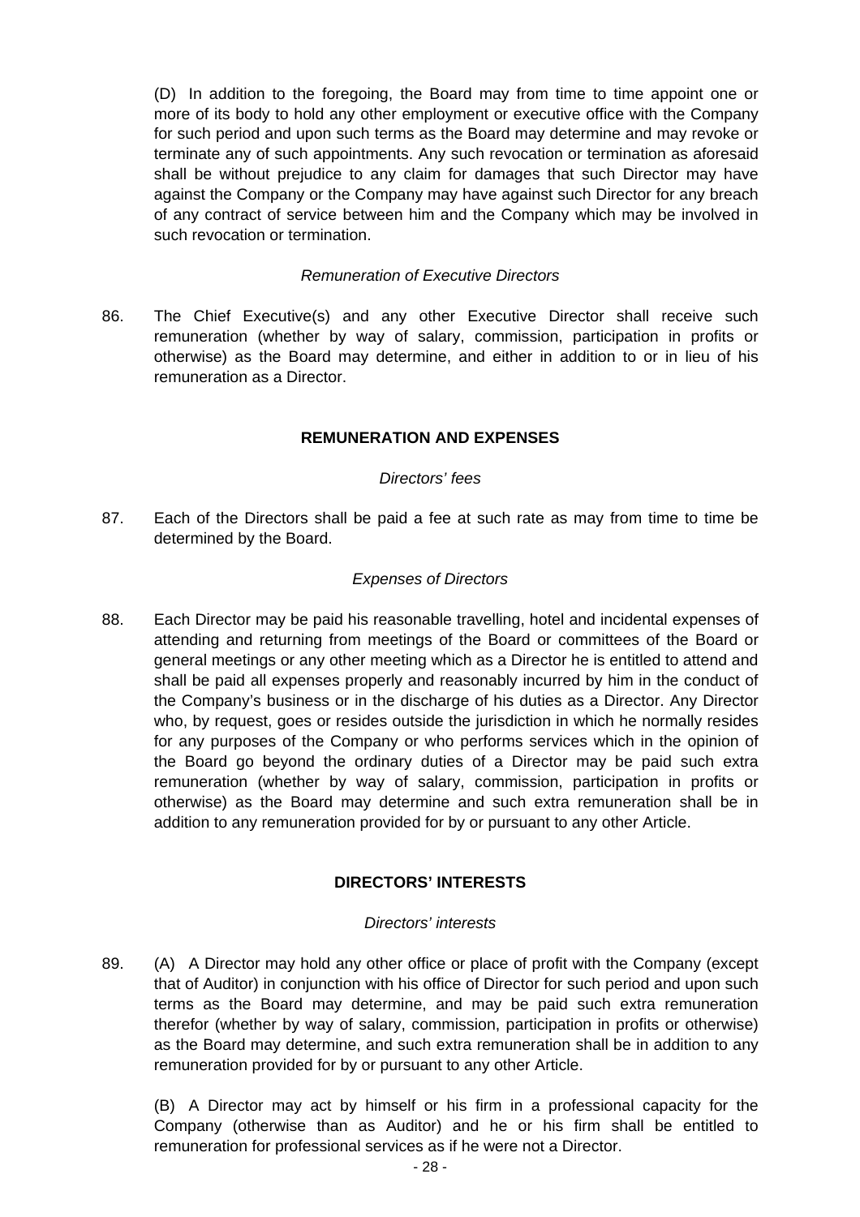(D) In addition to the foregoing, the Board may from time to time appoint one or more of its body to hold any other employment or executive office with the Company for such period and upon such terms as the Board may determine and may revoke or terminate any of such appointments. Any such revocation or termination as aforesaid shall be without prejudice to any claim for damages that such Director may have against the Company or the Company may have against such Director for any breach of any contract of service between him and the Company which may be involved in such revocation or termination.

*Remuneration of Executive Directors*

86. The Chief Executive(s) and any other Executive Director shall receive such remuneration (whether by way of salary, commission, participation in profits or otherwise) as the Board may determine, and either in addition to or in lieu of his remuneration as a Director.

## REMUNERATION AND EXPENSES

*Directors' fees*

87. Each of the Directors shall be paid a fee at such rate as may from time to time be determined by the Board.

*Expenses of Directors*

88. Each Director may be paid his reasonable travelling, hotel and incidental expenses of attending and returning from meetings of the Board or committees of the Board or general meetings or any other meeting which as a Director he is entitled to attend and shall be paid all expenses properly and reasonably incurred by him in the conduct of the Company's business or in the discharge of his duties as a Director. Any Director who, by request, goes or resides outside the jurisdiction in which he normally resides for any purposes of the Company or who performs services which in the opinion of the Board go beyond the ordinary duties of a Director may be paid such extra remuneration (whether by way of salary, commission, participation in profits or otherwise) as the Board may determine and such extra remuneration shall be in addition to any remuneration provided for by or pursuant to any other Article.

## DIRECTORS' INTERESTS

*Directors' interests*

89. (A) A Director may hold any other office or place of profit with the Company (except that of Auditor) in conjunction with his office of Director for such period and upon such terms as the Board may determine, and may be paid such extra remuneration therefor (whether by way of salary, commission, participation in profits or otherwise) as the Board may determine, and such extra remuneration shall be in addition to any remuneration provided for by or pursuant to any other Article.

(B) A Director may act by himself or his firm in a professional capacity for the Company (otherwise than as Auditor) and he or his firm shall be entitled to remuneration for professional services as if he were not a Director.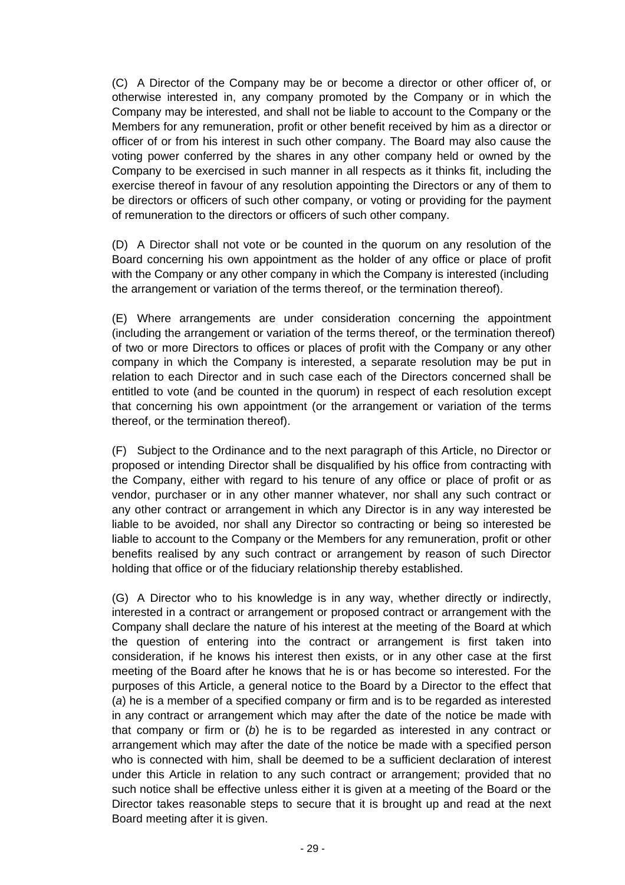(C) A Director of the Company may be or become a director or other officer of, or otherwise interested in, any company promoted by the Company or in which the Company may be interested, and shall not be liable to account to the Company or the Members for any remuneration, profit or other benefit received by him as a director or officer of or from his interest in such other company. The Board may also cause the voting power conferred by the shares in any other company held or owned by the Company to be exercised in such manner in all respects as it thinks fit, including the exercise thereof in favour of any resolution appointing the Directors or any of them to be directors or officers of such other company, or voting or providing for the payment of remuneration to the directors or officers of such other company.

(D) A Director shall not vote or be counted in the quorum on any resolution of the Board concerning his own appointment as the holder of any office or place of profit with the Company or any other company in which the Company is interested (including the arrangement or variation of the terms thereof, or the termination thereof).

(E) Where arrangements are under consideration concerning the appointment (including the arrangement or variation of the terms thereof, or the termination thereof) of two or more Directors to offices or places of profit with the Company or any other company in which the Company is interested, a separate resolution may be put in relation to each Director and in such case each of the Directors concerned shall be entitled to vote (and be counted in the quorum) in respect of each resolution except that concerning his own appointment (or the arrangement or variation of the terms thereof, or the termination thereof).

(F) Subject to the Ordinance and to the next paragraph of this Article, no Director or proposed or intending Director shall be disqualified by his office from contracting with the Company, either with regard to his tenure of any office or place of profit or as vendor, purchaser or in any other manner whatever, nor shall any such contract or any other contract or arrangement in which any Director is in any way interested be liable to be avoided, nor shall any Director so contracting or being so interested be liable to account to the Company or the Members for any remuneration, profit or other benefits realised by any such contract or arrangement by reason of such Director holding that office or of the fiduciary relationship thereby established.

(G) A Director who to his knowledge is in any way, whether directly or indirectly, interested in a contract or arrangement or proposed contract or arrangement with the Company shall declare the nature of his interest at the meeting of the Board at which the question of entering into the contract or arrangement is first taken into consideration, if he knows his interest then exists, or in any other case at the first meeting of the Board after he knows that he is or has become so interested. For the purposes of this Article, a general notice to the Board by a Director to the effect that (*a*) he is a member of a specified company or firm and is to be regarded as interested in any contract or arrangement which may after the date of the notice be made with that company or firm or (*b*) he is to be regarded as interested in any contract or arrangement which may after the date of the notice be made with a specified person who is connected with him, shall be deemed to be a sufficient declaration of interest under this Article in relation to any such contract or arrangement; provided that no such notice shall be effective unless either it is given at a meeting of the Board or the Director takes reasonable steps to secure that it is brought up and read at the next Board meeting after it is given.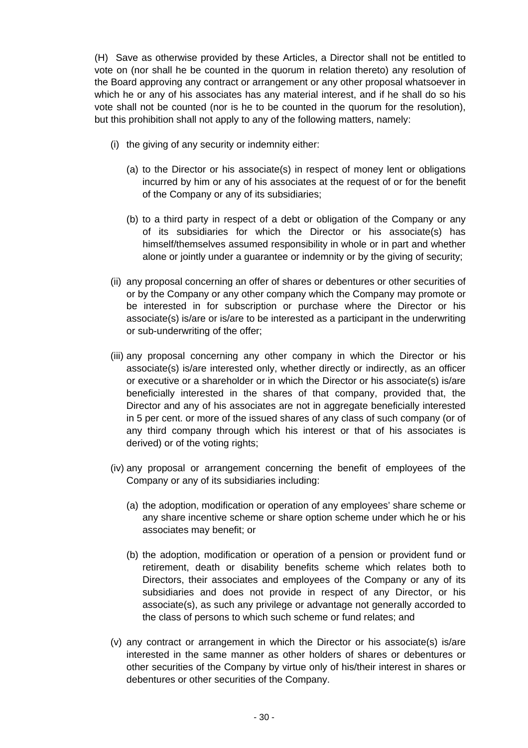(H) Save as otherwise provided by these Articles, a Director shall not be entitled to vote on (nor shall he be counted in the quorum in relation thereto) any resolution of the Board approving any contract or arrangement or any other proposal whatsoever in which he or any of his associates has any material interest, and if he shall do so his vote shall not be counted (nor is he to be counted in the quorum for the resolution), but this prohibition shall not apply to any of the following matters, namely:

- (i) the giving of any security or indemnity either:
  - (a) to the Director or his associate(s) in respect of money lent or obligations incurred by him or any of his associates at the request of or for the benefit of the Company or any of its subsidiaries;
  - (b) to a third party in respect of a debt or obligation of the Company or any of its subsidiaries for which the Director or his associate(s) has himself/themselves assumed responsibility in whole or in part and whether alone or jointly under a guarantee or indemnity or by the giving of security;
- (ii) any proposal concerning an offer of shares or debentures or other securities of or by the Company or any other company which the Company may promote or be interested in for subscription or purchase where the Director or his associate(s) is/are or is/are to be interested as a participant in the underwriting or sub-underwriting of the offer;
- (iii) any proposal concerning any other company in which the Director or his associate(s) is/are interested only, whether directly or indirectly, as an officer or executive or a shareholder or in which the Director or his associate(s) is/are beneficially interested in the shares of that company, provided that, the Director and any of his associates are not in aggregate beneficially interested in 5 per cent. or more of the issued shares of any class of such company (or of any third company through which his interest or that of his associates is derived) or of the voting rights;
- (iv) any proposal or arrangement concerning the benefit of employees of the Company or any of its subsidiaries including:
  - (a) the adoption, modification or operation of any employees' share scheme or any share incentive scheme or share option scheme under which he or his associates may benefit; or
  - (b) the adoption, modification or operation of a pension or provident fund or retirement, death or disability benefits scheme which relates both to Directors, their associates and employees of the Company or any of its subsidiaries and does not provide in respect of any Director, or his associate(s), as such any privilege or advantage not generally accorded to the class of persons to which such scheme or fund relates; and
- (v) any contract or arrangement in which the Director or his associate(s) is/are interested in the same manner as other holders of shares or debentures or other securities of the Company by virtue only of his/their interest in shares or debentures or other securities of the Company.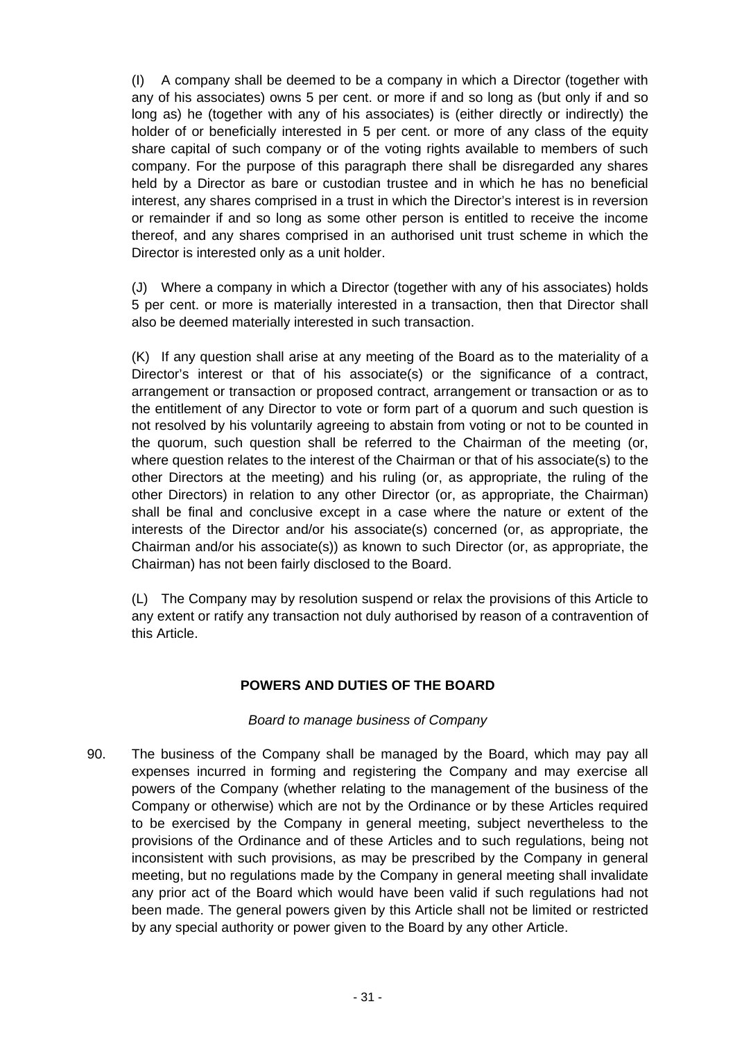(I) A company shall be deemed to be a company in which a Director (together with any of his associates) owns 5 per cent. or more if and so long as (but only if and so long as) he (together with any of his associates) is (either directly or indirectly) the holder of or beneficially interested in 5 per cent. or more of any class of the equity share capital of such company or of the voting rights available to members of such company. For the purpose of this paragraph there shall be disregarded any shares held by a Director as bare or custodian trustee and in which he has no beneficial interest, any shares comprised in a trust in which the Director's interest is in reversion or remainder if and so long as some other person is entitled to receive the income thereof, and any shares comprised in an authorised unit trust scheme in which the Director is interested only as a unit holder.

(J) Where a company in which a Director (together with any of his associates) holds 5 per cent. or more is materially interested in a transaction, then that Director shall also be deemed materially interested in such transaction.

(K) If any question shall arise at any meeting of the Board as to the materiality of a Director's interest or that of his associate(s) or the significance of a contract, arrangement or transaction or proposed contract, arrangement or transaction or as to the entitlement of any Director to vote or form part of a quorum and such question is not resolved by his voluntarily agreeing to abstain from voting or not to be counted in the quorum, such question shall be referred to the Chairman of the meeting (or, where question relates to the interest of the Chairman or that of his associate(s) to the other Directors at the meeting) and his ruling (or, as appropriate, the ruling of the other Directors) in relation to any other Director (or, as appropriate, the Chairman) shall be final and conclusive except in a case where the nature or extent of the interests of the Director and/or his associate(s) concerned (or, as appropriate, the Chairman and/or his associate(s)) as known to such Director (or, as appropriate, the Chairman) has not been fairly disclosed to the Board.

(L) The Company may by resolution suspend or relax the provisions of this Article to any extent or ratify any transaction not duly authorised by reason of a contravention of this Article.

## POWERS AND DUTIES OF THE BOARD

*Board to manage business of Company*

90. The business of the Company shall be managed by the Board, which may pay all expenses incurred in forming and registering the Company and may exercise all powers of the Company (whether relating to the management of the business of the Company or otherwise) which are not by the Ordinance or by these Articles required to be exercised by the Company in general meeting, subject nevertheless to the provisions of the Ordinance and of these Articles and to such regulations, being not inconsistent with such provisions, as may be prescribed by the Company in general meeting, but no regulations made by the Company in general meeting shall invalidate any prior act of the Board which would have been valid if such regulations had not been made. The general powers given by this Article shall not be limited or restricted by any special authority or power given to the Board by any other Article.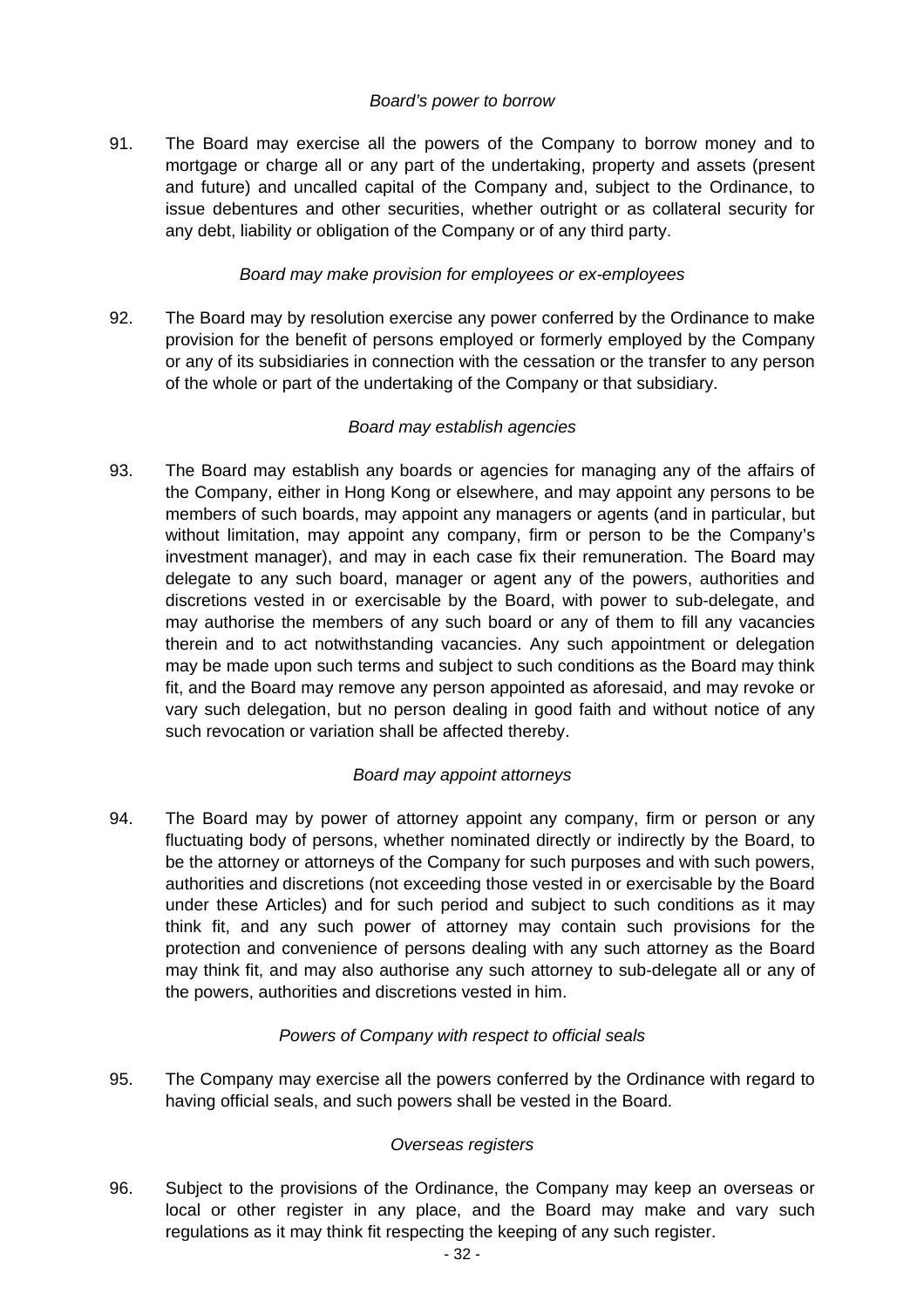*Board's power to borrow*

91. The Board may exercise all the powers of the Company to borrow money and to mortgage or charge all or any part of the undertaking, property and assets (present and future) and uncalled capital of the Company and, subject to the Ordinance, to issue debentures and other securities, whether outright or as collateral security for any debt, liability or obligation of the Company or of any third party.

*Board may make provision for employees or ex-employees*

92. The Board may by resolution exercise any power conferred by the Ordinance to make provision for the benefit of persons employed or formerly employed by the Company or any of its subsidiaries in connection with the cessation or the transfer to any person of the whole or part of the undertaking of the Company or that subsidiary.

*Board may establish agencies*

93. The Board may establish any boards or agencies for managing any of the affairs of the Company, either in Hong Kong or elsewhere, and may appoint any persons to be members of such boards, may appoint any managers or agents (and in particular, but without limitation, may appoint any company, firm or person to be the Company's investment manager), and may in each case fix their remuneration. The Board may delegate to any such board, manager or agent any of the powers, authorities and discretions vested in or exercisable by the Board, with power to sub-delegate, and may authorise the members of any such board or any of them to fill any vacancies therein and to act notwithstanding vacancies. Any such appointment or delegation may be made upon such terms and subject to such conditions as the Board may think fit, and the Board may remove any person appointed as aforesaid, and may revoke or vary such delegation, but no person dealing in good faith and without notice of any such revocation or variation shall be affected thereby.

*Board may appoint attorneys*

94. The Board may by power of attorney appoint any company, firm or person or any fluctuating body of persons, whether nominated directly or indirectly by the Board, to be the attorney or attorneys of the Company for such purposes and with such powers, authorities and discretions (not exceeding those vested in or exercisable by the Board under these Articles) and for such period and subject to such conditions as it may think fit, and any such power of attorney may contain such provisions for the protection and convenience of persons dealing with any such attorney as the Board may think fit, and may also authorise any such attorney to sub-delegate all or any of the powers, authorities and discretions vested in him.

*Powers of Company with respect to official seals*

95. The Company may exercise all the powers conferred by the Ordinance with regard to having official seals, and such powers shall be vested in the Board.

*Overseas registers*

96. Subject to the provisions of the Ordinance, the Company may keep an overseas or local or other register in any place, and the Board may make and vary such regulations as it may think fit respecting the keeping of any such register.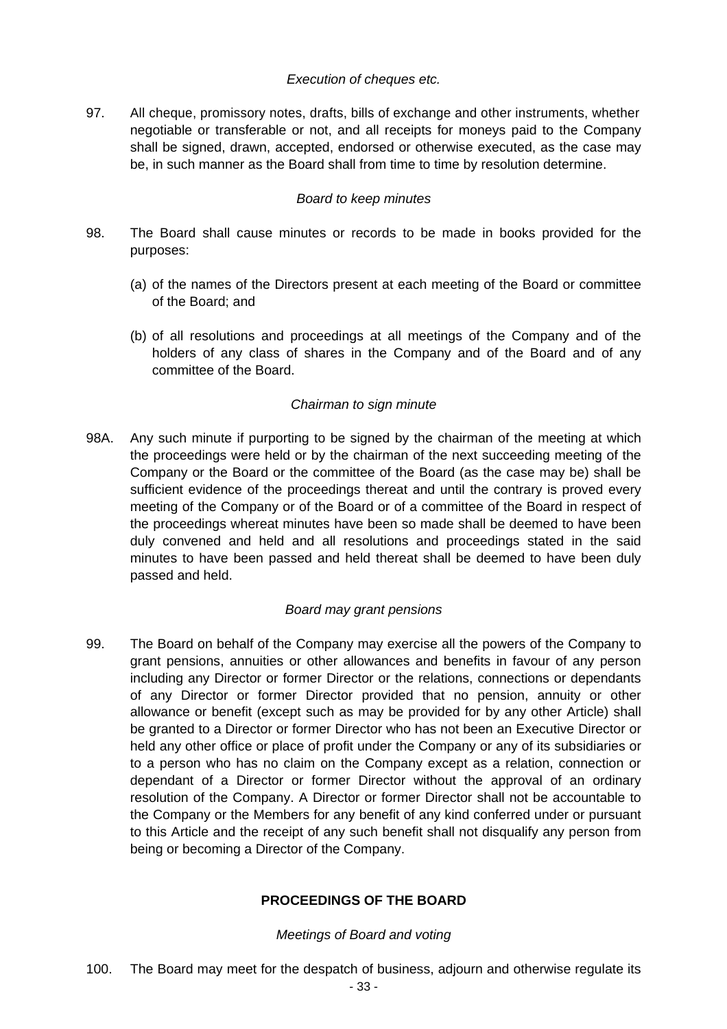*Execution of cheques etc.*

97. All cheque, promissory notes, drafts, bills of exchange and other instruments, whether negotiable or transferable or not, and all receipts for moneys paid to the Company shall be signed, drawn, accepted, endorsed or otherwise executed, as the case may be, in such manner as the Board shall from time to time by resolution determine.

*Board to keep minutes*

98. The Board shall cause minutes or records to be made in books provided for the purposes:

(a) of the names of the Directors present at each meeting of the Board or committee of the Board; and

(b) of all resolutions and proceedings at all meetings of the Company and of the holders of any class of shares in the Company and of the Board and of any committee of the Board.

*Chairman to sign minute*

98A. Any such minute if purporting to be signed by the chairman of the meeting at which the proceedings were held or by the chairman of the next succeeding meeting of the Company or the Board or the committee of the Board (as the case may be) shall be sufficient evidence of the proceedings thereat and until the contrary is proved every meeting of the Company or of the Board or of a committee of the Board in respect of the proceedings whereat minutes have been so made shall be deemed to have been duly convened and held and all resolutions and proceedings stated in the said minutes to have been passed and held thereat shall be deemed to have been duly passed and held.

*Board may grant pensions*

99. The Board on behalf of the Company may exercise all the powers of the Company to grant pensions, annuities or other allowances and benefits in favour of any person including any Director or former Director or the relations, connections or dependants of any Director or former Director provided that no pension, annuity or other allowance or benefit (except such as may be provided for by any other Article) shall be granted to a Director or former Director who has not been an Executive Director or held any other office or place of profit under the Company or any of its subsidiaries or to a person who has no claim on the Company except as a relation, connection or dependant of a Director or former Director without the approval of an ordinary resolution of the Company. A Director or former Director shall not be accountable to the Company or the Members for any benefit of any kind conferred under or pursuant to this Article and the receipt of any such benefit shall not disqualify any person from being or becoming a Director of the Company.

## PROCEEDINGS OF THE BOARD

*Meetings of Board and voting*

100. The Board may meet for the despatch of business, adjourn and otherwise regulate its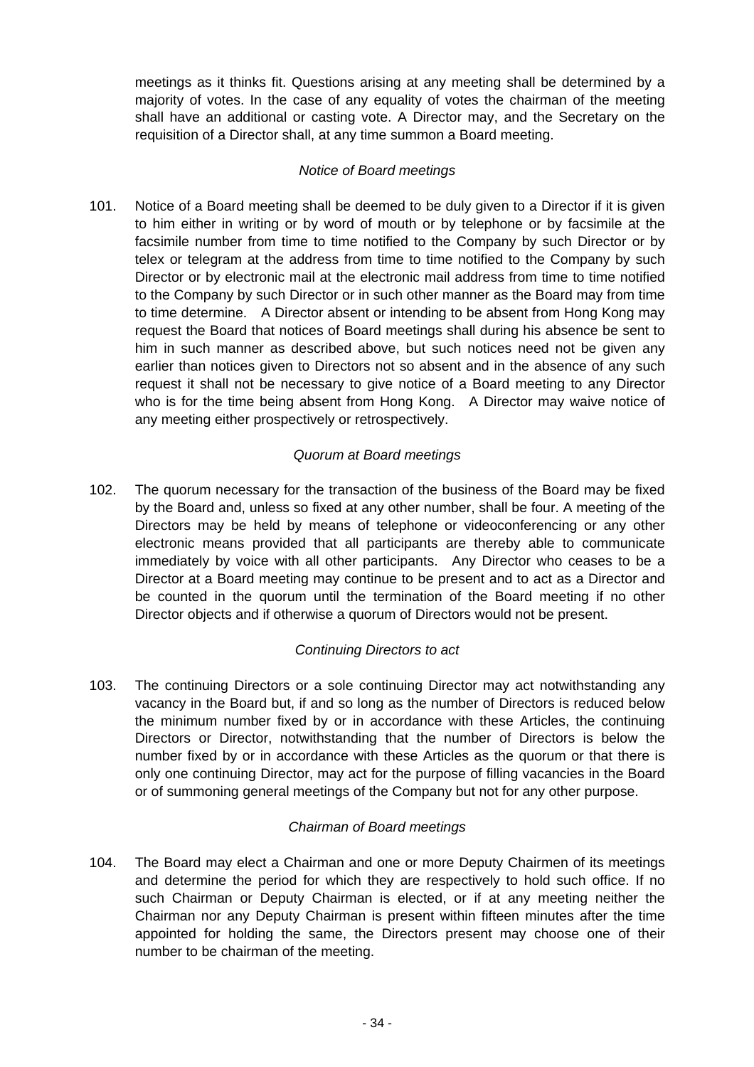meetings as it thinks fit. Questions arising at any meeting shall be determined by a majority of votes. In the case of any equality of votes the chairman of the meeting shall have an additional or casting vote. A Director may, and the Secretary on the requisition of a Director shall, at any time summon a Board meeting.

*Notice of Board meetings*

101. Notice of a Board meeting shall be deemed to be duly given to a Director if it is given to him either in writing or by word of mouth or by telephone or by facsimile at the facsimile number from time to time notified to the Company by such Director or by telex or telegram at the address from time to time notified to the Company by such Director or by electronic mail at the electronic mail address from time to time notified to the Company by such Director or in such other manner as the Board may from time to time determine. A Director absent or intending to be absent from Hong Kong may request the Board that notices of Board meetings shall during his absence be sent to him in such manner as described above, but such notices need not be given any earlier than notices given to Directors not so absent and in the absence of any such request it shall not be necessary to give notice of a Board meeting to any Director who is for the time being absent from Hong Kong. A Director may waive notice of any meeting either prospectively or retrospectively.

*Quorum at Board meetings*

102. The quorum necessary for the transaction of the business of the Board may be fixed by the Board and, unless so fixed at any other number, shall be four. A meeting of the Directors may be held by means of telephone or videoconferencing or any other electronic means provided that all participants are thereby able to communicate immediately by voice with all other participants. Any Director who ceases to be a Director at a Board meeting may continue to be present and to act as a Director and be counted in the quorum until the termination of the Board meeting if no other Director objects and if otherwise a quorum of Directors would not be present.

*Continuing Directors to act*

103. The continuing Directors or a sole continuing Director may act notwithstanding any vacancy in the Board but, if and so long as the number of Directors is reduced below the minimum number fixed by or in accordance with these Articles, the continuing Directors or Director, notwithstanding that the number of Directors is below the number fixed by or in accordance with these Articles as the quorum or that there is only one continuing Director, may act for the purpose of filling vacancies in the Board or of summoning general meetings of the Company but not for any other purpose.

*Chairman of Board meetings*

104. The Board may elect a Chairman and one or more Deputy Chairmen of its meetings and determine the period for which they are respectively to hold such office. If no such Chairman or Deputy Chairman is elected, or if at any meeting neither the Chairman nor any Deputy Chairman is present within fifteen minutes after the time appointed for holding the same, the Directors present may choose one of their number to be chairman of the meeting.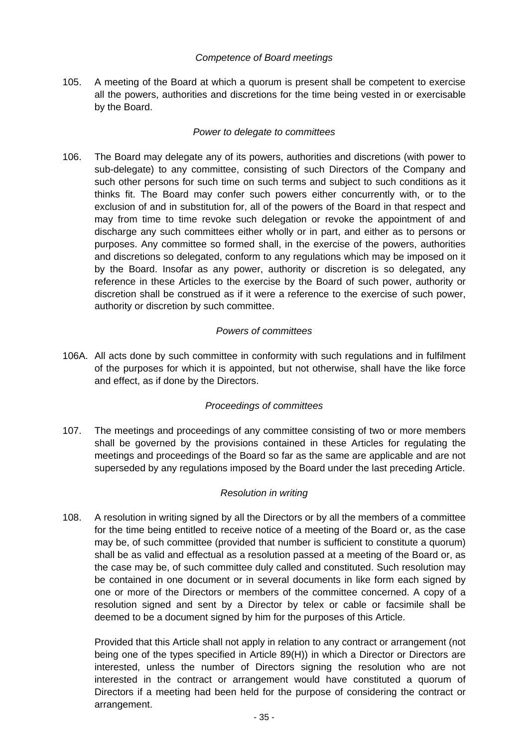*Competence of Board meetings*

105. A meeting of the Board at which a quorum is present shall be competent to exercise all the powers, authorities and discretions for the time being vested in or exercisable by the Board.

*Power to delegate to committees*

106. The Board may delegate any of its powers, authorities and discretions (with power to sub-delegate) to any committee, consisting of such Directors of the Company and such other persons for such time on such terms and subject to such conditions as it thinks fit. The Board may confer such powers either concurrently with, or to the exclusion of and in substitution for, all of the powers of the Board in that respect and may from time to time revoke such delegation or revoke the appointment of and discharge any such committees either wholly or in part, and either as to persons or purposes. Any committee so formed shall, in the exercise of the powers, authorities and discretions so delegated, conform to any regulations which may be imposed on it by the Board. Insofar as any power, authority or discretion is so delegated, any reference in these Articles to the exercise by the Board of such power, authority or discretion shall be construed as if it were a reference to the exercise of such power, authority or discretion by such committee.

*Powers of committees*

106A. All acts done by such committee in conformity with such regulations and in fulfilment of the purposes for which it is appointed, but not otherwise, shall have the like force and effect, as if done by the Directors.

*Proceedings of committees*

107. The meetings and proceedings of any committee consisting of two or more members shall be governed by the provisions contained in these Articles for regulating the meetings and proceedings of the Board so far as the same are applicable and are not superseded by any regulations imposed by the Board under the last preceding Article.

*Resolution in writing*

108. A resolution in writing signed by all the Directors or by all the members of a committee for the time being entitled to receive notice of a meeting of the Board or, as the case may be, of such committee (provided that number is sufficient to constitute a quorum) shall be as valid and effectual as a resolution passed at a meeting of the Board or, as the case may be, of such committee duly called and constituted. Such resolution may be contained in one document or in several documents in like form each signed by one or more of the Directors or members of the committee concerned. A copy of a resolution signed and sent by a Director by telex or cable or facsimile shall be deemed to be a document signed by him for the purposes of this Article.

Provided that this Article shall not apply in relation to any contract or arrangement (not being one of the types specified in Article 89(H)) in which a Director or Directors are interested, unless the number of Directors signing the resolution who are not interested in the contract or arrangement would have constituted a quorum of Directors if a meeting had been held for the purpose of considering the contract or arrangement.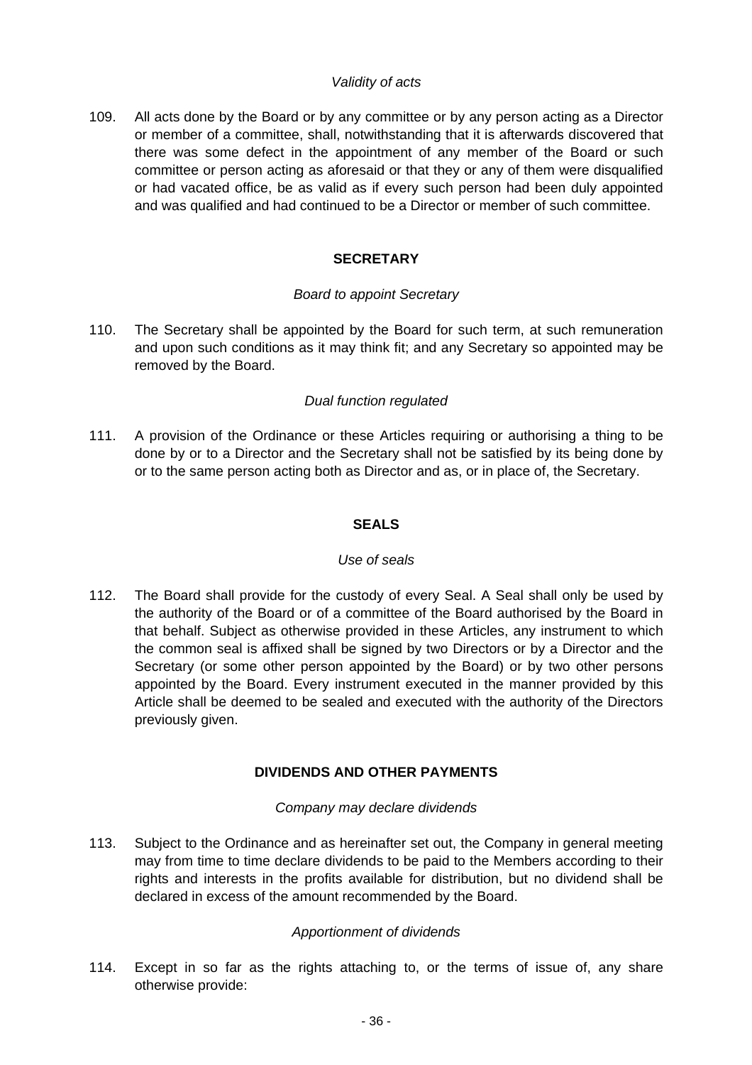*Validity of acts*

109. All acts done by the Board or by any committee or by any person acting as a Director or member of a committee, shall, notwithstanding that it is afterwards discovered that there was some defect in the appointment of any member of the Board or such committee or person acting as aforesaid or that they or any of them were disqualified or had vacated office, be as valid as if every such person had been duly appointed and was qualified and had continued to be a Director or member of such committee.

## SECRETARY

*Board to appoint Secretary*

110. The Secretary shall be appointed by the Board for such term, at such remuneration and upon such conditions as it may think fit; and any Secretary so appointed may be removed by the Board.

*Dual function regulated*

111. A provision of the Ordinance or these Articles requiring or authorising a thing to be done by or to a Director and the Secretary shall not be satisfied by its being done by or to the same person acting both as Director and as, or in place of, the Secretary.

## SEALS

*Use of seals*

112. The Board shall provide for the custody of every Seal. A Seal shall only be used by the authority of the Board or of a committee of the Board authorised by the Board in that behalf. Subject as otherwise provided in these Articles, any instrument to which the common seal is affixed shall be signed by two Directors or by a Director and the Secretary (or some other person appointed by the Board) or by two other persons appointed by the Board. Every instrument executed in the manner provided by this Article shall be deemed to be sealed and executed with the authority of the Directors previously given.

## DIVIDENDS AND OTHER PAYMENTS

*Company may declare dividends*

113. Subject to the Ordinance and as hereinafter set out, the Company in general meeting may from time to time declare dividends to be paid to the Members according to their rights and interests in the profits available for distribution, but no dividend shall be declared in excess of the amount recommended by the Board.

*Apportionment of dividends*

114. Except in so far as the rights attaching to, or the terms of issue of, any share otherwise provide: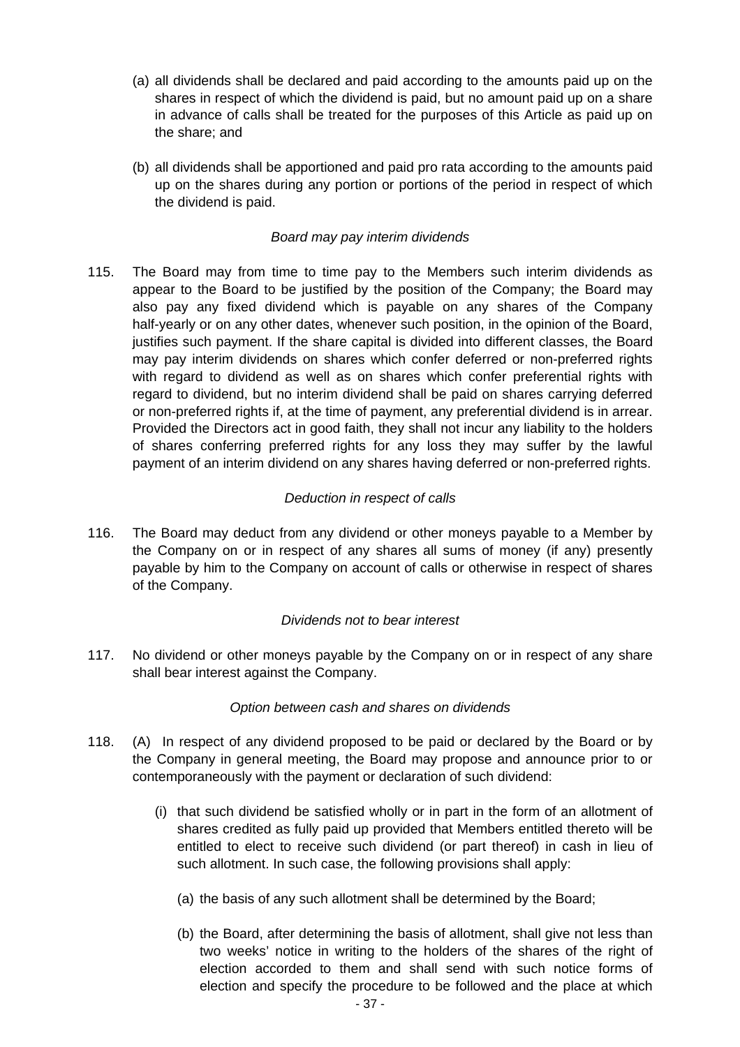(a) all dividends shall be declared and paid according to the amounts paid up on the shares in respect of which the dividend is paid, but no amount paid up on a share in advance of calls shall be treated for the purposes of this Article as paid up on the share; and

(b) all dividends shall be apportioned and paid pro rata according to the amounts paid up on the shares during any portion or portions of the period in respect of which the dividend is paid.

*Board may pay interim dividends*

115. The Board may from time to time pay to the Members such interim dividends as appear to the Board to be justified by the position of the Company; the Board may also pay any fixed dividend which is payable on any shares of the Company half-yearly or on any other dates, whenever such position, in the opinion of the Board, justifies such payment. If the share capital is divided into different classes, the Board may pay interim dividends on shares which confer deferred or non-preferred rights with regard to dividend as well as on shares which confer preferential rights with regard to dividend, but no interim dividend shall be paid on shares carrying deferred or non-preferred rights if, at the time of payment, any preferential dividend is in arrear. Provided the Directors act in good faith, they shall not incur any liability to the holders of shares conferring preferred rights for any loss they may suffer by the lawful payment of an interim dividend on any shares having deferred or non-preferred rights.

*Deduction in respect of calls*

116. The Board may deduct from any dividend or other moneys payable to a Member by the Company on or in respect of any shares all sums of money (if any) presently payable by him to the Company on account of calls or otherwise in respect of shares of the Company.

*Dividends not to bear interest*

117. No dividend or other moneys payable by the Company on or in respect of any share shall bear interest against the Company.

*Option between cash and shares on dividends*

118. (A) In respect of any dividend proposed to be paid or declared by the Board or by the Company in general meeting, the Board may propose and announce prior to or contemporaneously with the payment or declaration of such dividend:

(i) that such dividend be satisfied wholly or in part in the form of an allotment of shares credited as fully paid up provided that Members entitled thereto will be entitled to elect to receive such dividend (or part thereof) in cash in lieu of such allotment. In such case, the following provisions shall apply:

(a) the basis of any such allotment shall be determined by the Board;

(b) the Board, after determining the basis of allotment, shall give not less than two weeks' notice in writing to the holders of the shares of the right of election accorded to them and shall send with such notice forms of election and specify the procedure to be followed and the place at which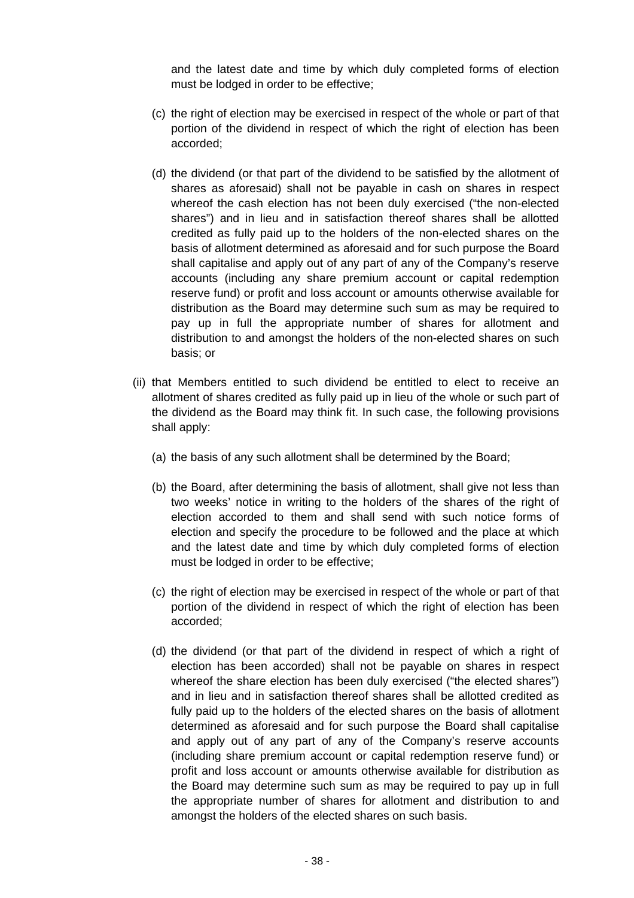and the latest date and time by which duly completed forms of election must be lodged in order to be effective;

(c) the right of election may be exercised in respect of the whole or part of that portion of the dividend in respect of which the right of election has been accorded;

(d) the dividend (or that part of the dividend to be satisfied by the allotment of shares as aforesaid) shall not be payable in cash on shares in respect whereof the cash election has not been duly exercised ("the non-elected shares") and in lieu and in satisfaction thereof shares shall be allotted credited as fully paid up to the holders of the non-elected shares on the basis of allotment determined as aforesaid and for such purpose the Board shall capitalise and apply out of any part of any of the Company's reserve accounts (including any share premium account or capital redemption reserve fund) or profit and loss account or amounts otherwise available for distribution as the Board may determine such sum as may be required to pay up in full the appropriate number of shares for allotment and distribution to and amongst the holders of the non-elected shares on such basis; or

(ii) that Members entitled to such dividend be entitled to elect to receive an allotment of shares credited as fully paid up in lieu of the whole or such part of the dividend as the Board may think fit. In such case, the following provisions shall apply:

(a) the basis of any such allotment shall be determined by the Board;

(b) the Board, after determining the basis of allotment, shall give not less than two weeks' notice in writing to the holders of the shares of the right of election accorded to them and shall send with such notice forms of election and specify the procedure to be followed and the place at which and the latest date and time by which duly completed forms of election must be lodged in order to be effective;

(c) the right of election may be exercised in respect of the whole or part of that portion of the dividend in respect of which the right of election has been accorded;

(d) the dividend (or that part of the dividend in respect of which a right of election has been accorded) shall not be payable on shares in respect whereof the share election has been duly exercised ("the elected shares") and in lieu and in satisfaction thereof shares shall be allotted credited as fully paid up to the holders of the elected shares on the basis of allotment determined as aforesaid and for such purpose the Board shall capitalise and apply out of any part of any of the Company's reserve accounts (including share premium account or capital redemption reserve fund) or profit and loss account or amounts otherwise available for distribution as the Board may determine such sum as may be required to pay up in full the appropriate number of shares for allotment and distribution to and amongst the holders of the elected shares on such basis.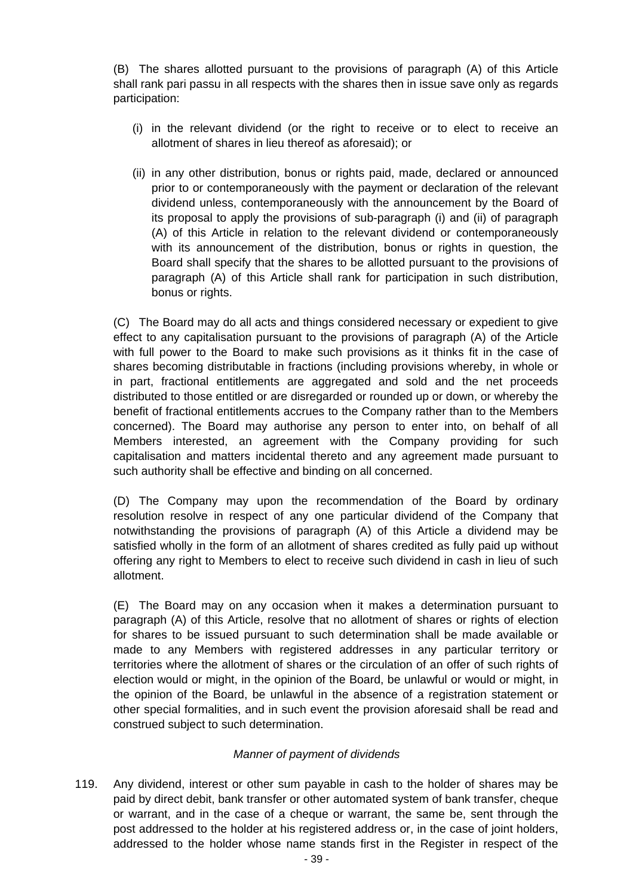(B) The shares allotted pursuant to the provisions of paragraph (A) of this Article shall rank pari passu in all respects with the shares then in issue save only as regards participation:

(i) in the relevant dividend (or the right to receive or to elect to receive an allotment of shares in lieu thereof as aforesaid); or

(ii) in any other distribution, bonus or rights paid, made, declared or announced prior to or contemporaneously with the payment or declaration of the relevant dividend unless, contemporaneously with the announcement by the Board of its proposal to apply the provisions of sub-paragraph (i) and (ii) of paragraph (A) of this Article in relation to the relevant dividend or contemporaneously with its announcement of the distribution, bonus or rights in question, the Board shall specify that the shares to be allotted pursuant to the provisions of paragraph (A) of this Article shall rank for participation in such distribution, bonus or rights.

(C) The Board may do all acts and things considered necessary or expedient to give effect to any capitalisation pursuant to the provisions of paragraph (A) of the Article with full power to the Board to make such provisions as it thinks fit in the case of shares becoming distributable in fractions (including provisions whereby, in whole or in part, fractional entitlements are aggregated and sold and the net proceeds distributed to those entitled or are disregarded or rounded up or down, or whereby the benefit of fractional entitlements accrues to the Company rather than to the Members concerned). The Board may authorise any person to enter into, on behalf of all Members interested, an agreement with the Company providing for such capitalisation and matters incidental thereto and any agreement made pursuant to such authority shall be effective and binding on all concerned.

(D) The Company may upon the recommendation of the Board by ordinary resolution resolve in respect of any one particular dividend of the Company that notwithstanding the provisions of paragraph (A) of this Article a dividend may be satisfied wholly in the form of an allotment of shares credited as fully paid up without offering any right to Members to elect to receive such dividend in cash in lieu of such allotment.

(E) The Board may on any occasion when it makes a determination pursuant to paragraph (A) of this Article, resolve that no allotment of shares or rights of election for shares to be issued pursuant to such determination shall be made available or made to any Members with registered addresses in any particular territory or territories where the allotment of shares or the circulation of an offer of such rights of election would or might, in the opinion of the Board, be unlawful or would or might, in the opinion of the Board, be unlawful in the absence of a registration statement or other special formalities, and in such event the provision aforesaid shall be read and construed subject to such determination.

*Manner of payment of dividends*

119. Any dividend, interest or other sum payable in cash to the holder of shares may be paid by direct debit, bank transfer or other automated system of bank transfer, cheque or warrant, and in the case of a cheque or warrant, the same be, sent through the post addressed to the holder at his registered address or, in the case of joint holders, addressed to the holder whose name stands first in the Register in respect of the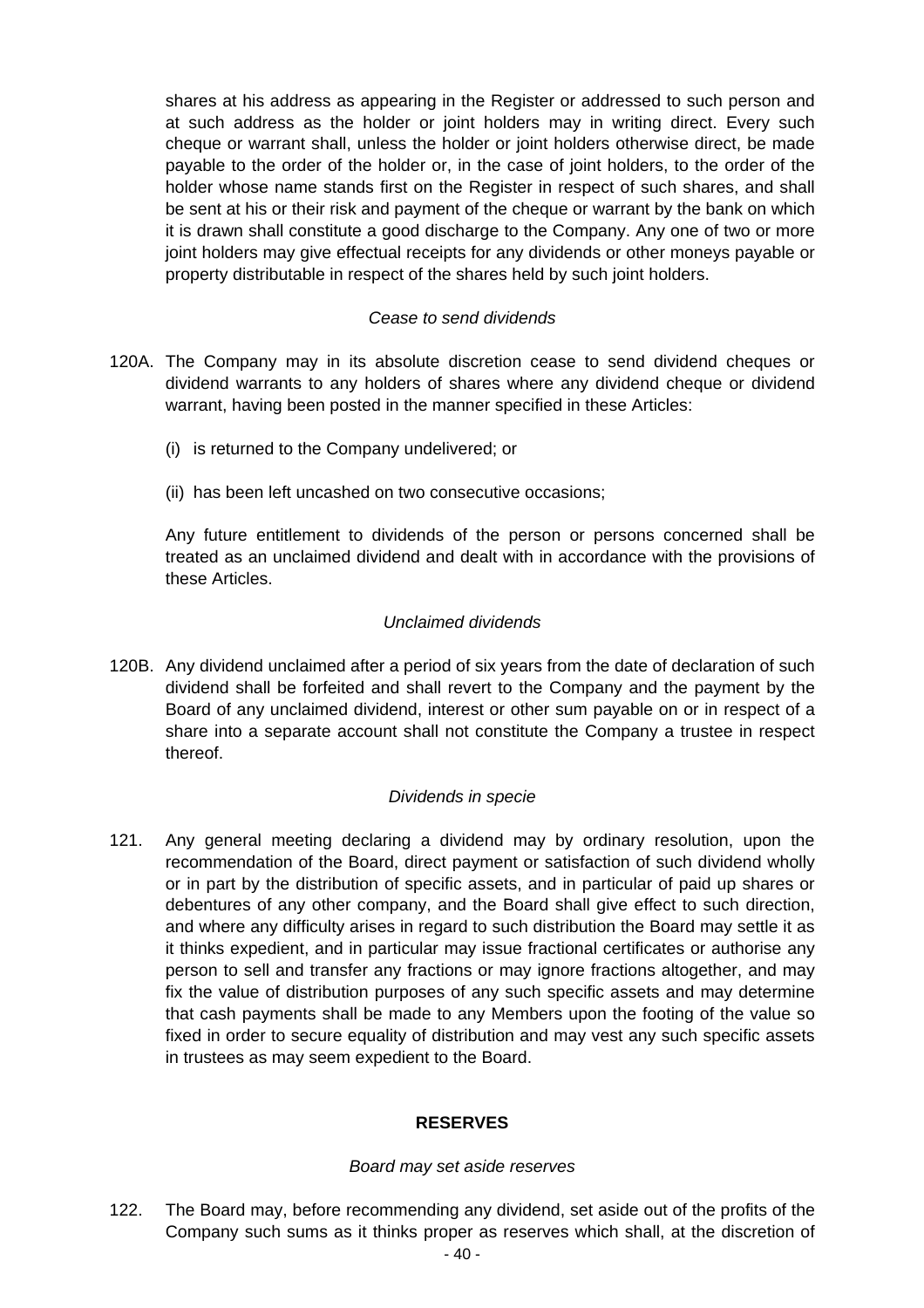shares at his address as appearing in the Register or addressed to such person and at such address as the holder or joint holders may in writing direct. Every such cheque or warrant shall, unless the holder or joint holders otherwise direct, be made payable to the order of the holder or, in the case of joint holders, to the order of the holder whose name stands first on the Register in respect of such shares, and shall be sent at his or their risk and payment of the cheque or warrant by the bank on which it is drawn shall constitute a good discharge to the Company. Any one of two or more joint holders may give effectual receipts for any dividends or other moneys payable or property distributable in respect of the shares held by such joint holders.

*Cease to send dividends*

120A. The Company may in its absolute discretion cease to send dividend cheques or dividend warrants to any holders of shares where any dividend cheque or dividend warrant, having been posted in the manner specified in these Articles:

(i) is returned to the Company undelivered; or

(ii) has been left uncashed on two consecutive occasions;

Any future entitlement to dividends of the person or persons concerned shall be treated as an unclaimed dividend and dealt with in accordance with the provisions of these Articles.

*Unclaimed dividends*

120B. Any dividend unclaimed after a period of six years from the date of declaration of such dividend shall be forfeited and shall revert to the Company and the payment by the Board of any unclaimed dividend, interest or other sum payable on or in respect of a share into a separate account shall not constitute the Company a trustee in respect thereof.

*Dividends in specie*

121. Any general meeting declaring a dividend may by ordinary resolution, upon the recommendation of the Board, direct payment or satisfaction of such dividend wholly or in part by the distribution of specific assets, and in particular of paid up shares or debentures of any other company, and the Board shall give effect to such direction, and where any difficulty arises in regard to such distribution the Board may settle it as it thinks expedient, and in particular may issue fractional certificates or authorise any person to sell and transfer any fractions or may ignore fractions altogether, and may fix the value of distribution purposes of any such specific assets and may determine that cash payments shall be made to any Members upon the footing of the value so fixed in order to secure equality of distribution and may vest any such specific assets in trustees as may seem expedient to the Board.

## RESERVES

*Board may set aside reserves*

122. The Board may, before recommending any dividend, set aside out of the profits of the Company such sums as it thinks proper as reserves which shall, at the discretion of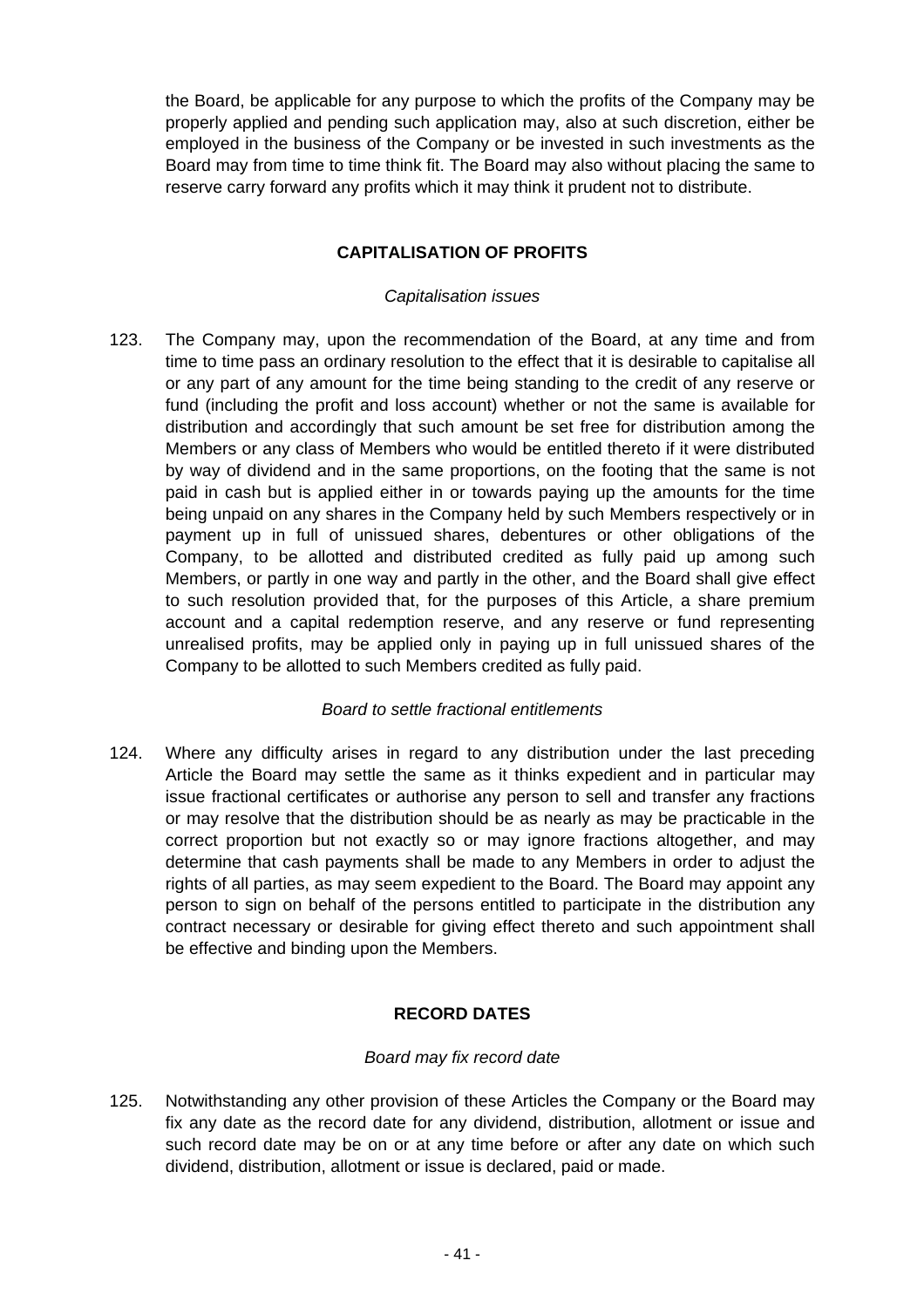the Board, be applicable for any purpose to which the profits of the Company may be properly applied and pending such application may, also at such discretion, either be employed in the business of the Company or be invested in such investments as the Board may from time to time think fit. The Board may also without placing the same to reserve carry forward any profits which it may think it prudent not to distribute.

## CAPITALISATION OF PROFITS

*Capitalisation issues*

123. The Company may, upon the recommendation of the Board, at any time and from time to time pass an ordinary resolution to the effect that it is desirable to capitalise all or any part of any amount for the time being standing to the credit of any reserve or fund (including the profit and loss account) whether or not the same is available for distribution and accordingly that such amount be set free for distribution among the Members or any class of Members who would be entitled thereto if it were distributed by way of dividend and in the same proportions, on the footing that the same is not paid in cash but is applied either in or towards paying up the amounts for the time being unpaid on any shares in the Company held by such Members respectively or in payment up in full of unissued shares, debentures or other obligations of the Company, to be allotted and distributed credited as fully paid up among such Members, or partly in one way and partly in the other, and the Board shall give effect to such resolution provided that, for the purposes of this Article, a share premium account and a capital redemption reserve, and any reserve or fund representing unrealised profits, may be applied only in paying up in full unissued shares of the Company to be allotted to such Members credited as fully paid.

*Board to settle fractional entitlements*

124. Where any difficulty arises in regard to any distribution under the last preceding Article the Board may settle the same as it thinks expedient and in particular may issue fractional certificates or authorise any person to sell and transfer any fractions or may resolve that the distribution should be as nearly as may be practicable in the correct proportion but not exactly so or may ignore fractions altogether, and may determine that cash payments shall be made to any Members in order to adjust the rights of all parties, as may seem expedient to the Board. The Board may appoint any person to sign on behalf of the persons entitled to participate in the distribution any contract necessary or desirable for giving effect thereto and such appointment shall be effective and binding upon the Members.

## RECORD DATES

*Board may fix record date*

125. Notwithstanding any other provision of these Articles the Company or the Board may fix any date as the record date for any dividend, distribution, allotment or issue and such record date may be on or at any time before or after any date on which such dividend, distribution, allotment or issue is declared, paid or made.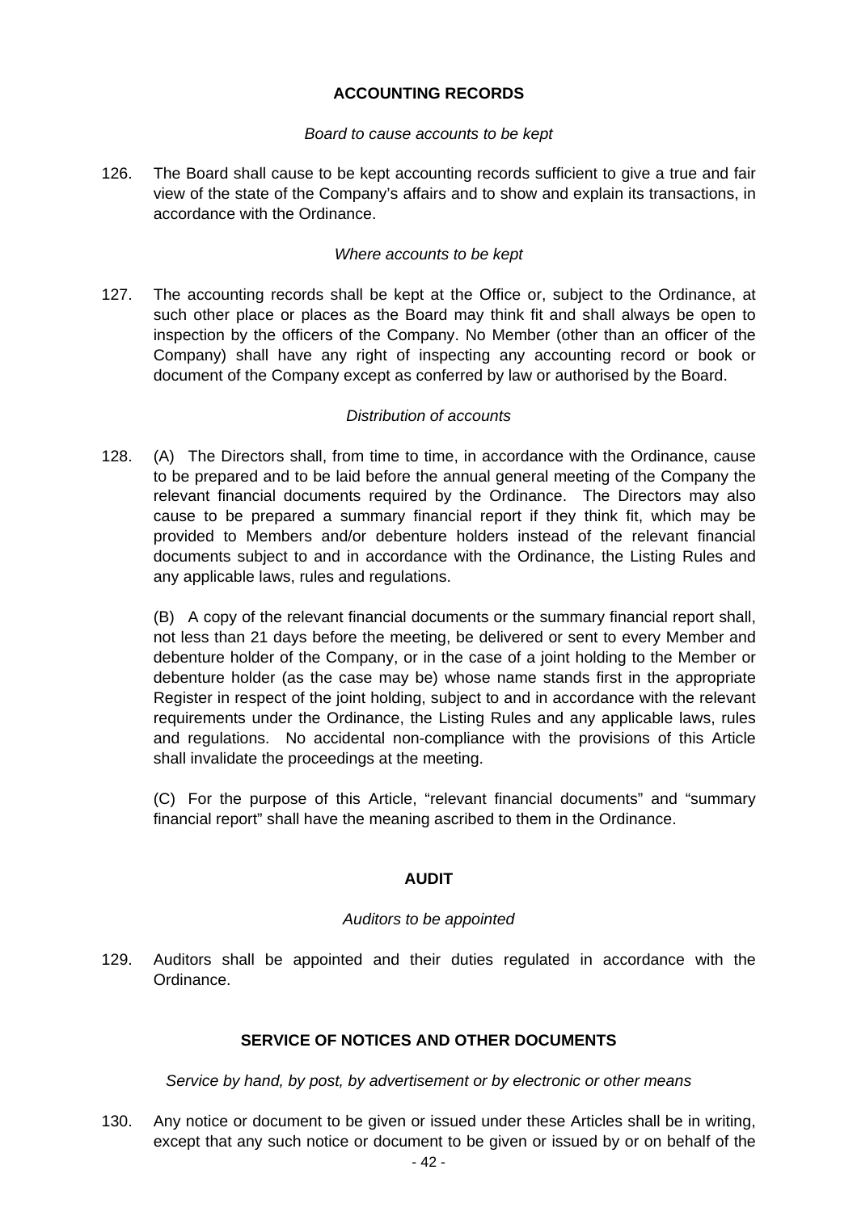## ACCOUNTING RECORDS

*Board to cause accounts to be kept*

126. The Board shall cause to be kept accounting records sufficient to give a true and fair view of the state of the Company's affairs and to show and explain its transactions, in accordance with the Ordinance.

*Where accounts to be kept*

127. The accounting records shall be kept at the Office or, subject to the Ordinance, at such other place or places as the Board may think fit and shall always be open to inspection by the officers of the Company. No Member (other than an officer of the Company) shall have any right of inspecting any accounting record or book or document of the Company except as conferred by law or authorised by the Board.

*Distribution of accounts*

128. (A) The Directors shall, from time to time, in accordance with the Ordinance, cause to be prepared and to be laid before the annual general meeting of the Company the relevant financial documents required by the Ordinance. The Directors may also cause to be prepared a summary financial report if they think fit, which may be provided to Members and/or debenture holders instead of the relevant financial documents subject to and in accordance with the Ordinance, the Listing Rules and any applicable laws, rules and regulations.

(B) A copy of the relevant financial documents or the summary financial report shall, not less than 21 days before the meeting, be delivered or sent to every Member and debenture holder of the Company, or in the case of a joint holding to the Member or debenture holder (as the case may be) whose name stands first in the appropriate Register in respect of the joint holding, subject to and in accordance with the relevant requirements under the Ordinance, the Listing Rules and any applicable laws, rules and regulations. No accidental non-compliance with the provisions of this Article shall invalidate the proceedings at the meeting.

(C) For the purpose of this Article, "relevant financial documents" and "summary financial report" shall have the meaning ascribed to them in the Ordinance.

## AUDIT

*Auditors to be appointed*

129. Auditors shall be appointed and their duties regulated in accordance with the Ordinance.

## SERVICE OF NOTICES AND OTHER DOCUMENTS

*Service by hand, by post, by advertisement or by electronic or other means*

130. Any notice or document to be given or issued under these Articles shall be in writing, except that any such notice or document to be given or issued by or on behalf of the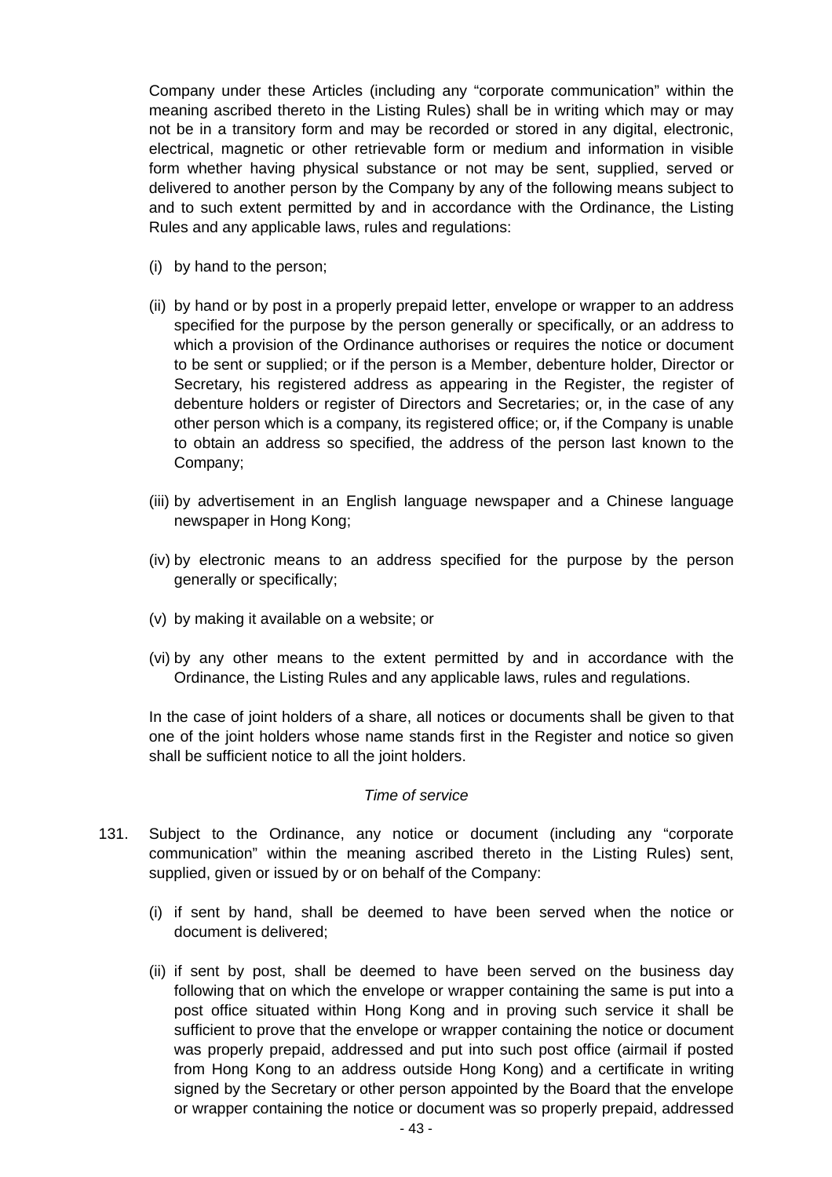Company under these Articles (including any "corporate communication" within the meaning ascribed thereto in the Listing Rules) shall be in writing which may or may not be in a transitory form and may be recorded or stored in any digital, electronic, electrical, magnetic or other retrievable form or medium and information in visible form whether having physical substance or not may be sent, supplied, served or delivered to another person by the Company by any of the following means subject to and to such extent permitted by and in accordance with the Ordinance, the Listing Rules and any applicable laws, rules and regulations:

(i) by hand to the person;

(ii) by hand or by post in a properly prepaid letter, envelope or wrapper to an address specified for the purpose by the person generally or specifically, or an address to which a provision of the Ordinance authorises or requires the notice or document to be sent or supplied; or if the person is a Member, debenture holder, Director or Secretary, his registered address as appearing in the Register, the register of debenture holders or register of Directors and Secretaries; or, in the case of any other person which is a company, its registered office; or, if the Company is unable to obtain an address so specified, the address of the person last known to the Company;

(iii) by advertisement in an English language newspaper and a Chinese language newspaper in Hong Kong;

(iv) by electronic means to an address specified for the purpose by the person generally or specifically;

(v) by making it available on a website; or

(vi) by any other means to the extent permitted by and in accordance with the Ordinance, the Listing Rules and any applicable laws, rules and regulations.

In the case of joint holders of a share, all notices or documents shall be given to that one of the joint holders whose name stands first in the Register and notice so given shall be sufficient notice to all the joint holders.

*Time of service*

131. Subject to the Ordinance, any notice or document (including any "corporate communication" within the meaning ascribed thereto in the Listing Rules) sent, supplied, given or issued by or on behalf of the Company:

(i) if sent by hand, shall be deemed to have been served when the notice or document is delivered;

(ii) if sent by post, shall be deemed to have been served on the business day following that on which the envelope or wrapper containing the same is put into a post office situated within Hong Kong and in proving such service it shall be sufficient to prove that the envelope or wrapper containing the notice or document was properly prepaid, addressed and put into such post office (airmail if posted from Hong Kong to an address outside Hong Kong) and a certificate in writing signed by the Secretary or other person appointed by the Board that the envelope or wrapper containing the notice or document was so properly prepaid, addressed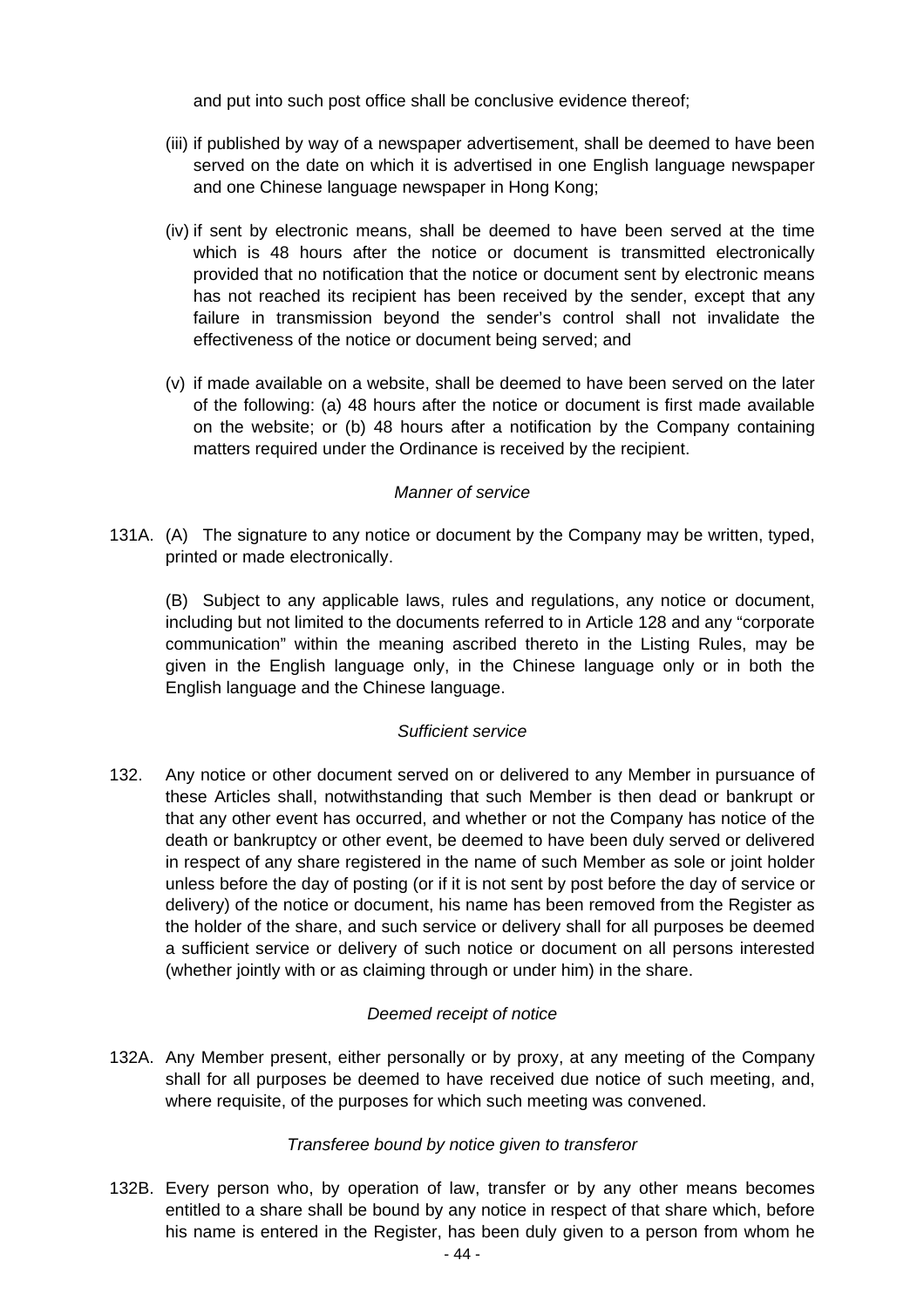and put into such post office shall be conclusive evidence thereof;

(iii) if published by way of a newspaper advertisement, shall be deemed to have been served on the date on which it is advertised in one English language newspaper and one Chinese language newspaper in Hong Kong;

(iv) if sent by electronic means, shall be deemed to have been served at the time which is 48 hours after the notice or document is transmitted electronically provided that no notification that the notice or document sent by electronic means has not reached its recipient has been received by the sender, except that any failure in transmission beyond the sender's control shall not invalidate the effectiveness of the notice or document being served; and

(v) if made available on a website, shall be deemed to have been served on the later of the following: (a) 48 hours after the notice or document is first made available on the website; or (b) 48 hours after a notification by the Company containing matters required under the Ordinance is received by the recipient.

*Manner of service*

131A. (A) The signature to any notice or document by the Company may be written, typed, printed or made electronically.

(B) Subject to any applicable laws, rules and regulations, any notice or document, including but not limited to the documents referred to in Article 128 and any "corporate communication" within the meaning ascribed thereto in the Listing Rules, may be given in the English language only, in the Chinese language only or in both the English language and the Chinese language.

*Sufficient service*

132. Any notice or other document served on or delivered to any Member in pursuance of these Articles shall, notwithstanding that such Member is then dead or bankrupt or that any other event has occurred, and whether or not the Company has notice of the death or bankruptcy or other event, be deemed to have been duly served or delivered in respect of any share registered in the name of such Member as sole or joint holder unless before the day of posting (or if it is not sent by post before the day of service or delivery) of the notice or document, his name has been removed from the Register as the holder of the share, and such service or delivery shall for all purposes be deemed a sufficient service or delivery of such notice or document on all persons interested (whether jointly with or as claiming through or under him) in the share.

*Deemed receipt of notice*

132A. Any Member present, either personally or by proxy, at any meeting of the Company shall for all purposes be deemed to have received due notice of such meeting, and, where requisite, of the purposes for which such meeting was convened.

*Transferee bound by notice given to transferor*

132B. Every person who, by operation of law, transfer or by any other means becomes entitled to a share shall be bound by any notice in respect of that share which, before his name is entered in the Register, has been duly given to a person from whom he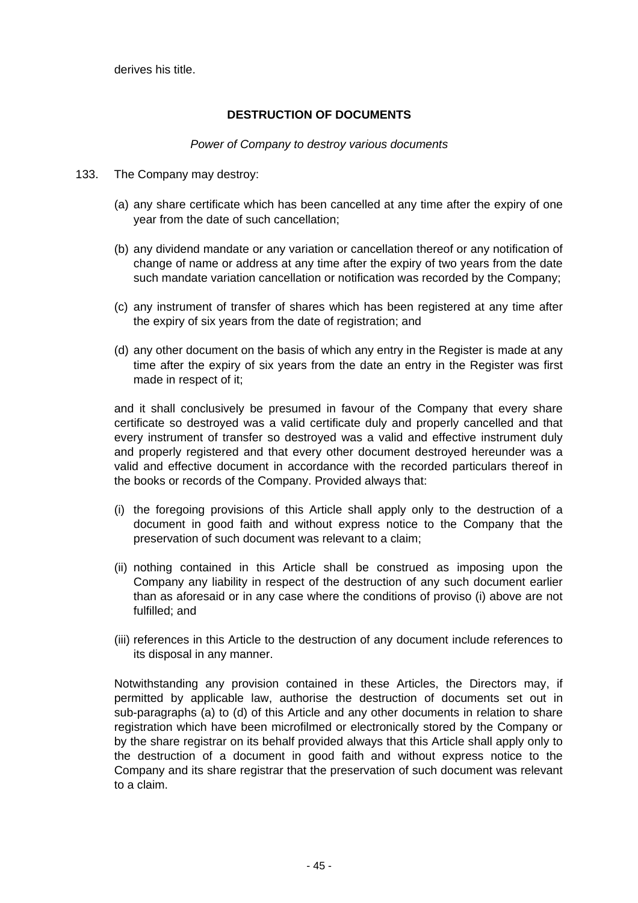derives his title.

**DESTRUCTION OF DOCUMENTS**

*Power of Company to destroy various documents*

133. The Company may destroy:

(a) any share certificate which has been cancelled at any time after the expiry of one year from the date of such cancellation;

(b) any dividend mandate or any variation or cancellation thereof or any notification of change of name or address at any time after the expiry of two years from the date such mandate variation cancellation or notification was recorded by the Company;

(c) any instrument of transfer of shares which has been registered at any time after the expiry of six years from the date of registration; and

(d) any other document on the basis of which any entry in the Register is made at any time after the expiry of six years from the date an entry in the Register was first made in respect of it;

and it shall conclusively be presumed in favour of the Company that every share certificate so destroyed was a valid certificate duly and properly cancelled and that every instrument of transfer so destroyed was a valid and effective instrument duly and properly registered and that every other document destroyed hereunder was a valid and effective document in accordance with the recorded particulars thereof in the books or records of the Company. Provided always that:

(i) the foregoing provisions of this Article shall apply only to the destruction of a document in good faith and without express notice to the Company that the preservation of such document was relevant to a claim;

(ii) nothing contained in this Article shall be construed as imposing upon the Company any liability in respect of the destruction of any such document earlier than as aforesaid or in any case where the conditions of proviso (i) above are not fulfilled; and

(iii) references in this Article to the destruction of any document include references to its disposal in any manner.

Notwithstanding any provision contained in these Articles, the Directors may, if permitted by applicable law, authorise the destruction of documents set out in sub-paragraphs (a) to (d) of this Article and any other documents in relation to share registration which have been microfilmed or electronically stored by the Company or by the share registrar on its behalf provided always that this Article shall apply only to the destruction of a document in good faith and without express notice to the Company and its share registrar that the preservation of such document was relevant to a claim.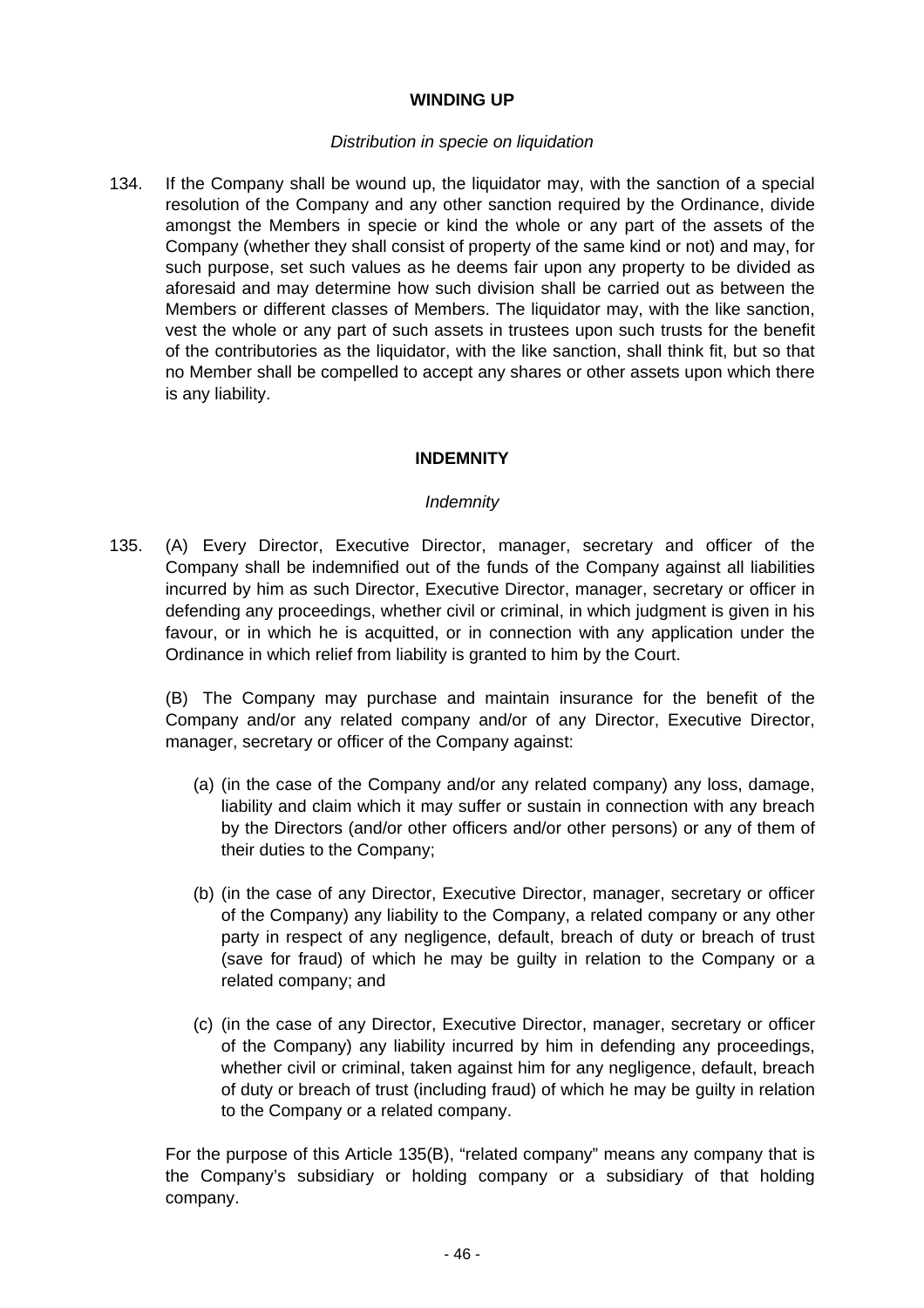## WINDING UP

*Distribution in specie on liquidation*

134. If the Company shall be wound up, the liquidator may, with the sanction of a special resolution of the Company and any other sanction required by the Ordinance, divide amongst the Members in specie or kind the whole or any part of the assets of the Company (whether they shall consist of property of the same kind or not) and may, for such purpose, set such values as he deems fair upon any property to be divided as aforesaid and may determine how such division shall be carried out as between the Members or different classes of Members. The liquidator may, with the like sanction, vest the whole or any part of such assets in trustees upon such trusts for the benefit of the contributories as the liquidator, with the like sanction, shall think fit, but so that no Member shall be compelled to accept any shares or other assets upon which there is any liability.

## INDEMNITY

*Indemnity*

135. (A) Every Director, Executive Director, manager, secretary and officer of the Company shall be indemnified out of the funds of the Company against all liabilities incurred by him as such Director, Executive Director, manager, secretary or officer in defending any proceedings, whether civil or criminal, in which judgment is given in his favour, or in which he is acquitted, or in connection with any application under the Ordinance in which relief from liability is granted to him by the Court.

(B) The Company may purchase and maintain insurance for the benefit of the Company and/or any related company and/or of any Director, Executive Director, manager, secretary or officer of the Company against:

(a) (in the case of the Company and/or any related company) any loss, damage, liability and claim which it may suffer or sustain in connection with any breach by the Directors (and/or other officers and/or other persons) or any of them of their duties to the Company;

(b) (in the case of any Director, Executive Director, manager, secretary or officer of the Company) any liability to the Company, a related company or any other party in respect of any negligence, default, breach of duty or breach of trust (save for fraud) of which he may be guilty in relation to the Company or a related company; and

(c) (in the case of any Director, Executive Director, manager, secretary or officer of the Company) any liability incurred by him in defending any proceedings, whether civil or criminal, taken against him for any negligence, default, breach of duty or breach of trust (including fraud) of which he may be guilty in relation to the Company or a related company.

For the purpose of this Article 135(B), "related company" means any company that is the Company's subsidiary or holding company or a subsidiary of that holding company.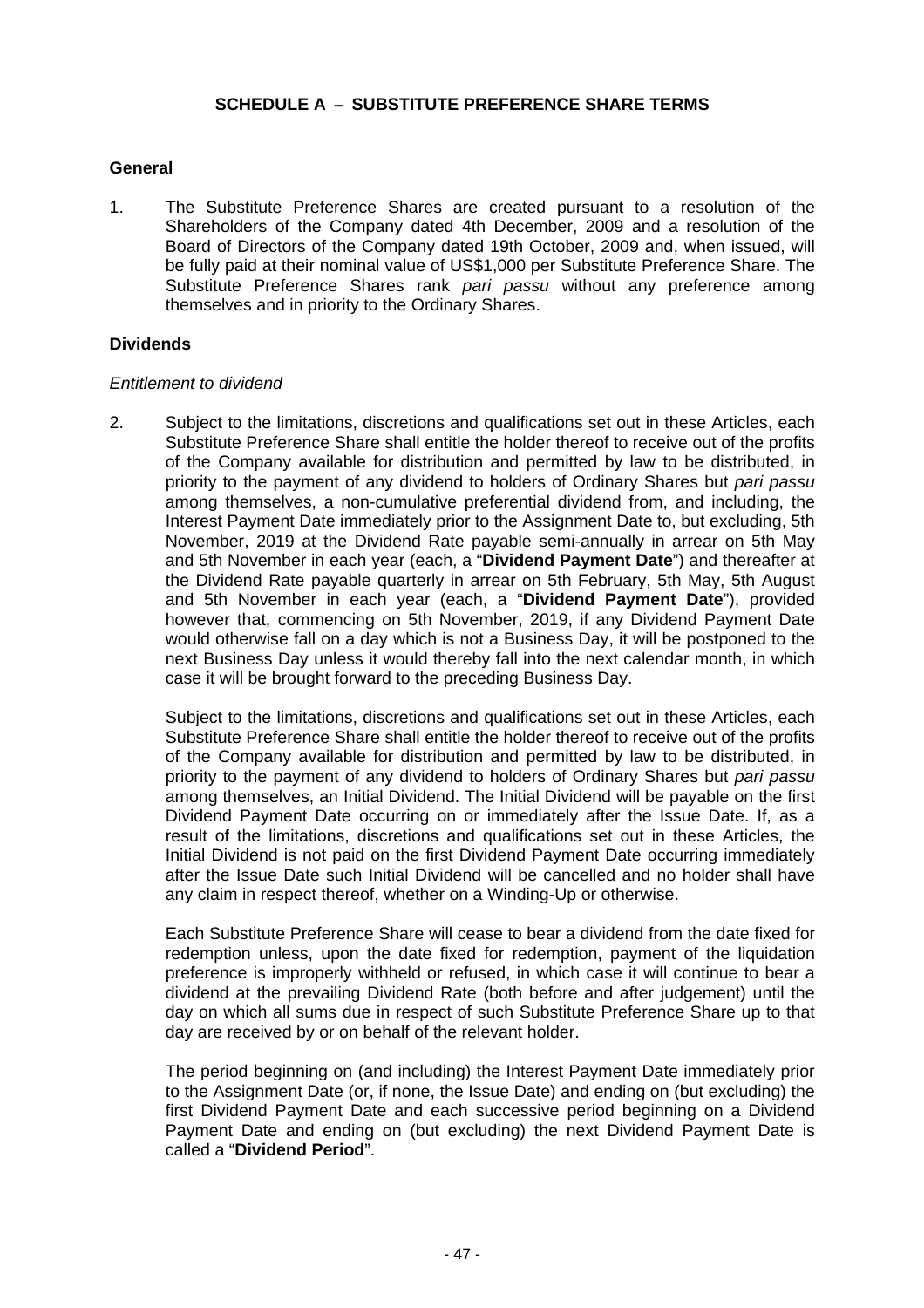## SCHEDULE A – SUBSTITUTE PREFERENCE SHARE TERMS

### General

1. The Substitute Preference Shares are created pursuant to a resolution of the Shareholders of the Company dated 4th December, 2009 and a resolution of the Board of Directors of the Company dated 19th October, 2009 and, when issued, will be fully paid at their nominal value of US$1,000 per Substitute Preference Share. The Substitute Preference Shares rank *pari passu* without any preference among themselves and in priority to the Ordinary Shares.

### Dividends

*Entitlement to dividend*

2. Subject to the limitations, discretions and qualifications set out in these Articles, each Substitute Preference Share shall entitle the holder thereof to receive out of the profits of the Company available for distribution and permitted by law to be distributed, in priority to the payment of any dividend to holders of Ordinary Shares but *pari passu* among themselves, a non-cumulative preferential dividend from, and including, the Interest Payment Date immediately prior to the Assignment Date to, but excluding, 5th November, 2019 at the Dividend Rate payable semi-annually in arrear on 5th May and 5th November in each year (each, a "**Dividend Payment Date**") and thereafter at the Dividend Rate payable quarterly in arrear on 5th February, 5th May, 5th August and 5th November in each year (each, a "**Dividend Payment Date**"), provided however that, commencing on 5th November, 2019, if any Dividend Payment Date would otherwise fall on a day which is not a Business Day, it will be postponed to the next Business Day unless it would thereby fall into the next calendar month, in which case it will be brought forward to the preceding Business Day.

   Subject to the limitations, discretions and qualifications set out in these Articles, each Substitute Preference Share shall entitle the holder thereof to receive out of the profits of the Company available for distribution and permitted by law to be distributed, in priority to the payment of any dividend to holders of Ordinary Shares but *pari passu* among themselves, an Initial Dividend. The Initial Dividend will be payable on the first Dividend Payment Date occurring on or immediately after the Issue Date. If, as a result of the limitations, discretions and qualifications set out in these Articles, the Initial Dividend is not paid on the first Dividend Payment Date occurring immediately after the Issue Date such Initial Dividend will be cancelled and no holder shall have any claim in respect thereof, whether on a Winding-Up or otherwise.

   Each Substitute Preference Share will cease to bear a dividend from the date fixed for redemption unless, upon the date fixed for redemption, payment of the liquidation preference is improperly withheld or refused, in which case it will continue to bear a dividend at the prevailing Dividend Rate (both before and after judgement) until the day on which all sums due in respect of such Substitute Preference Share up to that day are received by or on behalf of the relevant holder.

   The period beginning on (and including) the Interest Payment Date immediately prior to the Assignment Date (or, if none, the Issue Date) and ending on (but excluding) the first Dividend Payment Date and each successive period beginning on a Dividend Payment Date and ending on (but excluding) the next Dividend Payment Date is called a "**Dividend Period**".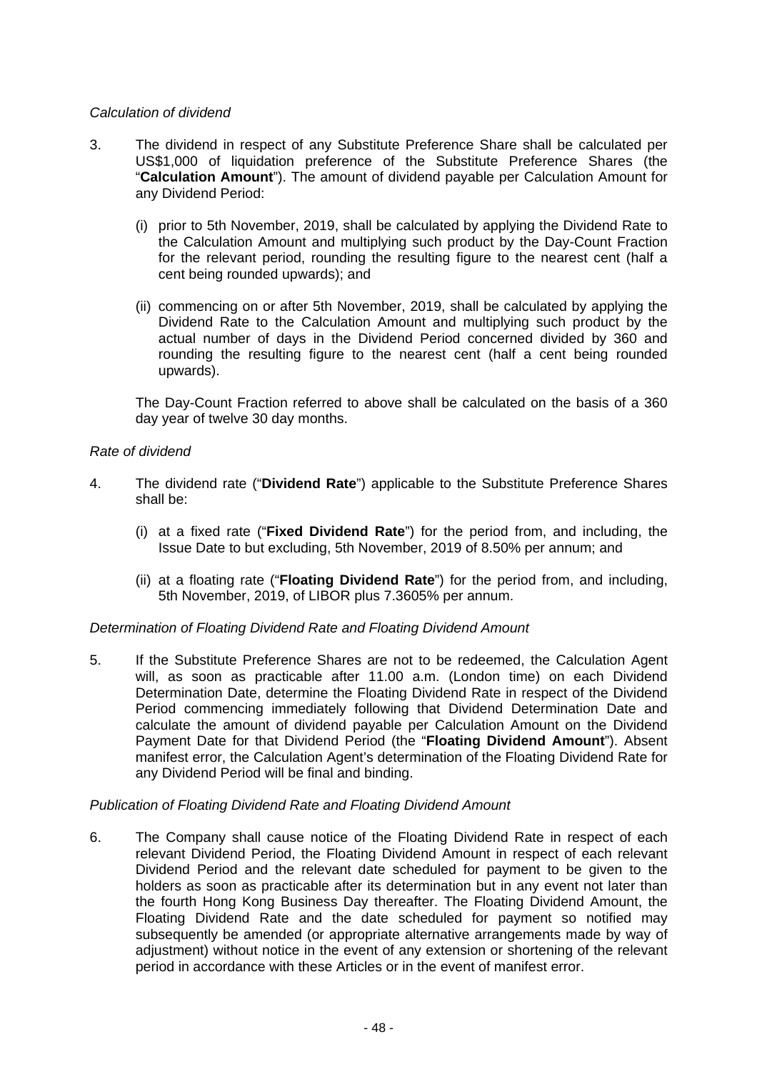*Calculation of dividend*

3. The dividend in respect of any Substitute Preference Share shall be calculated per US$1,000 of liquidation preference of the Substitute Preference Shares (the "**Calculation Amount**"). The amount of dividend payable per Calculation Amount for any Dividend Period:

   (i) prior to 5th November, 2019, shall be calculated by applying the Dividend Rate to the Calculation Amount and multiplying such product by the Day-Count Fraction for the relevant period, rounding the resulting figure to the nearest cent (half a cent being rounded upwards); and

   (ii) commencing on or after 5th November, 2019, shall be calculated by applying the Dividend Rate to the Calculation Amount and multiplying such product by the actual number of days in the Dividend Period concerned divided by 360 and rounding the resulting figure to the nearest cent (half a cent being rounded upwards).

   The Day-Count Fraction referred to above shall be calculated on the basis of a 360 day year of twelve 30 day months.

*Rate of dividend*

4. The dividend rate ("**Dividend Rate**") applicable to the Substitute Preference Shares shall be:

   (i) at a fixed rate ("**Fixed Dividend Rate**") for the period from, and including, the Issue Date to but excluding, 5th November, 2019 of 8.50% per annum; and

   (ii) at a floating rate ("**Floating Dividend Rate**") for the period from, and including, 5th November, 2019, of LIBOR plus 7.3605% per annum.

*Determination of Floating Dividend Rate and Floating Dividend Amount*

5. If the Substitute Preference Shares are not to be redeemed, the Calculation Agent will, as soon as practicable after 11.00 a.m. (London time) on each Dividend Determination Date, determine the Floating Dividend Rate in respect of the Dividend Period commencing immediately following that Dividend Determination Date and calculate the amount of dividend payable per Calculation Amount on the Dividend Payment Date for that Dividend Period (the "**Floating Dividend Amount**"). Absent manifest error, the Calculation Agent's determination of the Floating Dividend Rate for any Dividend Period will be final and binding.

*Publication of Floating Dividend Rate and Floating Dividend Amount*

6. The Company shall cause notice of the Floating Dividend Rate in respect of each relevant Dividend Period, the Floating Dividend Amount in respect of each relevant Dividend Period and the relevant date scheduled for payment to be given to the holders as soon as practicable after its determination but in any event not later than the fourth Hong Kong Business Day thereafter. The Floating Dividend Amount, the Floating Dividend Rate and the date scheduled for payment so notified may subsequently be amended (or appropriate alternative arrangements made by way of adjustment) without notice in the event of any extension or shortening of the relevant period in accordance with these Articles or in the event of manifest error.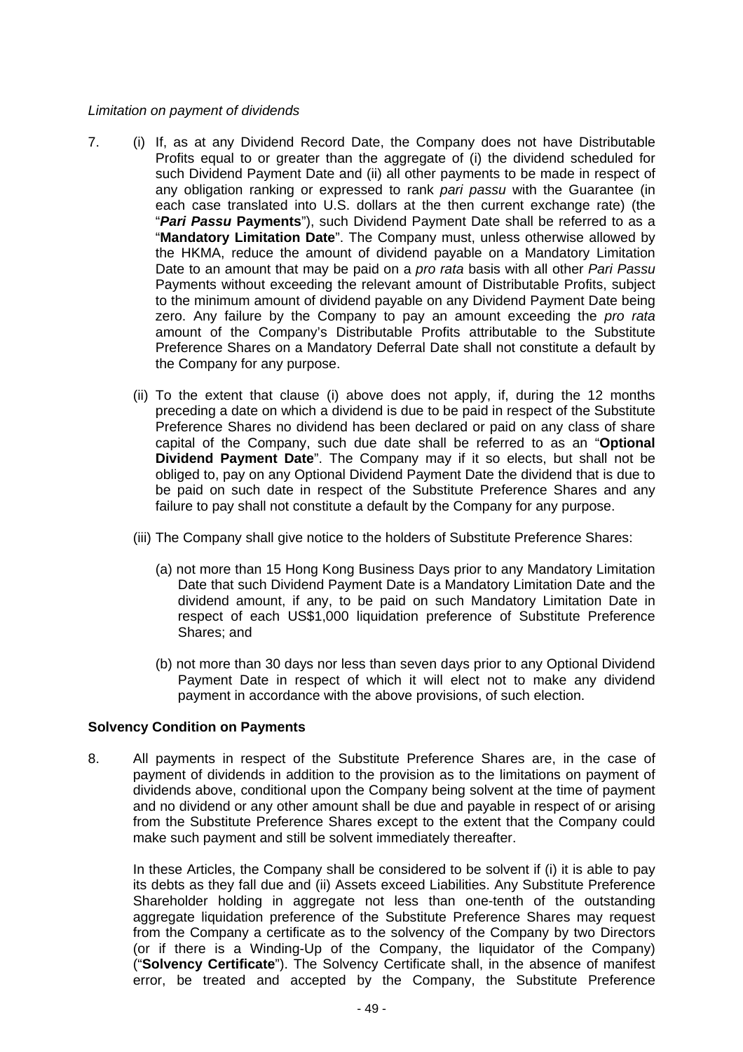*Limitation on payment of dividends*

7. (i) If, as at any Dividend Record Date, the Company does not have Distributable Profits equal to or greater than the aggregate of (i) the dividend scheduled for such Dividend Payment Date and (ii) all other payments to be made in respect of any obligation ranking or expressed to rank *pari passu* with the Guarantee (in each case translated into U.S. dollars at the then current exchange rate) (the "***Pari Passu* Payments**"), such Dividend Payment Date shall be referred to as a "**Mandatory Limitation Date**". The Company must, unless otherwise allowed by the HKMA, reduce the amount of dividend payable on a Mandatory Limitation Date to an amount that may be paid on a *pro rata* basis with all other *Pari Passu* Payments without exceeding the relevant amount of Distributable Profits, subject to the minimum amount of dividend payable on any Dividend Payment Date being zero. Any failure by the Company to pay an amount exceeding the *pro rata* amount of the Company's Distributable Profits attributable to the Substitute Preference Shares on a Mandatory Deferral Date shall not constitute a default by the Company for any purpose.

   (ii) To the extent that clause (i) above does not apply, if, during the 12 months preceding a date on which a dividend is due to be paid in respect of the Substitute Preference Shares no dividend has been declared or paid on any class of share capital of the Company, such due date shall be referred to as an "**Optional Dividend Payment Date**". The Company may if it so elects, but shall not be obliged to, pay on any Optional Dividend Payment Date the dividend that is due to be paid on such date in respect of the Substitute Preference Shares and any failure to pay shall not constitute a default by the Company for any purpose.

   (iii) The Company shall give notice to the holders of Substitute Preference Shares:

      (a) not more than 15 Hong Kong Business Days prior to any Mandatory Limitation Date that such Dividend Payment Date is a Mandatory Limitation Date and the dividend amount, if any, to be paid on such Mandatory Limitation Date in respect of each US$1,000 liquidation preference of Substitute Preference Shares; and

      (b) not more than 30 days nor less than seven days prior to any Optional Dividend Payment Date in respect of which it will elect not to make any dividend payment in accordance with the above provisions, of such election.

**Solvency Condition on Payments**

8. All payments in respect of the Substitute Preference Shares are, in the case of payment of dividends in addition to the provision as to the limitations on payment of dividends above, conditional upon the Company being solvent at the time of payment and no dividend or any other amount shall be due and payable in respect of or arising from the Substitute Preference Shares except to the extent that the Company could make such payment and still be solvent immediately thereafter.

   In these Articles, the Company shall be considered to be solvent if (i) it is able to pay its debts as they fall due and (ii) Assets exceed Liabilities. Any Substitute Preference Shareholder holding in aggregate not less than one-tenth of the outstanding aggregate liquidation preference of the Substitute Preference Shares may request from the Company a certificate as to the solvency of the Company by two Directors (or if there is a Winding-Up of the Company, the liquidator of the Company) ("**Solvency Certificate**"). The Solvency Certificate shall, in the absence of manifest error, be treated and accepted by the Company, the Substitute Preference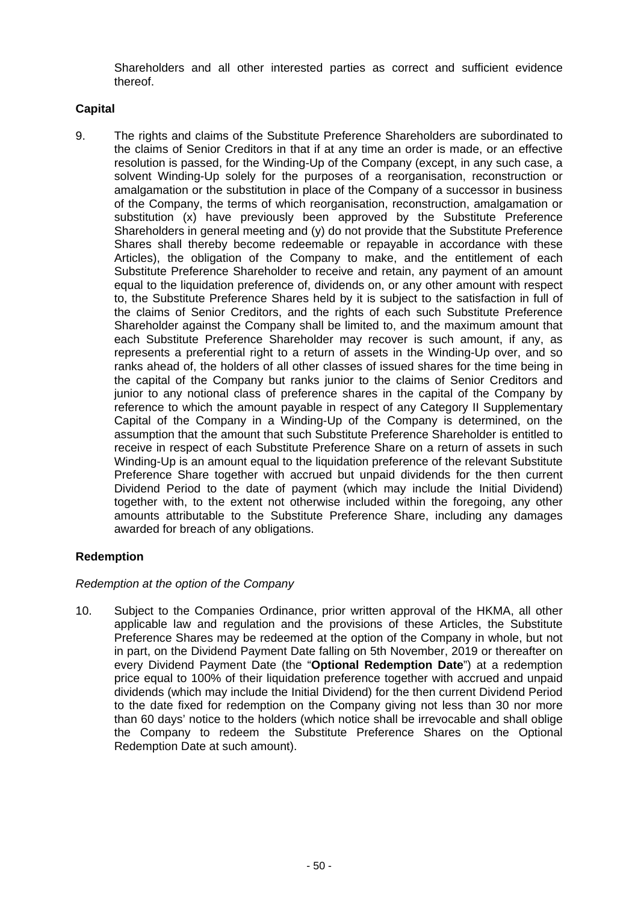Shareholders and all other interested parties as correct and sufficient evidence thereof.

**Capital**

9. The rights and claims of the Substitute Preference Shareholders are subordinated to the claims of Senior Creditors in that if at any time an order is made, or an effective resolution is passed, for the Winding-Up of the Company (except, in any such case, a solvent Winding-Up solely for the purposes of a reorganisation, reconstruction or amalgamation or the substitution in place of the Company of a successor in business of the Company, the terms of which reorganisation, reconstruction, amalgamation or substitution (x) have previously been approved by the Substitute Preference Shareholders in general meeting and (y) do not provide that the Substitute Preference Shares shall thereby become redeemable or repayable in accordance with these Articles), the obligation of the Company to make, and the entitlement of each Substitute Preference Shareholder to receive and retain, any payment of an amount equal to the liquidation preference of, dividends on, or any other amount with respect to, the Substitute Preference Shares held by it is subject to the satisfaction in full of the claims of Senior Creditors, and the rights of each such Substitute Preference Shareholder against the Company shall be limited to, and the maximum amount that each Substitute Preference Shareholder may recover is such amount, if any, as represents a preferential right to a return of assets in the Winding-Up over, and so ranks ahead of, the holders of all other classes of issued shares for the time being in the capital of the Company but ranks junior to the claims of Senior Creditors and junior to any notional class of preference shares in the capital of the Company by reference to which the amount payable in respect of any Category II Supplementary Capital of the Company in a Winding-Up of the Company is determined, on the assumption that the amount that such Substitute Preference Shareholder is entitled to receive in respect of each Substitute Preference Share on a return of assets in such Winding-Up is an amount equal to the liquidation preference of the relevant Substitute Preference Share together with accrued but unpaid dividends for the then current Dividend Period to the date of payment (which may include the Initial Dividend) together with, to the extent not otherwise included within the foregoing, any other amounts attributable to the Substitute Preference Share, including any damages awarded for breach of any obligations.

**Redemption**

*Redemption at the option of the Company*

10. Subject to the Companies Ordinance, prior written approval of the HKMA, all other applicable law and regulation and the provisions of these Articles, the Substitute Preference Shares may be redeemed at the option of the Company in whole, but not in part, on the Dividend Payment Date falling on 5th November, 2019 or thereafter on every Dividend Payment Date (the "**Optional Redemption Date**") at a redemption price equal to 100% of their liquidation preference together with accrued and unpaid dividends (which may include the Initial Dividend) for the then current Dividend Period to the date fixed for redemption on the Company giving not less than 30 nor more than 60 days' notice to the holders (which notice shall be irrevocable and shall oblige the Company to redeem the Substitute Preference Shares on the Optional Redemption Date at such amount).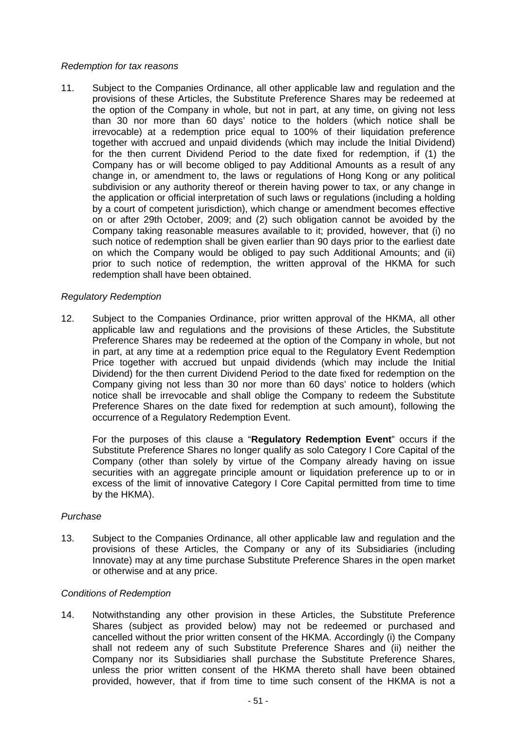*Redemption for tax reasons*

11. Subject to the Companies Ordinance, all other applicable law and regulation and the provisions of these Articles, the Substitute Preference Shares may be redeemed at the option of the Company in whole, but not in part, at any time, on giving not less than 30 nor more than 60 days' notice to the holders (which notice shall be irrevocable) at a redemption price equal to 100% of their liquidation preference together with accrued and unpaid dividends (which may include the Initial Dividend) for the then current Dividend Period to the date fixed for redemption, if (1) the Company has or will become obliged to pay Additional Amounts as a result of any change in, or amendment to, the laws or regulations of Hong Kong or any political subdivision or any authority thereof or therein having power to tax, or any change in the application or official interpretation of such laws or regulations (including a holding by a court of competent jurisdiction), which change or amendment becomes effective on or after 29th October, 2009; and (2) such obligation cannot be avoided by the Company taking reasonable measures available to it; provided, however, that (i) no such notice of redemption shall be given earlier than 90 days prior to the earliest date on which the Company would be obliged to pay such Additional Amounts; and (ii) prior to such notice of redemption, the written approval of the HKMA for such redemption shall have been obtained.

*Regulatory Redemption*

12. Subject to the Companies Ordinance, prior written approval of the HKMA, all other applicable law and regulations and the provisions of these Articles, the Substitute Preference Shares may be redeemed at the option of the Company in whole, but not in part, at any time at a redemption price equal to the Regulatory Event Redemption Price together with accrued but unpaid dividends (which may include the Initial Dividend) for the then current Dividend Period to the date fixed for redemption on the Company giving not less than 30 nor more than 60 days' notice to holders (which notice shall be irrevocable and shall oblige the Company to redeem the Substitute Preference Shares on the date fixed for redemption at such amount), following the occurrence of a Regulatory Redemption Event.

    For the purposes of this clause a "**Regulatory Redemption Event**" occurs if the Substitute Preference Shares no longer qualify as solo Category I Core Capital of the Company (other than solely by virtue of the Company already having on issue securities with an aggregate principle amount or liquidation preference up to or in excess of the limit of innovative Category I Core Capital permitted from time to time by the HKMA).

*Purchase*

13. Subject to the Companies Ordinance, all other applicable law and regulation and the provisions of these Articles, the Company or any of its Subsidiaries (including Innovate) may at any time purchase Substitute Preference Shares in the open market or otherwise and at any price.

*Conditions of Redemption*

14. Notwithstanding any other provision in these Articles, the Substitute Preference Shares (subject as provided below) may not be redeemed or purchased and cancelled without the prior written consent of the HKMA. Accordingly (i) the Company shall not redeem any of such Substitute Preference Shares and (ii) neither the Company nor its Subsidiaries shall purchase the Substitute Preference Shares, unless the prior written consent of the HKMA thereto shall have been obtained provided, however, that if from time to time such consent of the HKMA is not a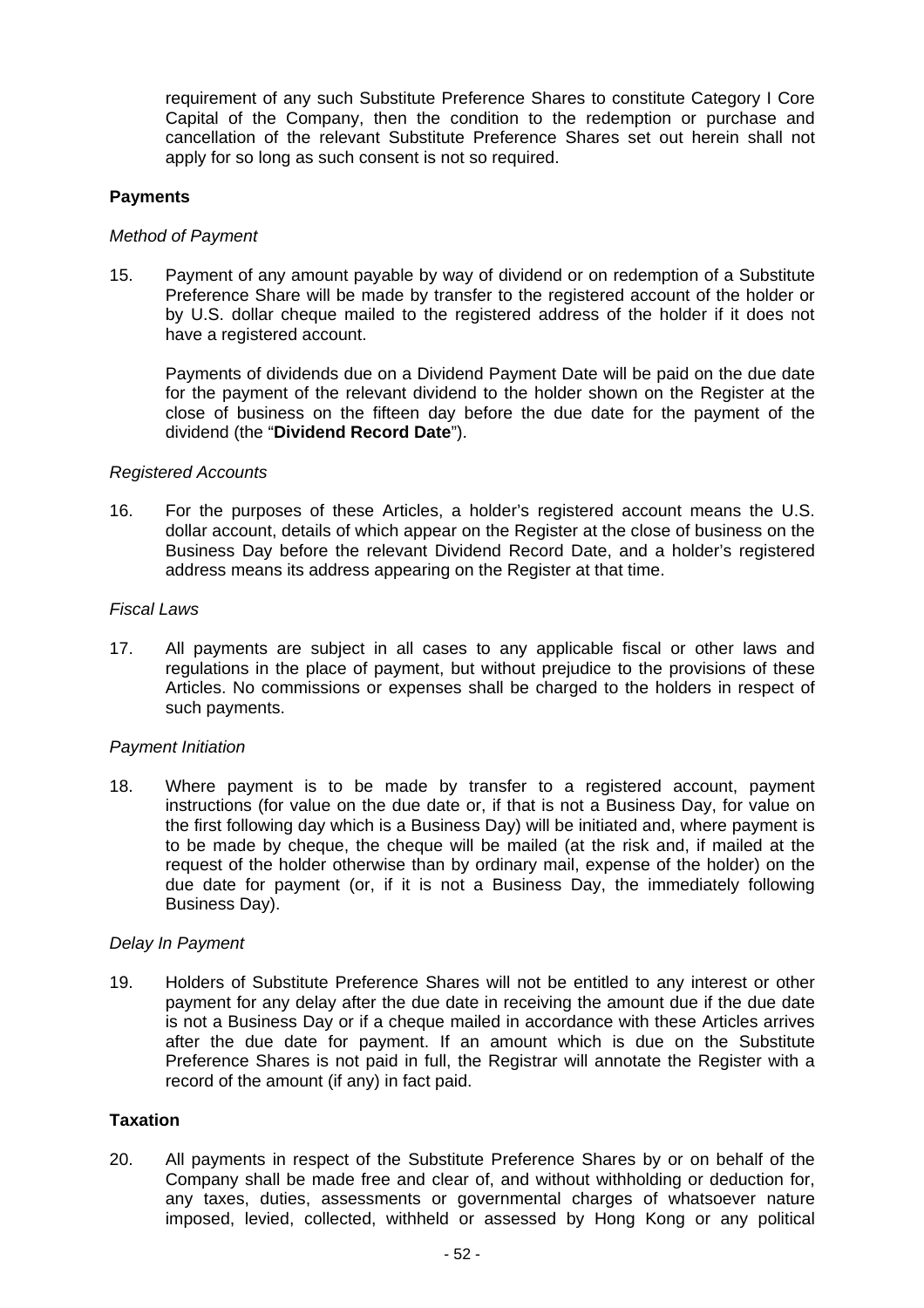requirement of any such Substitute Preference Shares to constitute Category I Core Capital of the Company, then the condition to the redemption or purchase and cancellation of the relevant Substitute Preference Shares set out herein shall not apply for so long as such consent is not so required.

**Payments**

*Method of Payment*

15. Payment of any amount payable by way of dividend or on redemption of a Substitute Preference Share will be made by transfer to the registered account of the holder or by U.S. dollar cheque mailed to the registered address of the holder if it does not have a registered account.

    Payments of dividends due on a Dividend Payment Date will be paid on the due date for the payment of the relevant dividend to the holder shown on the Register at the close of business on the fifteen day before the due date for the payment of the dividend (the "**Dividend Record Date**").

*Registered Accounts*

16. For the purposes of these Articles, a holder's registered account means the U.S. dollar account, details of which appear on the Register at the close of business on the Business Day before the relevant Dividend Record Date, and a holder's registered address means its address appearing on the Register at that time.

*Fiscal Laws*

17. All payments are subject in all cases to any applicable fiscal or other laws and regulations in the place of payment, but without prejudice to the provisions of these Articles. No commissions or expenses shall be charged to the holders in respect of such payments.

*Payment Initiation*

18. Where payment is to be made by transfer to a registered account, payment instructions (for value on the due date or, if that is not a Business Day, for value on the first following day which is a Business Day) will be initiated and, where payment is to be made by cheque, the cheque will be mailed (at the risk and, if mailed at the request of the holder otherwise than by ordinary mail, expense of the holder) on the due date for payment (or, if it is not a Business Day, the immediately following Business Day).

*Delay In Payment*

19. Holders of Substitute Preference Shares will not be entitled to any interest or other payment for any delay after the due date in receiving the amount due if the due date is not a Business Day or if a cheque mailed in accordance with these Articles arrives after the due date for payment. If an amount which is due on the Substitute Preference Shares is not paid in full, the Registrar will annotate the Register with a record of the amount (if any) in fact paid.

**Taxation**

20. All payments in respect of the Substitute Preference Shares by or on behalf of the Company shall be made free and clear of, and without withholding or deduction for, any taxes, duties, assessments or governmental charges of whatsoever nature imposed, levied, collected, withheld or assessed by Hong Kong or any political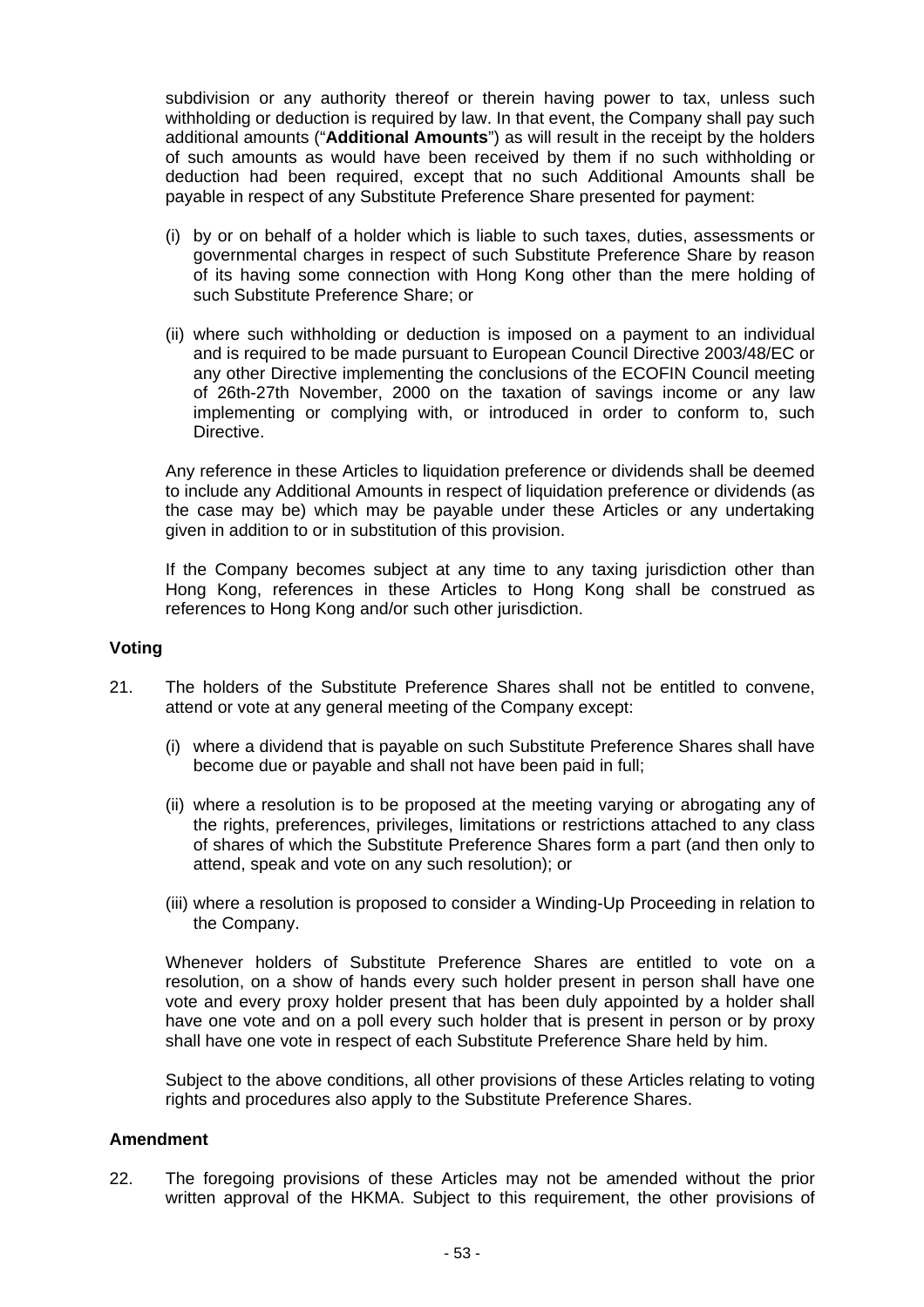subdivision or any authority thereof or therein having power to tax, unless such withholding or deduction is required by law. In that event, the Company shall pay such additional amounts ("**Additional Amounts**") as will result in the receipt by the holders of such amounts as would have been received by them if no such withholding or deduction had been required, except that no such Additional Amounts shall be payable in respect of any Substitute Preference Share presented for payment:

(i) by or on behalf of a holder which is liable to such taxes, duties, assessments or governmental charges in respect of such Substitute Preference Share by reason of its having some connection with Hong Kong other than the mere holding of such Substitute Preference Share; or

(ii) where such withholding or deduction is imposed on a payment to an individual and is required to be made pursuant to European Council Directive 2003/48/EC or any other Directive implementing the conclusions of the ECOFIN Council meeting of 26th-27th November, 2000 on the taxation of savings income or any law implementing or complying with, or introduced in order to conform to, such Directive.

Any reference in these Articles to liquidation preference or dividends shall be deemed to include any Additional Amounts in respect of liquidation preference or dividends (as the case may be) which may be payable under these Articles or any undertaking given in addition to or in substitution of this provision.

If the Company becomes subject at any time to any taxing jurisdiction other than Hong Kong, references in these Articles to Hong Kong shall be construed as references to Hong Kong and/or such other jurisdiction.

**Voting**

21. The holders of the Substitute Preference Shares shall not be entitled to convene, attend or vote at any general meeting of the Company except:

(i) where a dividend that is payable on such Substitute Preference Shares shall have become due or payable and shall not have been paid in full;

(ii) where a resolution is to be proposed at the meeting varying or abrogating any of the rights, preferences, privileges, limitations or restrictions attached to any class of shares of which the Substitute Preference Shares form a part (and then only to attend, speak and vote on any such resolution); or

(iii) where a resolution is proposed to consider a Winding-Up Proceeding in relation to the Company.

Whenever holders of Substitute Preference Shares are entitled to vote on a resolution, on a show of hands every such holder present in person shall have one vote and every proxy holder present that has been duly appointed by a holder shall have one vote and on a poll every such holder that is present in person or by proxy shall have one vote in respect of each Substitute Preference Share held by him.

Subject to the above conditions, all other provisions of these Articles relating to voting rights and procedures also apply to the Substitute Preference Shares.

**Amendment**

22. The foregoing provisions of these Articles may not be amended without the prior written approval of the HKMA. Subject to this requirement, the other provisions of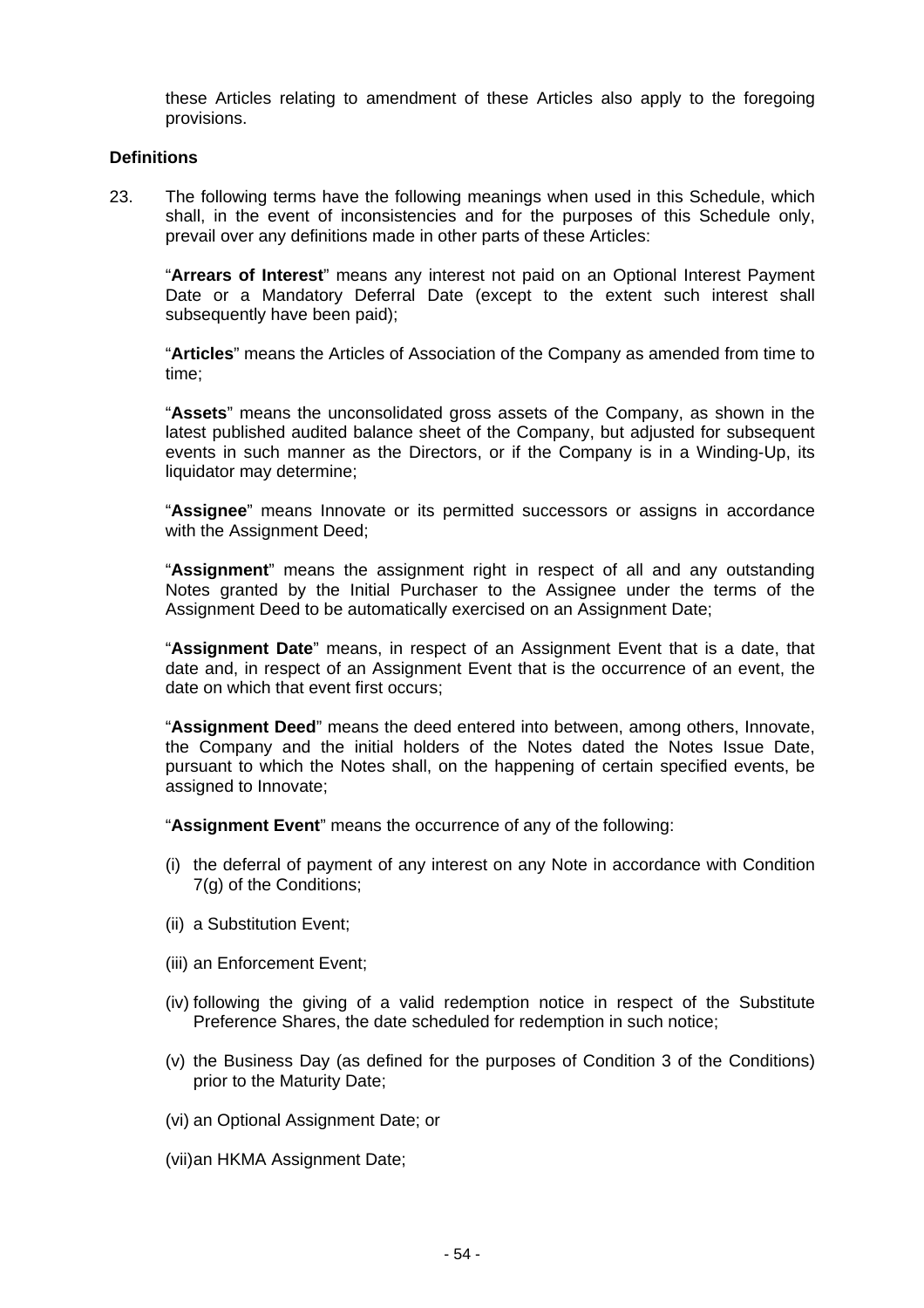these Articles relating to amendment of these Articles also apply to the foregoing provisions.

**Definitions**

23. The following terms have the following meanings when used in this Schedule, which shall, in the event of inconsistencies and for the purposes of this Schedule only, prevail over any definitions made in other parts of these Articles:

"**Arrears of Interest**" means any interest not paid on an Optional Interest Payment Date or a Mandatory Deferral Date (except to the extent such interest shall subsequently have been paid);

"**Articles**" means the Articles of Association of the Company as amended from time to time;

"**Assets**" means the unconsolidated gross assets of the Company, as shown in the latest published audited balance sheet of the Company, but adjusted for subsequent events in such manner as the Directors, or if the Company is in a Winding-Up, its liquidator may determine;

"**Assignee**" means Innovate or its permitted successors or assigns in accordance with the Assignment Deed;

"**Assignment**" means the assignment right in respect of all and any outstanding Notes granted by the Initial Purchaser to the Assignee under the terms of the Assignment Deed to be automatically exercised on an Assignment Date;

"**Assignment Date**" means, in respect of an Assignment Event that is a date, that date and, in respect of an Assignment Event that is the occurrence of an event, the date on which that event first occurs;

"**Assignment Deed**" means the deed entered into between, among others, Innovate, the Company and the initial holders of the Notes dated the Notes Issue Date, pursuant to which the Notes shall, on the happening of certain specified events, be assigned to Innovate;

"**Assignment Event**" means the occurrence of any of the following:

(i) the deferral of payment of any interest on any Note in accordance with Condition 7(g) of the Conditions;

(ii) a Substitution Event;

(iii) an Enforcement Event;

(iv) following the giving of a valid redemption notice in respect of the Substitute Preference Shares, the date scheduled for redemption in such notice;

(v) the Business Day (as defined for the purposes of Condition 3 of the Conditions) prior to the Maturity Date;

(vi) an Optional Assignment Date; or

(vii) an HKMA Assignment Date;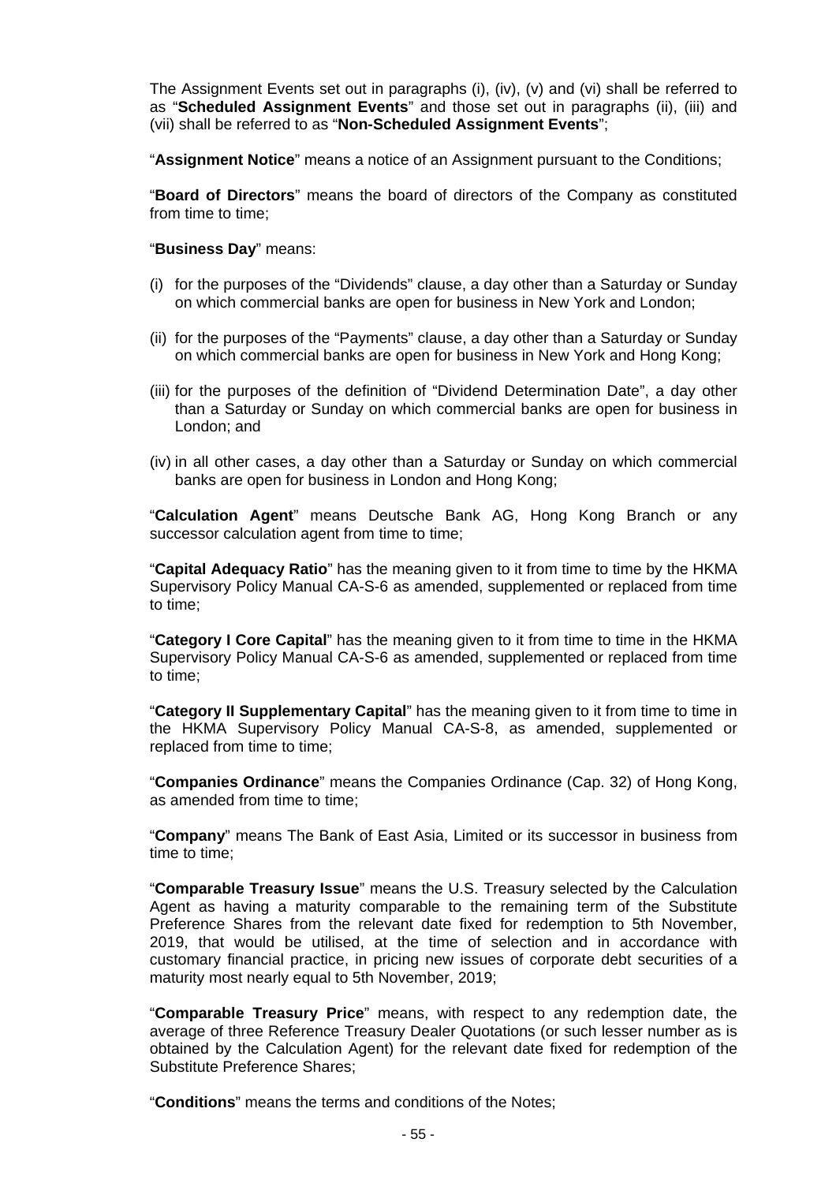The Assignment Events set out in paragraphs (i), (iv), (v) and (vi) shall be referred to as "**Scheduled Assignment Events**" and those set out in paragraphs (ii), (iii) and (vii) shall be referred to as "**Non-Scheduled Assignment Events**";

"**Assignment Notice**" means a notice of an Assignment pursuant to the Conditions;

"**Board of Directors**" means the board of directors of the Company as constituted from time to time;

"**Business Day**" means:

(i) for the purposes of the "Dividends" clause, a day other than a Saturday or Sunday on which commercial banks are open for business in New York and London;

(ii) for the purposes of the "Payments" clause, a day other than a Saturday or Sunday on which commercial banks are open for business in New York and Hong Kong;

(iii) for the purposes of the definition of "Dividend Determination Date", a day other than a Saturday or Sunday on which commercial banks are open for business in London; and

(iv) in all other cases, a day other than a Saturday or Sunday on which commercial banks are open for business in London and Hong Kong;

"**Calculation Agent**" means Deutsche Bank AG, Hong Kong Branch or any successor calculation agent from time to time;

"**Capital Adequacy Ratio**" has the meaning given to it from time to time by the HKMA Supervisory Policy Manual CA-S-6 as amended, supplemented or replaced from time to time;

"**Category I Core Capital**" has the meaning given to it from time to time in the HKMA Supervisory Policy Manual CA-S-6 as amended, supplemented or replaced from time to time;

"**Category II Supplementary Capital**" has the meaning given to it from time to time in the HKMA Supervisory Policy Manual CA-S-8, as amended, supplemented or replaced from time to time;

"**Companies Ordinance**" means the Companies Ordinance (Cap. 32) of Hong Kong, as amended from time to time;

"**Company**" means The Bank of East Asia, Limited or its successor in business from time to time;

"**Comparable Treasury Issue**" means the U.S. Treasury selected by the Calculation Agent as having a maturity comparable to the remaining term of the Substitute Preference Shares from the relevant date fixed for redemption to 5th November, 2019, that would be utilised, at the time of selection and in accordance with customary financial practice, in pricing new issues of corporate debt securities of a maturity most nearly equal to 5th November, 2019;

"**Comparable Treasury Price**" means, with respect to any redemption date, the average of three Reference Treasury Dealer Quotations (or such lesser number as is obtained by the Calculation Agent) for the relevant date fixed for redemption of the Substitute Preference Shares;

"**Conditions**" means the terms and conditions of the Notes;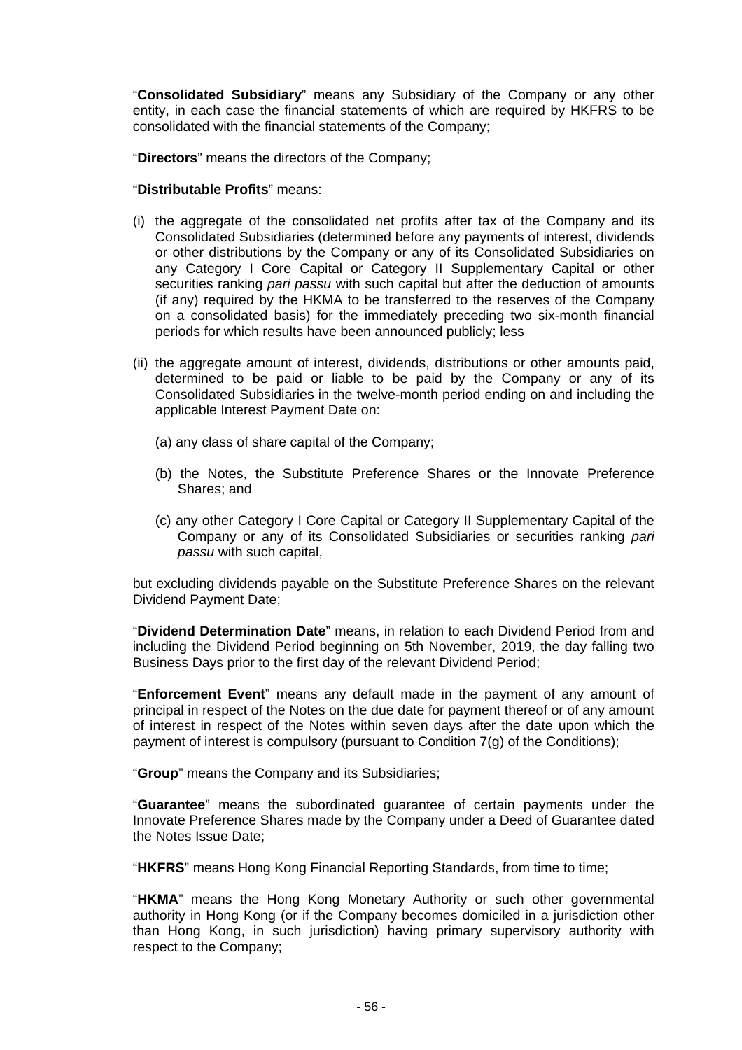"**Consolidated Subsidiary**" means any Subsidiary of the Company or any other entity, in each case the financial statements of which are required by HKFRS to be consolidated with the financial statements of the Company;

"**Directors**" means the directors of the Company;

"**Distributable Profits**" means:

(i) the aggregate of the consolidated net profits after tax of the Company and its Consolidated Subsidiaries (determined before any payments of interest, dividends or other distributions by the Company or any of its Consolidated Subsidiaries on any Category I Core Capital or Category II Supplementary Capital or other securities ranking *pari passu* with such capital but after the deduction of amounts (if any) required by the HKMA to be transferred to the reserves of the Company on a consolidated basis) for the immediately preceding two six-month financial periods for which results have been announced publicly; less

(ii) the aggregate amount of interest, dividends, distributions or other amounts paid, determined to be paid or liable to be paid by the Company or any of its Consolidated Subsidiaries in the twelve-month period ending on and including the applicable Interest Payment Date on:

  (a) any class of share capital of the Company;

  (b) the Notes, the Substitute Preference Shares or the Innovate Preference Shares; and

  (c) any other Category I Core Capital or Category II Supplementary Capital of the Company or any of its Consolidated Subsidiaries or securities ranking *pari passu* with such capital,

but excluding dividends payable on the Substitute Preference Shares on the relevant Dividend Payment Date;

"**Dividend Determination Date**" means, in relation to each Dividend Period from and including the Dividend Period beginning on 5th November, 2019, the day falling two Business Days prior to the first day of the relevant Dividend Period;

"**Enforcement Event**" means any default made in the payment of any amount of principal in respect of the Notes on the due date for payment thereof or of any amount of interest in respect of the Notes within seven days after the date upon which the payment of interest is compulsory (pursuant to Condition 7(g) of the Conditions);

"**Group**" means the Company and its Subsidiaries;

"**Guarantee**" means the subordinated guarantee of certain payments under the Innovate Preference Shares made by the Company under a Deed of Guarantee dated the Notes Issue Date;

"**HKFRS**" means Hong Kong Financial Reporting Standards, from time to time;

"**HKMA**" means the Hong Kong Monetary Authority or such other governmental authority in Hong Kong (or if the Company becomes domiciled in a jurisdiction other than Hong Kong, in such jurisdiction) having primary supervisory authority with respect to the Company;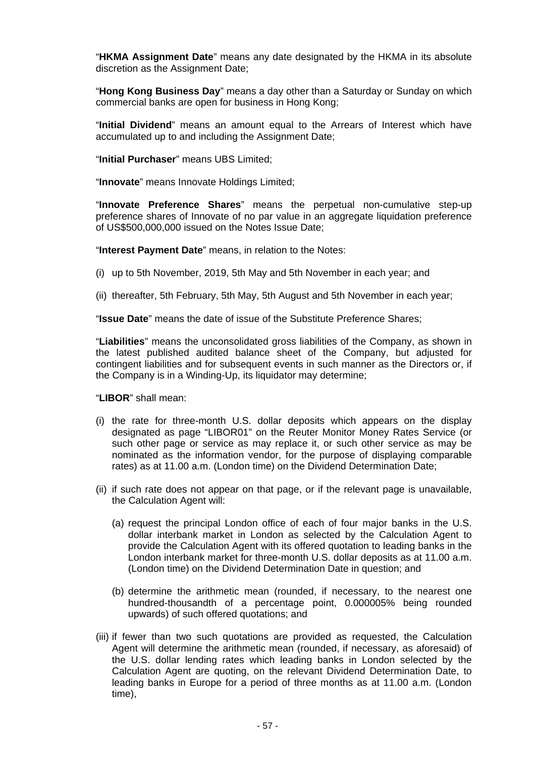"**HKMA Assignment Date**" means any date designated by the HKMA in its absolute discretion as the Assignment Date;

"**Hong Kong Business Day**" means a day other than a Saturday or Sunday on which commercial banks are open for business in Hong Kong;

"**Initial Dividend**" means an amount equal to the Arrears of Interest which have accumulated up to and including the Assignment Date;

"**Initial Purchaser**" means UBS Limited;

"**Innovate**" means Innovate Holdings Limited;

"**Innovate Preference Shares**" means the perpetual non-cumulative step-up preference shares of Innovate of no par value in an aggregate liquidation preference of US$500,000,000 issued on the Notes Issue Date;

"**Interest Payment Date**" means, in relation to the Notes:

(i) up to 5th November, 2019, 5th May and 5th November in each year; and

(ii) thereafter, 5th February, 5th May, 5th August and 5th November in each year;

"**Issue Date**" means the date of issue of the Substitute Preference Shares;

"**Liabilities**" means the unconsolidated gross liabilities of the Company, as shown in the latest published audited balance sheet of the Company, but adjusted for contingent liabilities and for subsequent events in such manner as the Directors or, if the Company is in a Winding-Up, its liquidator may determine;

"**LIBOR**" shall mean:

(i) the rate for three-month U.S. dollar deposits which appears on the display designated as page "LIBOR01" on the Reuter Monitor Money Rates Service (or such other page or service as may replace it, or such other service as may be nominated as the information vendor, for the purpose of displaying comparable rates) as at 11.00 a.m. (London time) on the Dividend Determination Date;

(ii) if such rate does not appear on that page, or if the relevant page is unavailable, the Calculation Agent will:

   (a) request the principal London office of each of four major banks in the U.S. dollar interbank market in London as selected by the Calculation Agent to provide the Calculation Agent with its offered quotation to leading banks in the London interbank market for three-month U.S. dollar deposits as at 11.00 a.m. (London time) on the Dividend Determination Date in question; and

   (b) determine the arithmetic mean (rounded, if necessary, to the nearest one hundred-thousandth of a percentage point, 0.000005% being rounded upwards) of such offered quotations; and

(iii) if fewer than two such quotations are provided as requested, the Calculation Agent will determine the arithmetic mean (rounded, if necessary, as aforesaid) of the U.S. dollar lending rates which leading banks in London selected by the Calculation Agent are quoting, on the relevant Dividend Determination Date, to leading banks in Europe for a period of three months as at 11.00 a.m. (London time),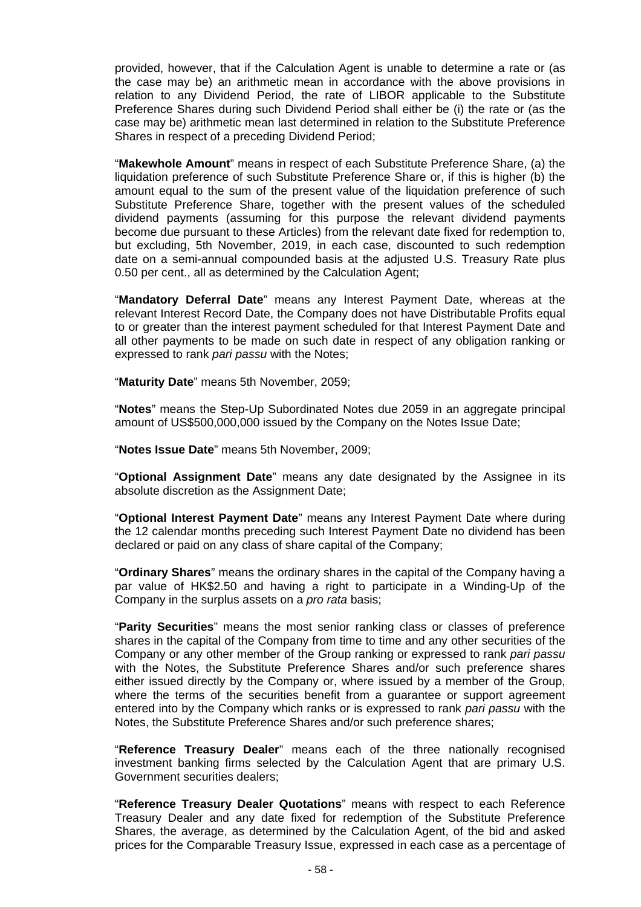provided, however, that if the Calculation Agent is unable to determine a rate or (as the case may be) an arithmetic mean in accordance with the above provisions in relation to any Dividend Period, the rate of LIBOR applicable to the Substitute Preference Shares during such Dividend Period shall either be (i) the rate or (as the case may be) arithmetic mean last determined in relation to the Substitute Preference Shares in respect of a preceding Dividend Period;

"**Makewhole Amount**" means in respect of each Substitute Preference Share, (a) the liquidation preference of such Substitute Preference Share or, if this is higher (b) the amount equal to the sum of the present value of the liquidation preference of such Substitute Preference Share, together with the present values of the scheduled dividend payments (assuming for this purpose the relevant dividend payments become due pursuant to these Articles) from the relevant date fixed for redemption to, but excluding, 5th November, 2019, in each case, discounted to such redemption date on a semi-annual compounded basis at the adjusted U.S. Treasury Rate plus 0.50 per cent., all as determined by the Calculation Agent;

"**Mandatory Deferral Date**" means any Interest Payment Date, whereas at the relevant Interest Record Date, the Company does not have Distributable Profits equal to or greater than the interest payment scheduled for that Interest Payment Date and all other payments to be made on such date in respect of any obligation ranking or expressed to rank *pari passu* with the Notes;

"**Maturity Date**" means 5th November, 2059;

"**Notes**" means the Step-Up Subordinated Notes due 2059 in an aggregate principal amount of US$500,000,000 issued by the Company on the Notes Issue Date;

"**Notes Issue Date**" means 5th November, 2009;

"**Optional Assignment Date**" means any date designated by the Assignee in its absolute discretion as the Assignment Date;

"**Optional Interest Payment Date**" means any Interest Payment Date where during the 12 calendar months preceding such Interest Payment Date no dividend has been declared or paid on any class of share capital of the Company;

"**Ordinary Shares**" means the ordinary shares in the capital of the Company having a par value of HK$2.50 and having a right to participate in a Winding-Up of the Company in the surplus assets on a *pro rata* basis;

"**Parity Securities**" means the most senior ranking class or classes of preference shares in the capital of the Company from time to time and any other securities of the Company or any other member of the Group ranking or expressed to rank *pari passu* with the Notes, the Substitute Preference Shares and/or such preference shares either issued directly by the Company or, where issued by a member of the Group, where the terms of the securities benefit from a guarantee or support agreement entered into by the Company which ranks or is expressed to rank *pari passu* with the Notes, the Substitute Preference Shares and/or such preference shares;

"**Reference Treasury Dealer**" means each of the three nationally recognised investment banking firms selected by the Calculation Agent that are primary U.S. Government securities dealers;

"**Reference Treasury Dealer Quotations**" means with respect to each Reference Treasury Dealer and any date fixed for redemption of the Substitute Preference Shares, the average, as determined by the Calculation Agent, of the bid and asked prices for the Comparable Treasury Issue, expressed in each case as a percentage of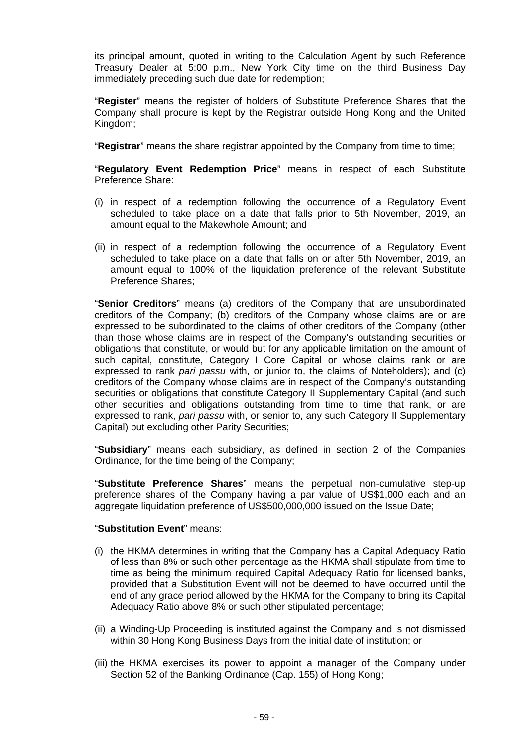its principal amount, quoted in writing to the Calculation Agent by such Reference Treasury Dealer at 5:00 p.m., New York City time on the third Business Day immediately preceding such due date for redemption;

"**Register**" means the register of holders of Substitute Preference Shares that the Company shall procure is kept by the Registrar outside Hong Kong and the United Kingdom;

"**Registrar**" means the share registrar appointed by the Company from time to time;

"**Regulatory Event Redemption Price**" means in respect of each Substitute Preference Share:

(i) in respect of a redemption following the occurrence of a Regulatory Event scheduled to take place on a date that falls prior to 5th November, 2019, an amount equal to the Makewhole Amount; and

(ii) in respect of a redemption following the occurrence of a Regulatory Event scheduled to take place on a date that falls on or after 5th November, 2019, an amount equal to 100% of the liquidation preference of the relevant Substitute Preference Shares;

"**Senior Creditors**" means (a) creditors of the Company that are unsubordinated creditors of the Company; (b) creditors of the Company whose claims are or are expressed to be subordinated to the claims of other creditors of the Company (other than those whose claims are in respect of the Company's outstanding securities or obligations that constitute, or would but for any applicable limitation on the amount of such capital, constitute, Category I Core Capital or whose claims rank or are expressed to rank *pari passu* with, or junior to, the claims of Noteholders); and (c) creditors of the Company whose claims are in respect of the Company's outstanding securities or obligations that constitute Category II Supplementary Capital (and such other securities and obligations outstanding from time to time that rank, or are expressed to rank, *pari passu* with, or senior to, any such Category II Supplementary Capital) but excluding other Parity Securities;

"**Subsidiary**" means each subsidiary, as defined in section 2 of the Companies Ordinance, for the time being of the Company;

"**Substitute Preference Shares**" means the perpetual non-cumulative step-up preference shares of the Company having a par value of US$1,000 each and an aggregate liquidation preference of US$500,000,000 issued on the Issue Date;

"**Substitution Event**" means:

(i) the HKMA determines in writing that the Company has a Capital Adequacy Ratio of less than 8% or such other percentage as the HKMA shall stipulate from time to time as being the minimum required Capital Adequacy Ratio for licensed banks, provided that a Substitution Event will not be deemed to have occurred until the end of any grace period allowed by the HKMA for the Company to bring its Capital Adequacy Ratio above 8% or such other stipulated percentage;

(ii) a Winding-Up Proceeding is instituted against the Company and is not dismissed within 30 Hong Kong Business Days from the initial date of institution; or

(iii) the HKMA exercises its power to appoint a manager of the Company under Section 52 of the Banking Ordinance (Cap. 155) of Hong Kong;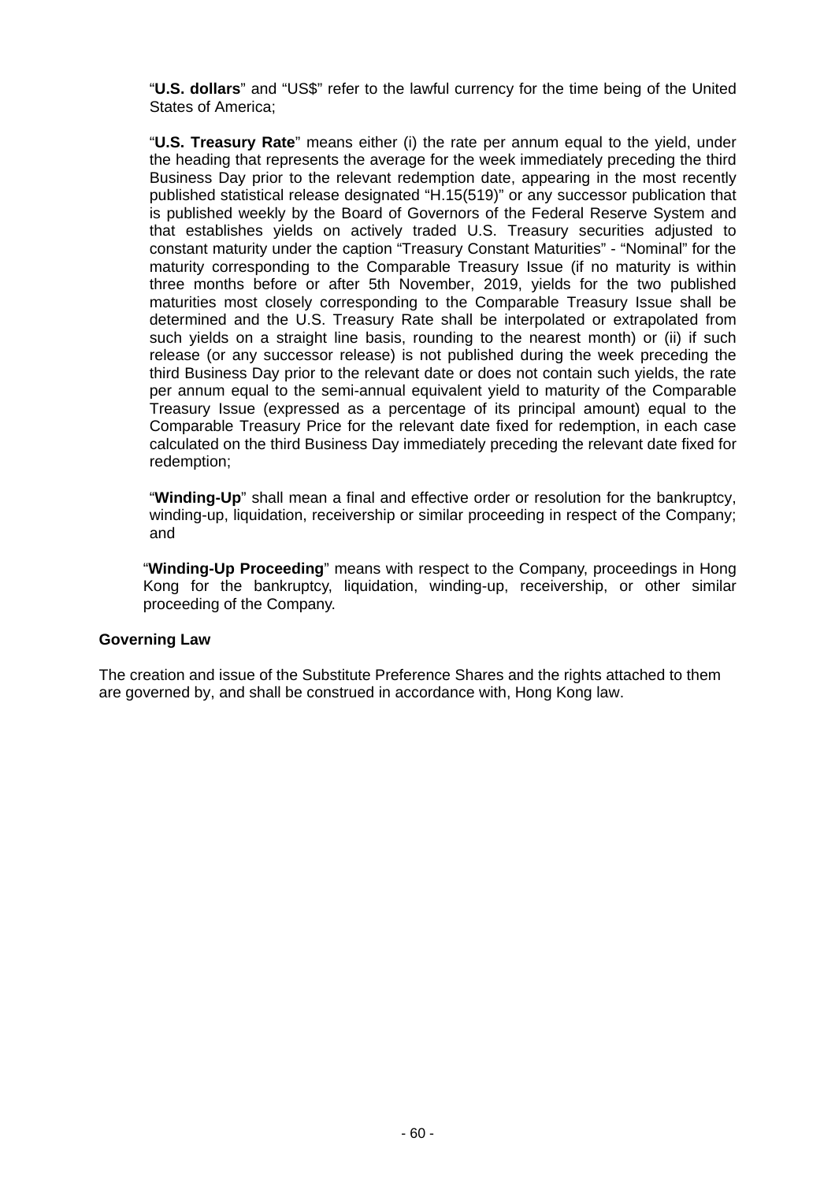"**U.S. dollars**" and "US$" refer to the lawful currency for the time being of the United States of America;

"**U.S. Treasury Rate**" means either (i) the rate per annum equal to the yield, under the heading that represents the average for the week immediately preceding the third Business Day prior to the relevant redemption date, appearing in the most recently published statistical release designated "H.15(519)" or any successor publication that is published weekly by the Board of Governors of the Federal Reserve System and that establishes yields on actively traded U.S. Treasury securities adjusted to constant maturity under the caption "Treasury Constant Maturities" - "Nominal" for the maturity corresponding to the Comparable Treasury Issue (if no maturity is within three months before or after 5th November, 2019, yields for the two published maturities most closely corresponding to the Comparable Treasury Issue shall be determined and the U.S. Treasury Rate shall be interpolated or extrapolated from such yields on a straight line basis, rounding to the nearest month) or (ii) if such release (or any successor release) is not published during the week preceding the third Business Day prior to the relevant date or does not contain such yields, the rate per annum equal to the semi-annual equivalent yield to maturity of the Comparable Treasury Issue (expressed as a percentage of its principal amount) equal to the Comparable Treasury Price for the relevant date fixed for redemption, in each case calculated on the third Business Day immediately preceding the relevant date fixed for redemption;

"**Winding-Up**" shall mean a final and effective order or resolution for the bankruptcy, winding-up, liquidation, receivership or similar proceeding in respect of the Company; and

"**Winding-Up Proceeding**" means with respect to the Company, proceedings in Hong Kong for the bankruptcy, liquidation, winding-up, receivership, or other similar proceeding of the Company.

**Governing Law**

The creation and issue of the Substitute Preference Shares and the rights attached to them are governed by, and shall be construed in accordance with, Hong Kong law.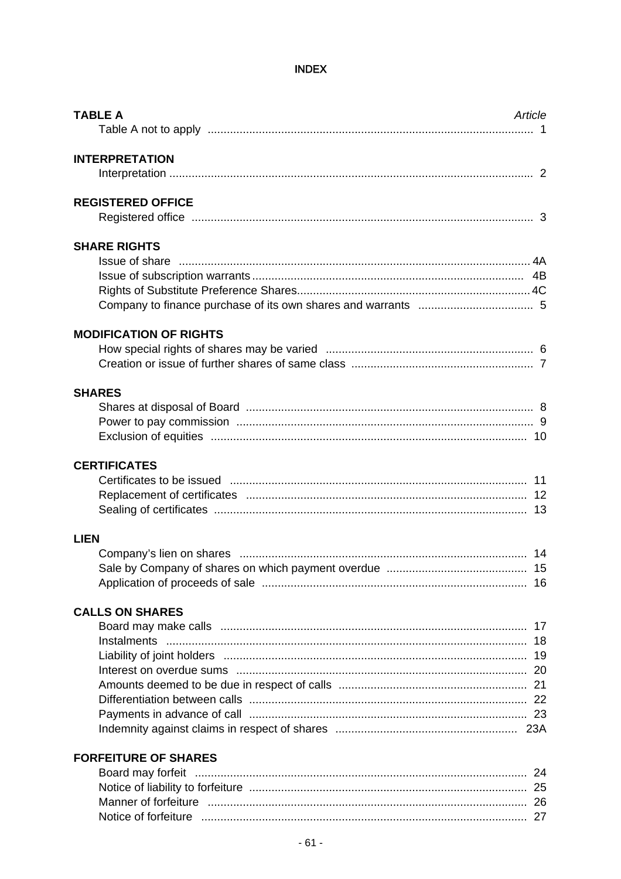# INDEX

| TABLE A | *Article* |
|---|---|
| Table A not to apply | 1 |
| **INTERPRETATION** | |
| Interpretation | 2 |
| **REGISTERED OFFICE** | |
| Registered office | 3 |
| **SHARE RIGHTS** | |
| Issue of share | 4A |
| Issue of subscription warrants | 4B |
| Rights of Substitute Preference Shares | 4C |
| Company to finance purchase of its own shares and warrants | 5 |
| **MODIFICATION OF RIGHTS** | |
| How special rights of shares may be varied | 6 |
| Creation or issue of further shares of same class | 7 |
| **SHARES** | |
| Shares at disposal of Board | 8 |
| Power to pay commission | 9 |
| Exclusion of equities | 10 |
| **CERTIFICATES** | |
| Certificates to be issued | 11 |
| Replacement of certificates | 12 |
| Sealing of certificates | 13 |
| **LIEN** | |
| Company's lien on shares | 14 |
| Sale by Company of shares on which payment overdue | 15 |
| Application of proceeds of sale | 16 |
| **CALLS ON SHARES** | |
| Board may make calls | 17 |
| Instalments | 18 |
| Liability of joint holders | 19 |
| Interest on overdue sums | 20 |
| Amounts deemed to be due in respect of calls | 21 |
| Differentiation between calls | 22 |
| Payments in advance of call | 23 |
| Indemnity against claims in respect of shares | 23A |
| **FORFEITURE OF SHARES** | |
| Board may forfeit | 24 |
| Notice of liability to forfeiture | 25 |
| Manner of forfeiture | 26 |
| Notice of forfeiture | 27 |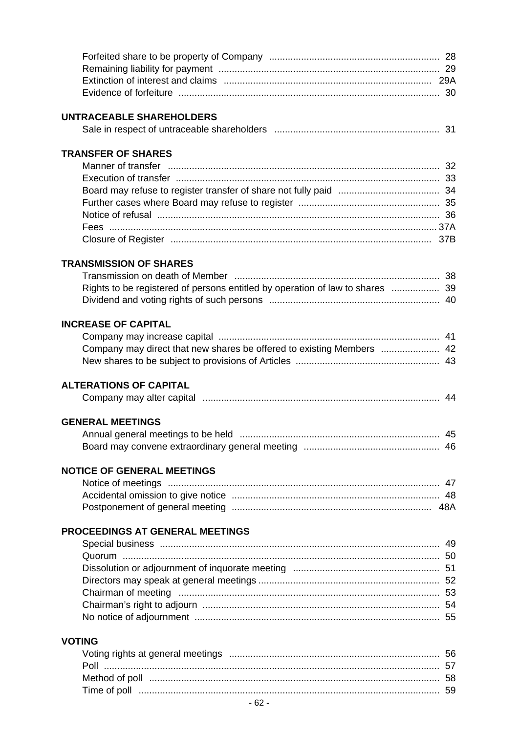| | |
|---|---|
| Forfeited share to be property of Company | 28 |
| Remaining liability for payment | 29 |
| Extinction of interest and claims | 29A |
| Evidence of forfeiture | 30 |

**UNTRACEABLE SHAREHOLDERS**

| | |
|---|---|
| Sale in respect of untraceable shareholders | 31 |

**TRANSFER OF SHARES**

| | |
|---|---|
| Manner of transfer | 32 |
| Execution of transfer | 33 |
| Board may refuse to register transfer of share not fully paid | 34 |
| Further cases where Board may refuse to register | 35 |
| Notice of refusal | 36 |
| Fees | 37A |
| Closure of Register | 37B |

**TRANSMISSION OF SHARES**

| | |
|---|---|
| Transmission on death of Member | 38 |
| Rights to be registered of persons entitled by operation of law to shares | 39 |
| Dividend and voting rights of such persons | 40 |

**INCREASE OF CAPITAL**

| | |
|---|---|
| Company may increase capital | 41 |
| Company may direct that new shares be offered to existing Members | 42 |
| New shares to be subject to provisions of Articles | 43 |

**ALTERATIONS OF CAPITAL**

| | |
|---|---|
| Company may alter capital | 44 |

**GENERAL MEETINGS**

| | |
|---|---|
| Annual general meetings to be held | 45 |
| Board may convene extraordinary general meeting | 46 |

**NOTICE OF GENERAL MEETINGS**

| | |
|---|---|
| Notice of meetings | 47 |
| Accidental omission to give notice | 48 |
| Postponement of general meeting | 48A |

**PROCEEDINGS AT GENERAL MEETINGS**

| | |
|---|---|
| Special business | 49 |
| Quorum | 50 |
| Dissolution or adjournment of inquorate meeting | 51 |
| Directors may speak at general meetings | 52 |
| Chairman of meeting | 53 |
| Chairman's right to adjourn | 54 |
| No notice of adjournment | 55 |

**VOTING**

| | |
|---|---|
| Voting rights at general meetings | 56 |
| Poll | 57 |
| Method of poll | 58 |
| Time of poll | 59 |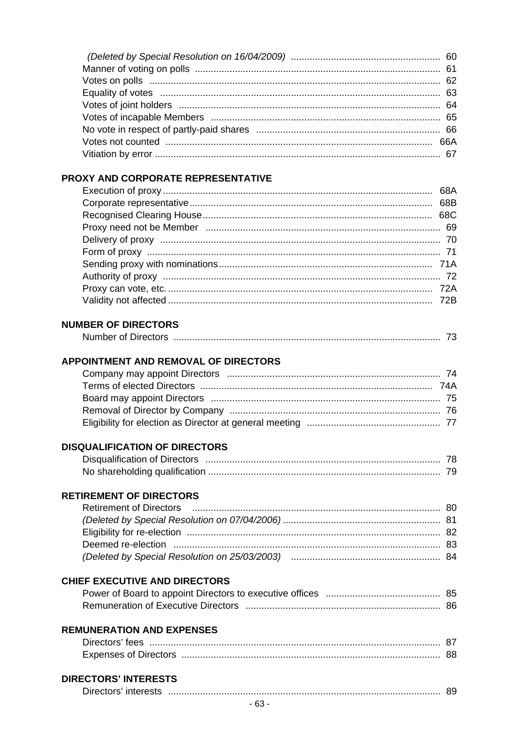| | |
|---|---|
| *(Deleted by Special Resolution on 16/04/2009)* | 60 |
| Manner of voting on polls | 61 |
| Votes on polls | 62 |
| Equality of votes | 63 |
| Votes of joint holders | 64 |
| Votes of incapable Members | 65 |
| No vote in respect of partly-paid shares | 66 |
| Votes not counted | 66A |
| Vitiation by error | 67 |

**PROXY AND CORPORATE REPRESENTATIVE**

| | |
|---|---|
| Execution of proxy | 68A |
| Corporate representative | 68B |
| Recognised Clearing House | 68C |
| Proxy need not be Member | 69 |
| Delivery of proxy | 70 |
| Form of proxy | 71 |
| Sending proxy with nominations | 71A |
| Authority of proxy | 72 |
| Proxy can vote, etc. | 72A |
| Validity not affected | 72B |

**NUMBER OF DIRECTORS**

| | |
|---|---|
| Number of Directors | 73 |

**APPOINTMENT AND REMOVAL OF DIRECTORS**

| | |
|---|---|
| Company may appoint Directors | 74 |
| Terms of elected Directors | 74A |
| Board may appoint Directors | 75 |
| Removal of Director by Company | 76 |
| Eligibility for election as Director at general meeting | 77 |

**DISQUALIFICATION OF DIRECTORS**

| | |
|---|---|
| Disqualification of Directors | 78 |
| No shareholding qualification | 79 |

**RETIREMENT OF DIRECTORS**

| | |
|---|---|
| Retirement of Directors | 80 |
| *(Deleted by Special Resolution on 07/04/2006)* | 81 |
| Eligibility for re-election | 82 |
| Deemed re-election | 83 |
| *(Deleted by Special Resolution on 25/03/2003)* | 84 |

**CHIEF EXECUTIVE AND DIRECTORS**

| | |
|---|---|
| Power of Board to appoint Directors to executive offices | 85 |
| Remuneration of Executive Directors | 86 |

**REMUNERATION AND EXPENSES**

| | |
|---|---|
| Directors' fees | 87 |
| Expenses of Directors | 88 |

**DIRECTORS' INTERESTS**

| | |
|---|---|
| Directors' interests | 89 |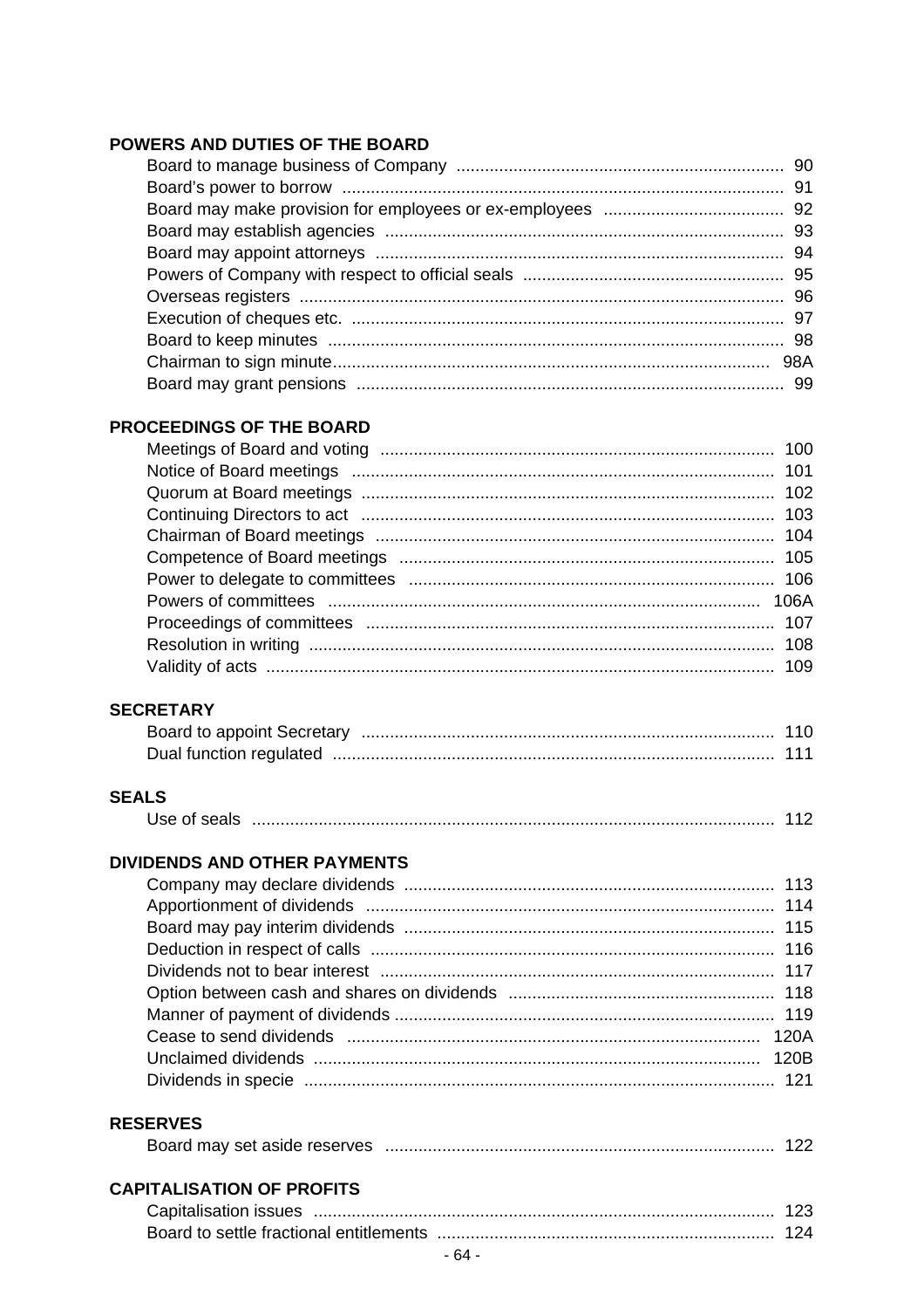**POWERS AND DUTIES OF THE BOARD**

| | |
|---|---|
| Board to manage business of Company | 90 |
| Board's power to borrow | 91 |
| Board may make provision for employees or ex-employees | 92 |
| Board may establish agencies | 93 |
| Board may appoint attorneys | 94 |
| Powers of Company with respect to official seals | 95 |
| Overseas registers | 96 |
| Execution of cheques etc. | 97 |
| Board to keep minutes | 98 |
| Chairman to sign minute | 98A |
| Board may grant pensions | 99 |

**PROCEEDINGS OF THE BOARD**

| | |
|---|---|
| Meetings of Board and voting | 100 |
| Notice of Board meetings | 101 |
| Quorum at Board meetings | 102 |
| Continuing Directors to act | 103 |
| Chairman of Board meetings | 104 |
| Competence of Board meetings | 105 |
| Power to delegate to committees | 106 |
| Powers of committees | 106A |
| Proceedings of committees | 107 |
| Resolution in writing | 108 |
| Validity of acts | 109 |

**SECRETARY**

| | |
|---|---|
| Board to appoint Secretary | 110 |
| Dual function regulated | 111 |

**SEALS**

| | |
|---|---|
| Use of seals | 112 |

**DIVIDENDS AND OTHER PAYMENTS**

| | |
|---|---|
| Company may declare dividends | 113 |
| Apportionment of dividends | 114 |
| Board may pay interim dividends | 115 |
| Deduction in respect of calls | 116 |
| Dividends not to bear interest | 117 |
| Option between cash and shares on dividends | 118 |
| Manner of payment of dividends | 119 |
| Cease to send dividends | 120A |
| Unclaimed dividends | 120B |
| Dividends in specie | 121 |

**RESERVES**

| | |
|---|---|
| Board may set aside reserves | 122 |

**CAPITALISATION OF PROFITS**

| | |
|---|---|
| Capitalisation issues | 123 |
| Board to settle fractional entitlements | 124 |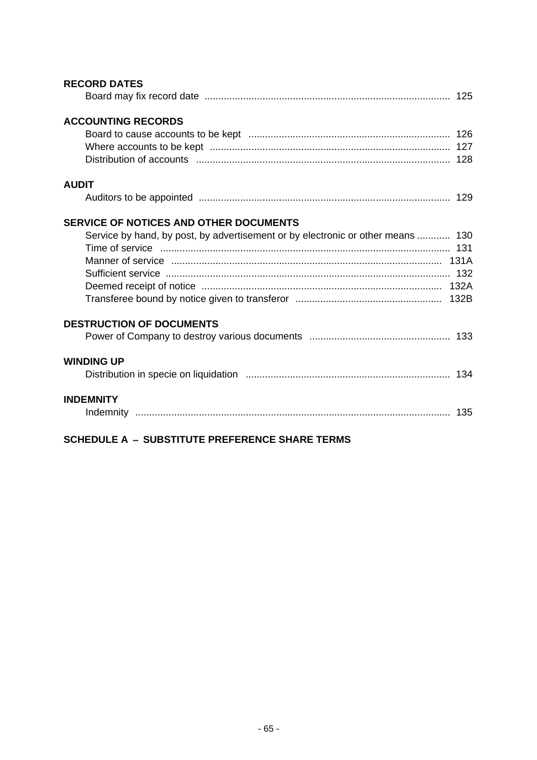**RECORD DATES**

Board may fix record date ........................................................................................ 125

**ACCOUNTING RECORDS**

Board to cause accounts to be kept ........................................................................ 126
Where accounts to be kept ...................................................................................... 127
Distribution of accounts ........................................................................................... 128

**AUDIT**

Auditors to be appointed .......................................................................................... 129

**SERVICE OF NOTICES AND OTHER DOCUMENTS**

Service by hand, by post, by advertisement or by electronic or other means ............ 130
Time of service ........................................................................................................ 131
Manner of service .................................................................................................. 131A
Sufficient service ...................................................................................................... 132
Deemed receipt of notice ....................................................................................... 132A
Transferee bound by notice given to transferor ..................................................... 132B

**DESTRUCTION OF DOCUMENTS**

Power of Company to destroy various documents ................................................... 133

**WINDING UP**

Distribution in specie on liquidation .......................................................................... 134

**INDEMNITY**

Indemnity ................................................................................................................. 135

**SCHEDULE A – SUBSTITUTE PREFERENCE SHARE TERMS**